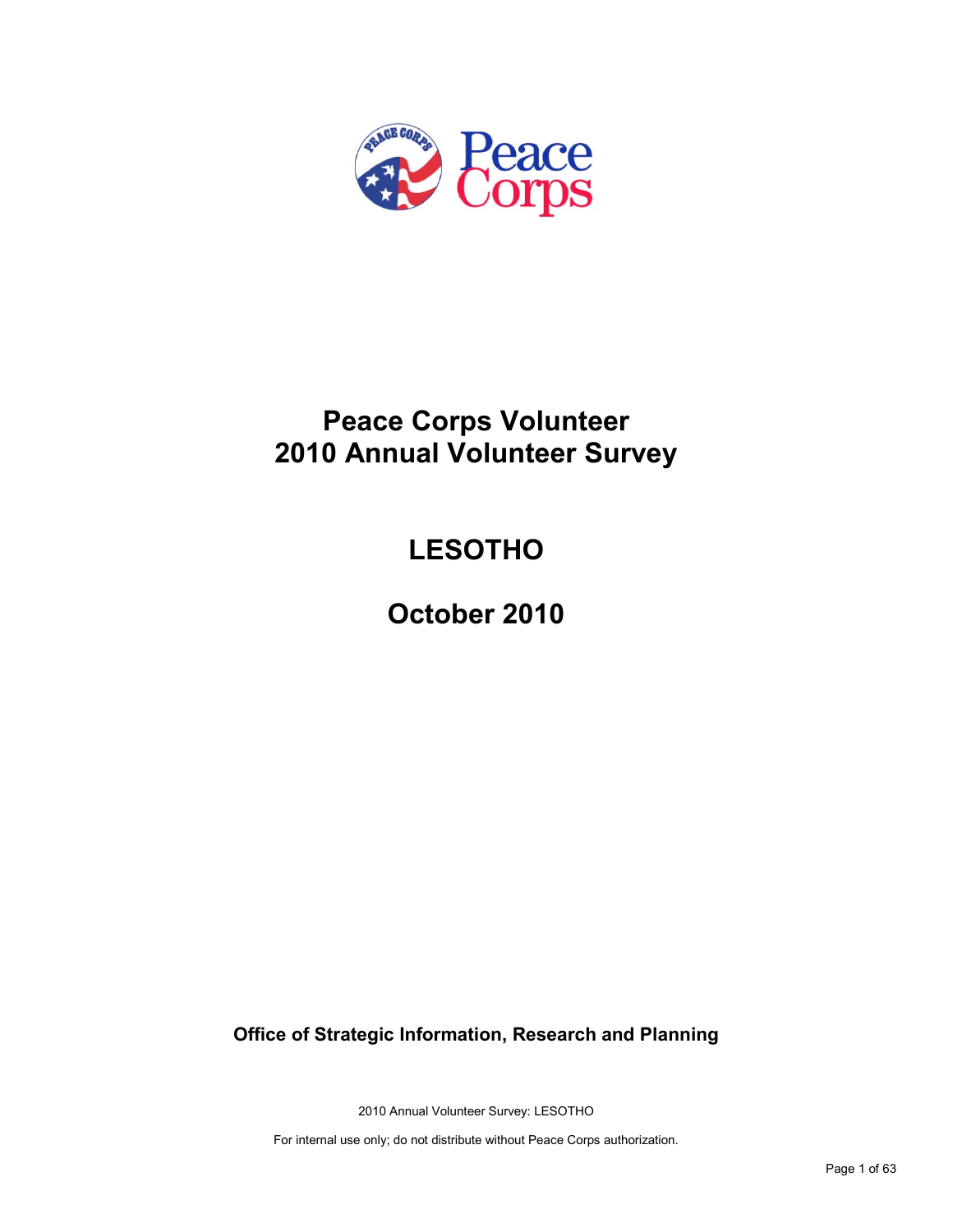# Peace Corps Volunteer
# 2010 Annual Volunteer Survey

## LESOTHO

## October 2010

**Office of Strategic Information, Research and Planning**

2010 Annual Volunteer Survey: LESOTHO

For internal use only; do not distribute without Peace Corps authorization.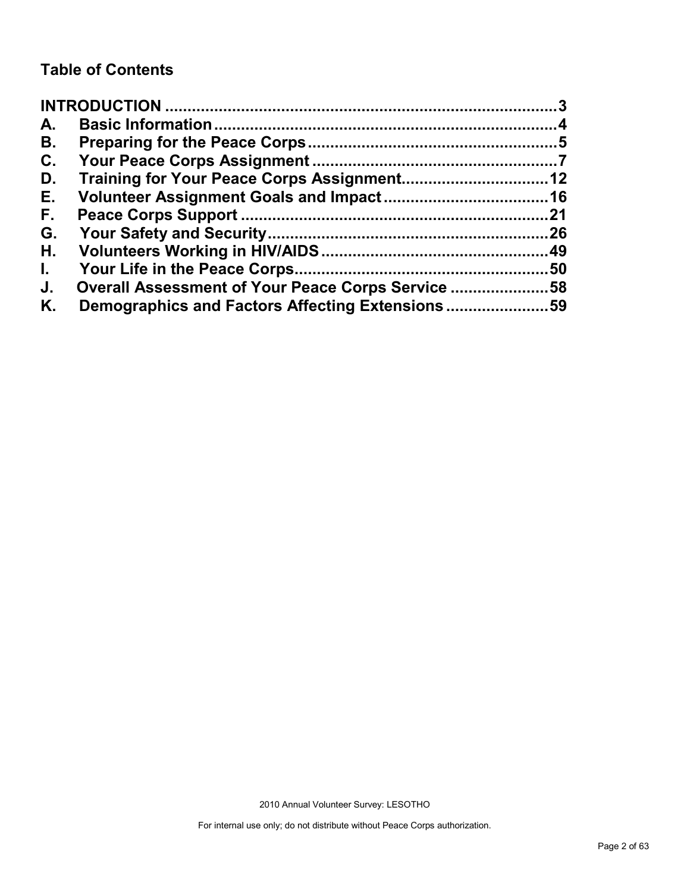## Table of Contents

**INTRODUCTION** ........................................................................................ **3**

**A. Basic Information** ........................................................................... **4**

**B. Preparing for the Peace Corps** ...................................................... **5**

**C. Your Peace Corps Assignment** ...................................................... **7**

**D. Training for Your Peace Corps Assignment** ................................ **12**

**E. Volunteer Assignment Goals and Impact** .................................... **16**

**F. Peace Corps Support** .................................................................... **21**

**G. Your Safety and Security** .............................................................. **26**

**H. Volunteers Working in HIV/AIDS** .................................................. **49**

**I. Your Life in the Peace Corps** ......................................................... **50**

**J. Overall Assessment of Your Peace Corps Service** ...................... **58**

**K. Demographics and Factors Affecting Extensions** ....................... **59**

2010 Annual Volunteer Survey: LESOTHO

For internal use only; do not distribute without Peace Corps authorization.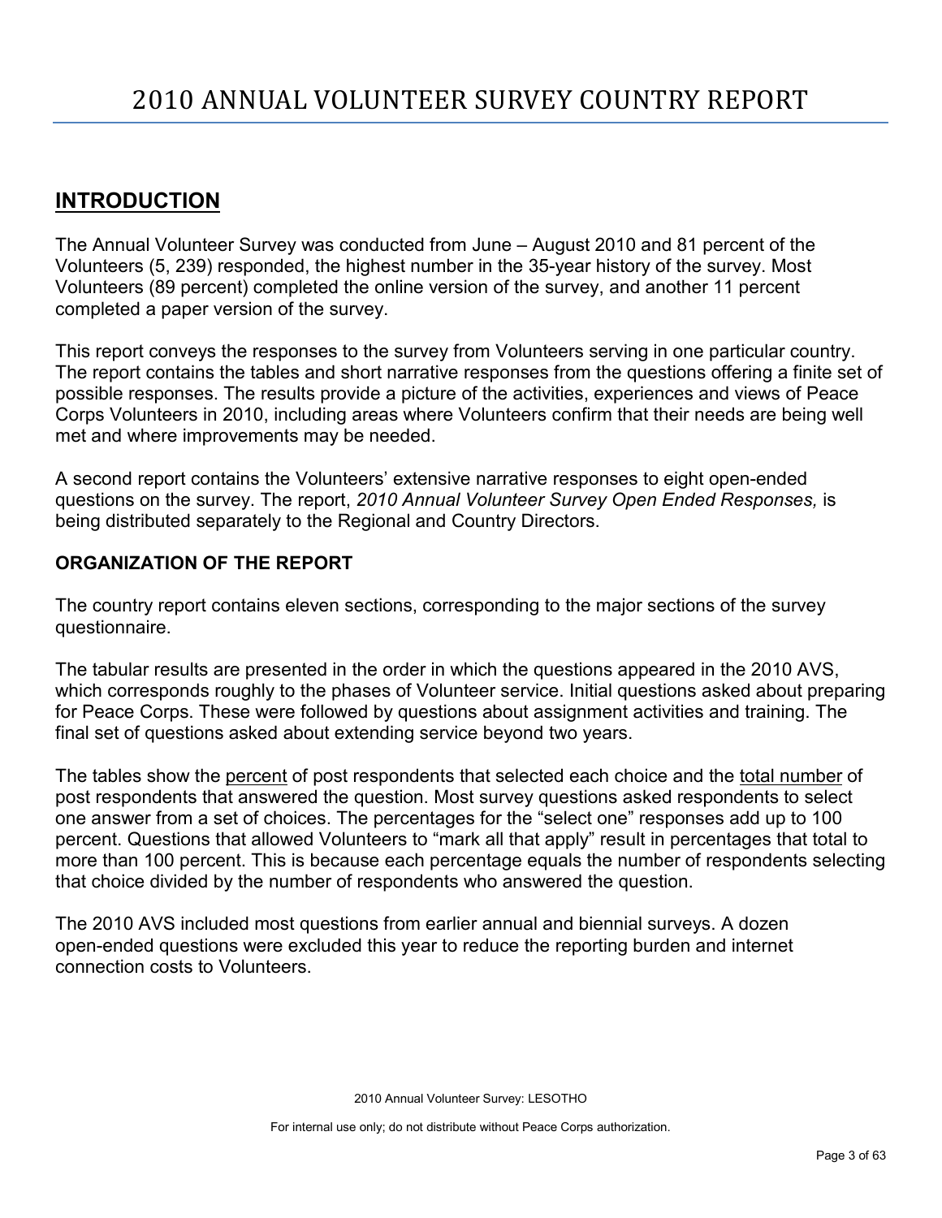# 2010 ANNUAL VOLUNTEER SURVEY COUNTRY REPORT

## INTRODUCTION

The Annual Volunteer Survey was conducted from June – August 2010 and 81 percent of the Volunteers (5, 239) responded, the highest number in the 35-year history of the survey. Most Volunteers (89 percent) completed the online version of the survey, and another 11 percent completed a paper version of the survey.

This report conveys the responses to the survey from Volunteers serving in one particular country. The report contains the tables and short narrative responses from the questions offering a finite set of possible responses. The results provide a picture of the activities, experiences and views of Peace Corps Volunteers in 2010, including areas where Volunteers confirm that their needs are being well met and where improvements may be needed.

A second report contains the Volunteers' extensive narrative responses to eight open-ended questions on the survey. The report, *2010 Annual Volunteer Survey Open Ended Responses,* is being distributed separately to the Regional and Country Directors.

### ORGANIZATION OF THE REPORT

The country report contains eleven sections, corresponding to the major sections of the survey questionnaire.

The tabular results are presented in the order in which the questions appeared in the 2010 AVS, which corresponds roughly to the phases of Volunteer service. Initial questions asked about preparing for Peace Corps. These were followed by questions about assignment activities and training. The final set of questions asked about extending service beyond two years.

The tables show the percent of post respondents that selected each choice and the total number of post respondents that answered the question. Most survey questions asked respondents to select one answer from a set of choices. The percentages for the "select one" responses add up to 100 percent. Questions that allowed Volunteers to "mark all that apply" result in percentages that total to more than 100 percent. This is because each percentage equals the number of respondents selecting that choice divided by the number of respondents who answered the question.

The 2010 AVS included most questions from earlier annual and biennial surveys. A dozen open-ended questions were excluded this year to reduce the reporting burden and internet connection costs to Volunteers.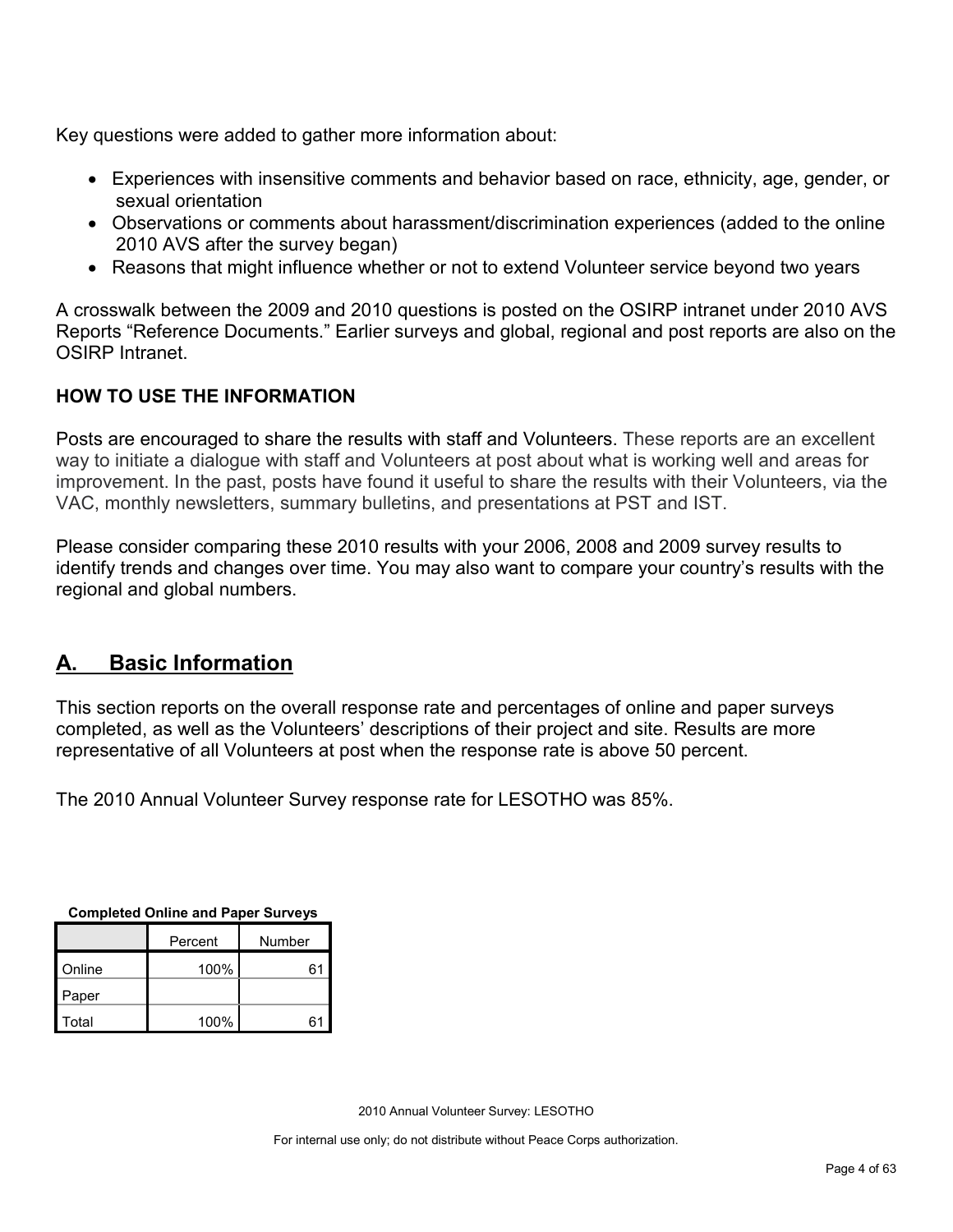Key questions were added to gather more information about:

- Experiences with insensitive comments and behavior based on race, ethnicity, age, gender, or sexual orientation
- Observations or comments about harassment/discrimination experiences (added to the online 2010 AVS after the survey began)
- Reasons that might influence whether or not to extend Volunteer service beyond two years

A crosswalk between the 2009 and 2010 questions is posted on the OSIRP intranet under 2010 AVS Reports "Reference Documents." Earlier surveys and global, regional and post reports are also on the OSIRP Intranet.

**HOW TO USE THE INFORMATION**

Posts are encouraged to share the results with staff and Volunteers. These reports are an excellent way to initiate a dialogue with staff and Volunteers at post about what is working well and areas for improvement. In the past, posts have found it useful to share the results with their Volunteers, via the VAC, monthly newsletters, summary bulletins, and presentations at PST and IST.

Please consider comparing these 2010 results with your 2006, 2008 and 2009 survey results to identify trends and changes over time. You may also want to compare your country's results with the regional and global numbers.

## A. Basic Information

This section reports on the overall response rate and percentages of online and paper surveys completed, as well as the Volunteers' descriptions of their project and site. Results are more representative of all Volunteers at post when the response rate is above 50 percent.

The 2010 Annual Volunteer Survey response rate for LESOTHO was 85%.

**Completed Online and Paper Surveys**

| | Percent | Number |
|---|---|---|
| Online | 100% | 61 |
| Paper | | |
| Total | 100% | 61 |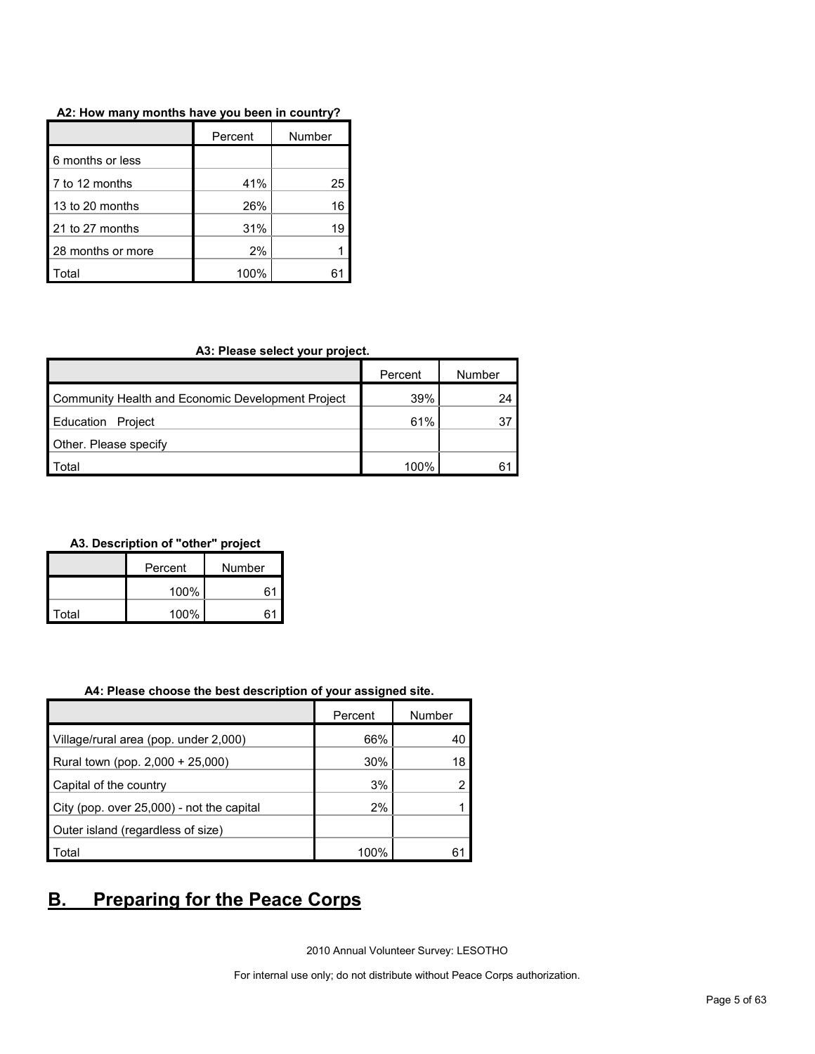**A2: How many months have you been in country?**

| | Percent | Number |
|---|---|---|
| 6 months or less | | |
| 7 to 12 months | 41% | 25 |
| 13 to 20 months | 26% | 16 |
| 21 to 27 months | 31% | 19 |
| 28 months or more | 2% | 1 |
| Total | 100% | 61 |

**A3: Please select your project.**

| | Percent | Number |
|---|---|---|
| Community Health and Economic Development Project | 39% | 24 |
| Education Project | 61% | 37 |
| Other. Please specify | | |
| Total | 100% | 61 |

**A3. Description of "other" project**

| | Percent | Number |
|---|---|---|
| | 100% | 61 |
| Total | 100% | 61 |

**A4: Please choose the best description of your assigned site.**

| | Percent | Number |
|---|---|---|
| Village/rural area (pop. under 2,000) | 66% | 40 |
| Rural town (pop. 2,000 + 25,000) | 30% | 18 |
| Capital of the country | 3% | 2 |
| City (pop. over 25,000) - not the capital | 2% | 1 |
| Outer island (regardless of size) | | |
| Total | 100% | 61 |

## B. Preparing for the Peace Corps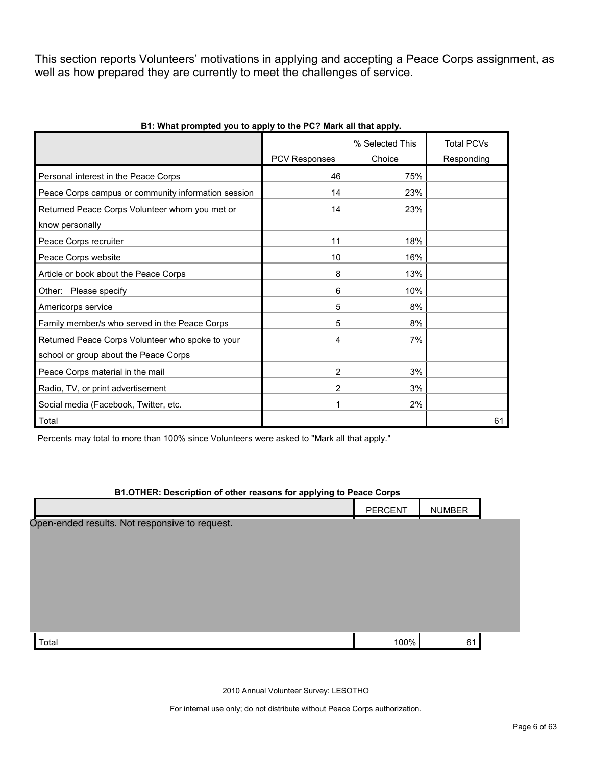This section reports Volunteers' motivations in applying and accepting a Peace Corps assignment, as well as how prepared they are currently to meet the challenges of service.

**B1: What prompted you to apply to the PC? Mark all that apply.**

| | PCV Responses | % Selected This Choice | Total PCVs Responding |
|---|---|---|---|
| Personal interest in the Peace Corps | 46 | 75% | |
| Peace Corps campus or community information session | 14 | 23% | |
| Returned Peace Corps Volunteer whom you met or know personally | 14 | 23% | |
| Peace Corps recruiter | 11 | 18% | |
| Peace Corps website | 10 | 16% | |
| Article or book about the Peace Corps | 8 | 13% | |
| Other: Please specify | 6 | 10% | |
| Americorps service | 5 | 8% | |
| Family member/s who served in the Peace Corps | 5 | 8% | |
| Returned Peace Corps Volunteer who spoke to your school or group about the Peace Corps | 4 | 7% | |
| Peace Corps material in the mail | 2 | 3% | |
| Radio, TV, or print advertisement | 2 | 3% | |
| Social media (Facebook, Twitter, etc. | 1 | 2% | |
| Total | | | 61 |

Percents may total to more than 100% since Volunteers were asked to "Mark all that apply."

**B1.OTHER: Description of other reasons for applying to Peace Corps**

| | PERCENT | NUMBER |
|---|---|---|
| Open-ended results. Not responsive to request. | | |
| Total | 100% | 61 |

2010 Annual Volunteer Survey: LESOTHO

For internal use only; do not distribute without Peace Corps authorization.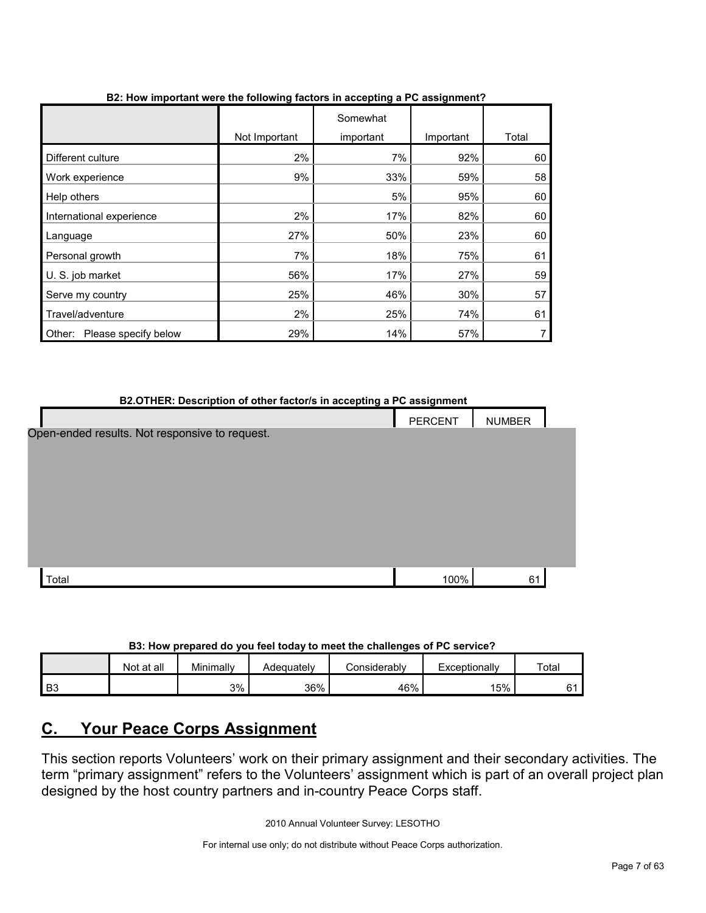**B2: How important were the following factors in accepting a PC assignment?**

| | Not Important | Somewhat important | Important | Total |
|---|---|---|---|---|
| Different culture | 2% | 7% | 92% | 60 |
| Work experience | 9% | 33% | 59% | 58 |
| Help others | | 5% | 95% | 60 |
| International experience | 2% | 17% | 82% | 60 |
| Language | 27% | 50% | 23% | 60 |
| Personal growth | 7% | 18% | 75% | 61 |
| U. S. job market | 56% | 17% | 27% | 59 |
| Serve my country | 25% | 46% | 30% | 57 |
| Travel/adventure | 2% | 25% | 74% | 61 |
| Other: Please specify below | 29% | 14% | 57% | 7 |

**B2.OTHER: Description of other factor/s in accepting a PC assignment**

| | PERCENT | NUMBER |
|---|---|---|
| Open-ended results. Not responsive to request. | | |
| Total | 100% | 61 |

**B3: How prepared do you feel today to meet the challenges of PC service?**

| | Not at all | Minimally | Adequately | Considerably | Exceptionally | Total |
|---|---|---|---|---|---|---|
| B3 | | 3% | 36% | 46% | 15% | 61 |

## C. Your Peace Corps Assignment

This section reports Volunteers' work on their primary assignment and their secondary activities. The term "primary assignment" refers to the Volunteers' assignment which is part of an overall project plan designed by the host country partners and in-country Peace Corps staff.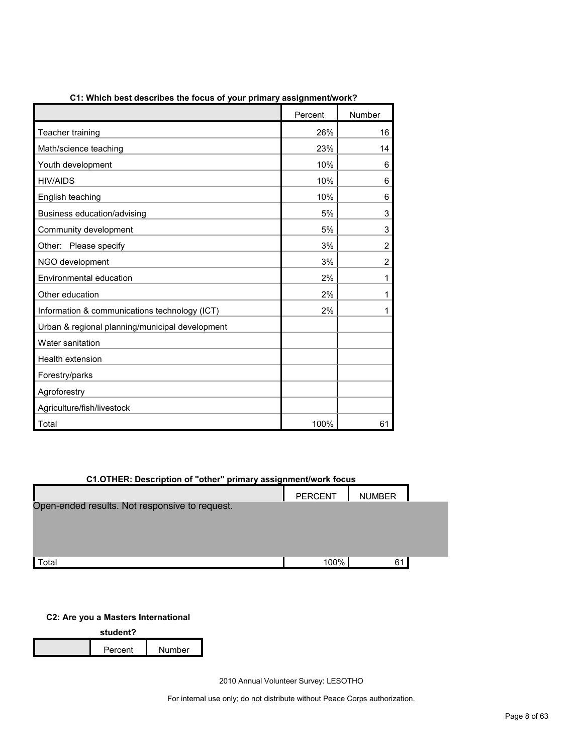**C1: Which best describes the focus of your primary assignment/work?**

| | Percent | Number |
|---|---|---|
| Teacher training | 26% | 16 |
| Math/science teaching | 23% | 14 |
| Youth development | 10% | 6 |
| HIV/AIDS | 10% | 6 |
| English teaching | 10% | 6 |
| Business education/advising | 5% | 3 |
| Community development | 5% | 3 |
| Other: Please specify | 3% | 2 |
| NGO development | 3% | 2 |
| Environmental education | 2% | 1 |
| Other education | 2% | 1 |
| Information & communications technology (ICT) | 2% | 1 |
| Urban & regional planning/municipal development | | |
| Water sanitation | | |
| Health extension | | |
| Forestry/parks | | |
| Agroforestry | | |
| Agriculture/fish/livestock | | |
| Total | 100% | 61 |

**C1.OTHER: Description of "other" primary assignment/work focus**

| | PERCENT | NUMBER |
|---|---|---|
| Open-ended results. Not responsive to request. | | |
| Total | 100% | 61 |

**C2: Are you a Masters International student?**

| | Percent | Number |
|---|---|---|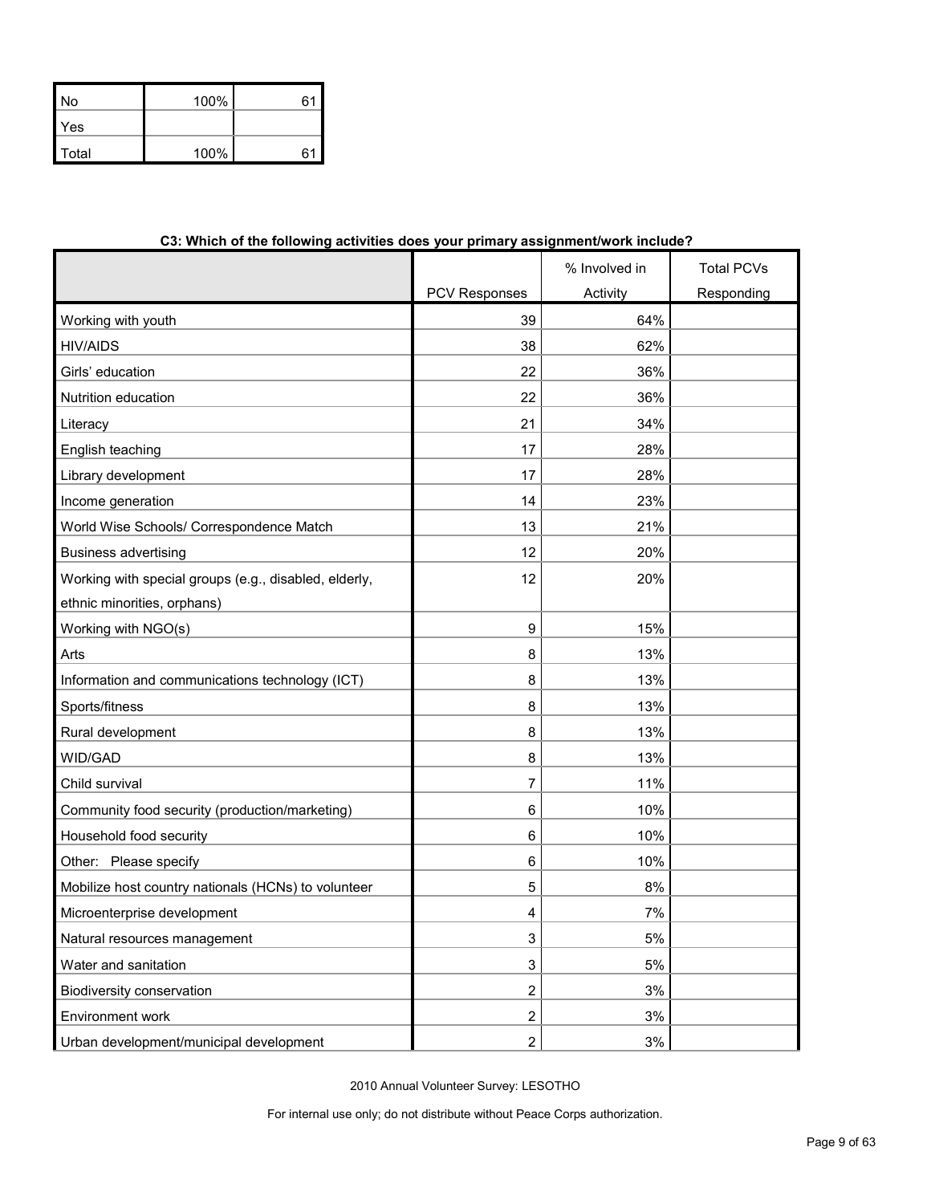| No | 100% | 61 |
|---|---|---|
| Yes | | |
| Total | 100% | 61 |

**C3: Which of the following activities does your primary assignment/work include?**

| | PCV Responses | % Involved in Activity | Total PCVs Responding |
|---|---|---|---|
| Working with youth | 39 | 64% | |
| HIV/AIDS | 38 | 62% | |
| Girls' education | 22 | 36% | |
| Nutrition education | 22 | 36% | |
| Literacy | 21 | 34% | |
| English teaching | 17 | 28% | |
| Library development | 17 | 28% | |
| Income generation | 14 | 23% | |
| World Wise Schools/ Correspondence Match | 13 | 21% | |
| Business advertising | 12 | 20% | |
| Working with special groups (e.g., disabled, elderly, ethnic minorities, orphans) | 12 | 20% | |
| Working with NGO(s) | 9 | 15% | |
| Arts | 8 | 13% | |
| Information and communications technology (ICT) | 8 | 13% | |
| Sports/fitness | 8 | 13% | |
| Rural development | 8 | 13% | |
| WID/GAD | 8 | 13% | |
| Child survival | 7 | 11% | |
| Community food security (production/marketing) | 6 | 10% | |
| Household food security | 6 | 10% | |
| Other: Please specify | 6 | 10% | |
| Mobilize host country nationals (HCNs) to volunteer | 5 | 8% | |
| Microenterprise development | 4 | 7% | |
| Natural resources management | 3 | 5% | |
| Water and sanitation | 3 | 5% | |
| Biodiversity conservation | 2 | 3% | |
| Environment work | 2 | 3% | |
| Urban development/municipal development | 2 | 3% | |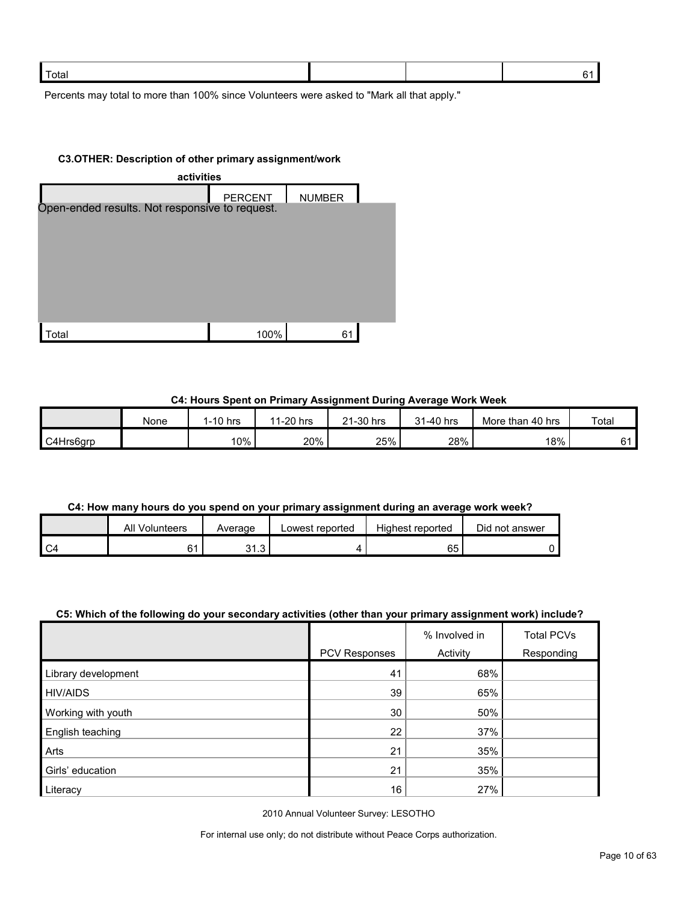| Total | | | 61 |
|---|---|---|---|

Percents may total to more than 100% since Volunteers were asked to "Mark all that apply."

**C3.OTHER: Description of other primary assignment/work activities**

| | PERCENT | NUMBER |
|---|---|---|
| Open-ended results. Not responsive to request. | | |
| Total | 100% | 61 |

**C4: Hours Spent on Primary Assignment During Average Work Week**

| | None | 1-10 hrs | 11-20 hrs | 21-30 hrs | 31-40 hrs | More than 40 hrs | Total |
|---|---|---|---|---|---|---|---|
| C4Hrs6grp | | 10% | 20% | 25% | 28% | 18% | 61 |

**C4: How many hours do you spend on your primary assignment during an average work week?**

| | All Volunteers | Average | Lowest reported | Highest reported | Did not answer |
|---|---|---|---|---|---|
| C4 | 61 | 31.3 | 4 | 65 | 0 |

**C5: Which of the following do your secondary activities (other than your primary assignment work) include?**

| | PCV Responses | % Involved in Activity | Total PCVs Responding |
|---|---|---|---|
| Library development | 41 | 68% | |
| HIV/AIDS | 39 | 65% | |
| Working with youth | 30 | 50% | |
| English teaching | 22 | 37% | |
| Arts | 21 | 35% | |
| Girls' education | 21 | 35% | |
| Literacy | 16 | 27% | |

2010 Annual Volunteer Survey: LESOTHO

For internal use only; do not distribute without Peace Corps authorization.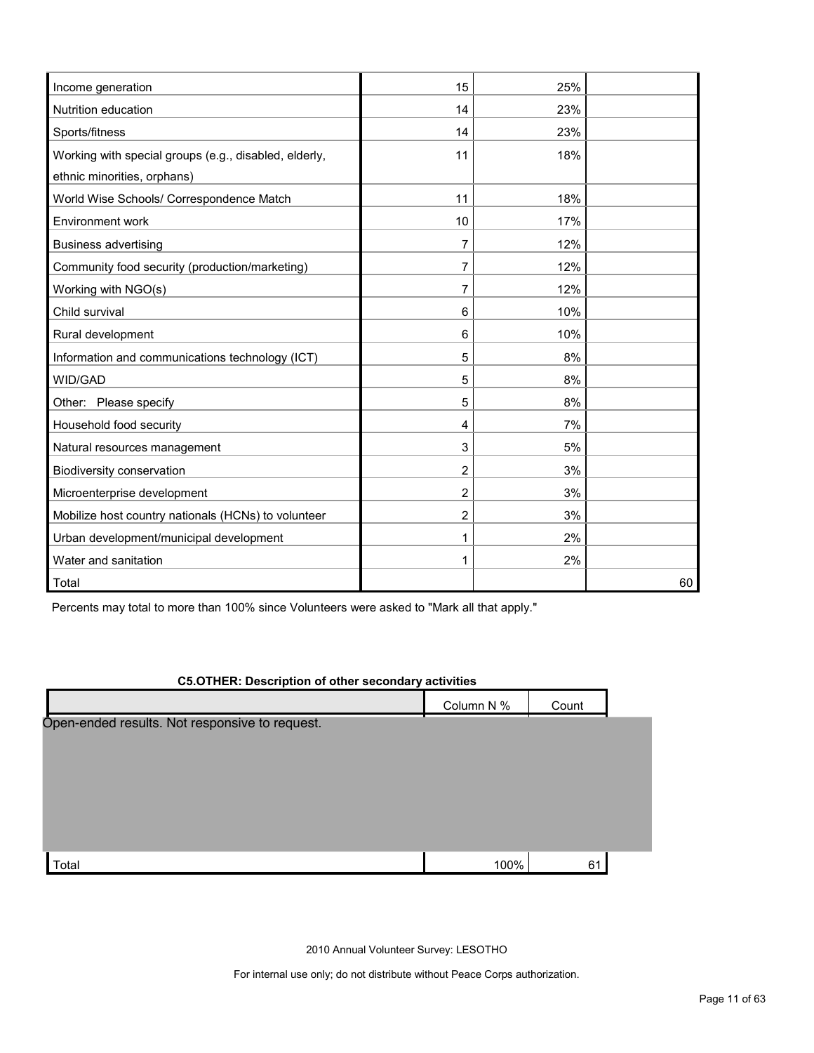| | | | |
|---|---|---|---|
| Income generation | 15 | 25% | |
| Nutrition education | 14 | 23% | |
| Sports/fitness | 14 | 23% | |
| Working with special groups (e.g., disabled, elderly, ethnic minorities, orphans) | 11 | 18% | |
| World Wise Schools/ Correspondence Match | 11 | 18% | |
| Environment work | 10 | 17% | |
| Business advertising | 7 | 12% | |
| Community food security (production/marketing) | 7 | 12% | |
| Working with NGO(s) | 7 | 12% | |
| Child survival | 6 | 10% | |
| Rural development | 6 | 10% | |
| Information and communications technology (ICT) | 5 | 8% | |
| WID/GAD | 5 | 8% | |
| Other: Please specify | 5 | 8% | |
| Household food security | 4 | 7% | |
| Natural resources management | 3 | 5% | |
| Biodiversity conservation | 2 | 3% | |
| Microenterprise development | 2 | 3% | |
| Mobilize host country nationals (HCNs) to volunteer | 2 | 3% | |
| Urban development/municipal development | 1 | 2% | |
| Water and sanitation | 1 | 2% | |
| Total | | | 60 |

Percents may total to more than 100% since Volunteers were asked to "Mark all that apply."

**C5.OTHER: Description of other secondary activities**

| | Column N % | Count |
|---|---|---|
| Open-ended results. Not responsive to request. | | |
| Total | 100% | 61 |

2010 Annual Volunteer Survey: LESOTHO

For internal use only; do not distribute without Peace Corps authorization.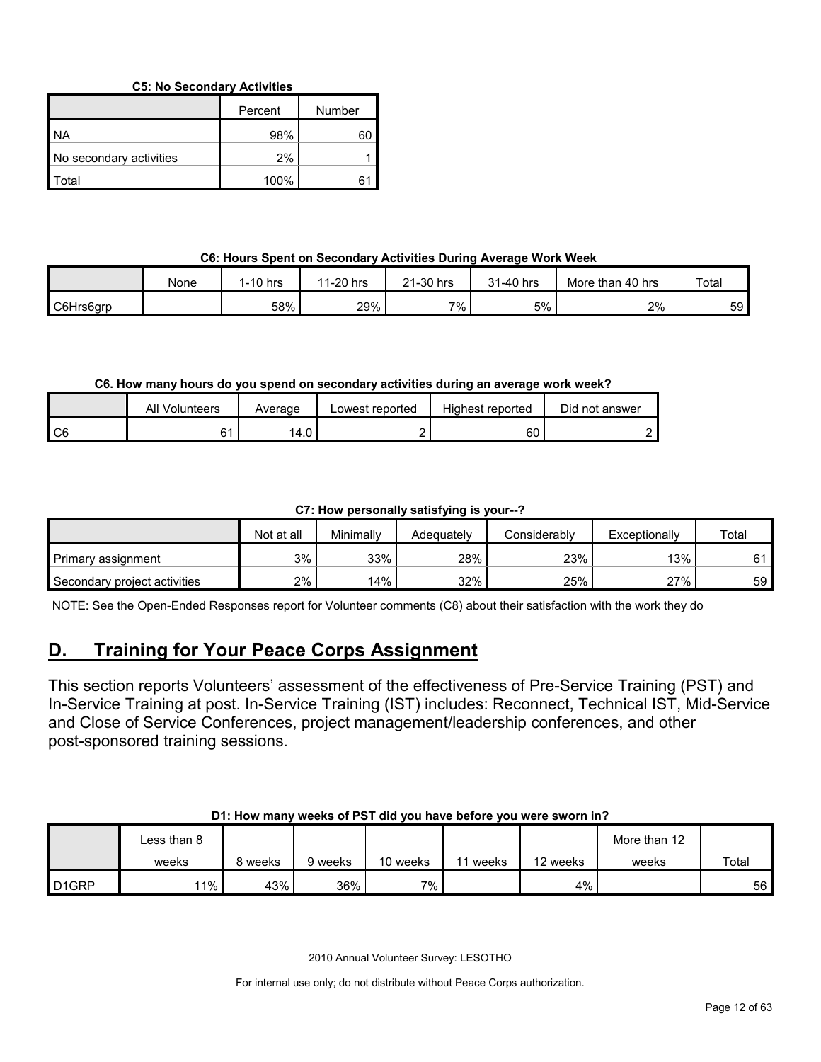**C5: No Secondary Activities**

| | Percent | Number |
|---|---|---|
| NA | 98% | 60 |
| No secondary activities | 2% | 1 |
| Total | 100% | 61 |

**C6: Hours Spent on Secondary Activities During Average Work Week**

| | None | 1-10 hrs | 11-20 hrs | 21-30 hrs | 31-40 hrs | More than 40 hrs | Total |
|---|---|---|---|---|---|---|---|
| C6Hrs6grp | | 58% | 29% | 7% | 5% | 2% | 59 |

**C6. How many hours do you spend on secondary activities during an average work week?**

| | All Volunteers | Average | Lowest reported | Highest reported | Did not answer |
|---|---|---|---|---|---|
| C6 | 61 | 14.0 | 2 | 60 | 2 |

**C7: How personally satisfying is your--?**

| | Not at all | Minimally | Adequately | Considerably | Exceptionally | Total |
|---|---|---|---|---|---|---|
| Primary assignment | 3% | 33% | 28% | 23% | 13% | 61 |
| Secondary project activities | 2% | 14% | 32% | 25% | 27% | 59 |

NOTE: See the Open-Ended Responses report for Volunteer comments (C8) about their satisfaction with the work they do

## D. Training for Your Peace Corps Assignment

This section reports Volunteers' assessment of the effectiveness of Pre-Service Training (PST) and In-Service Training at post. In-Service Training (IST) includes: Reconnect, Technical IST, Mid-Service and Close of Service Conferences, project management/leadership conferences, and other post-sponsored training sessions.

**D1: How many weeks of PST did you have before you were sworn in?**

| | Less than 8 weeks | 8 weeks | 9 weeks | 10 weeks | 11 weeks | 12 weeks | More than 12 weeks | Total |
|---|---|---|---|---|---|---|---|---|
| D1GRP | 11% | 43% | 36% | 7% | | 4% | | 56 |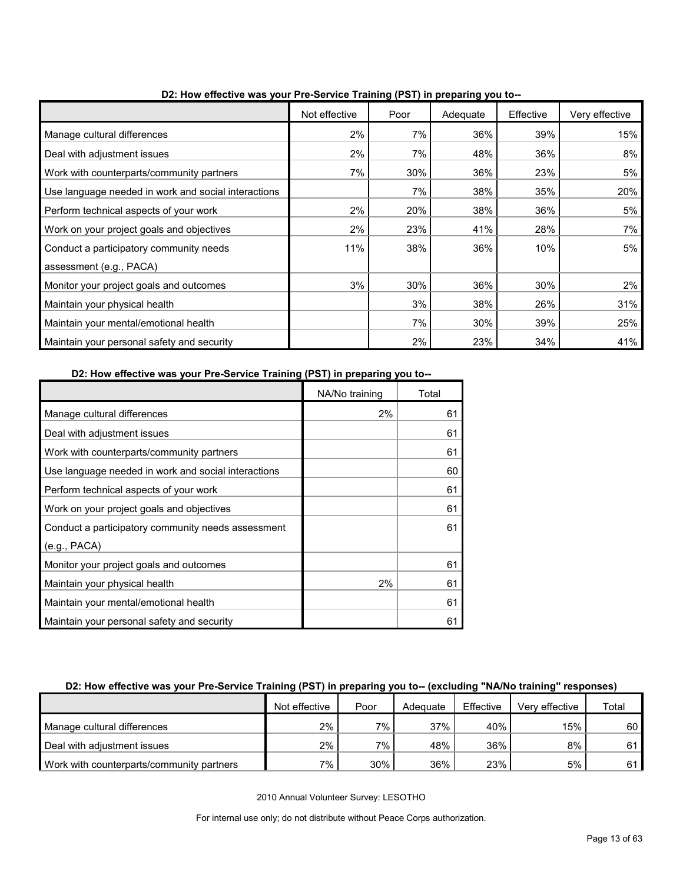**D2: How effective was your Pre-Service Training (PST) in preparing you to--**

| | Not effective | Poor | Adequate | Effective | Very effective |
|---|---|---|---|---|---|
| Manage cultural differences | 2% | 7% | 36% | 39% | 15% |
| Deal with adjustment issues | 2% | 7% | 48% | 36% | 8% |
| Work with counterparts/community partners | 7% | 30% | 36% | 23% | 5% |
| Use language needed in work and social interactions | | 7% | 38% | 35% | 20% |
| Perform technical aspects of your work | 2% | 20% | 38% | 36% | 5% |
| Work on your project goals and objectives | 2% | 23% | 41% | 28% | 7% |
| Conduct a participatory community needs assessment (e.g., PACA) | 11% | 38% | 36% | 10% | 5% |
| Monitor your project goals and outcomes | 3% | 30% | 36% | 30% | 2% |
| Maintain your physical health | | 3% | 38% | 26% | 31% |
| Maintain your mental/emotional health | | 7% | 30% | 39% | 25% |
| Maintain your personal safety and security | | 2% | 23% | 34% | 41% |

**D2: How effective was your Pre-Service Training (PST) in preparing you to--**

| | NA/No training | Total |
|---|---|---|
| Manage cultural differences | 2% | 61 |
| Deal with adjustment issues | | 61 |
| Work with counterparts/community partners | | 61 |
| Use language needed in work and social interactions | | 60 |
| Perform technical aspects of your work | | 61 |
| Work on your project goals and objectives | | 61 |
| Conduct a participatory community needs assessment (e.g., PACA) | | 61 |
| Monitor your project goals and outcomes | | 61 |
| Maintain your physical health | 2% | 61 |
| Maintain your mental/emotional health | | 61 |
| Maintain your personal safety and security | | 61 |

**D2: How effective was your Pre-Service Training (PST) in preparing you to-- (excluding "NA/No training" responses)**

| | Not effective | Poor | Adequate | Effective | Very effective | Total |
|---|---|---|---|---|---|---|
| Manage cultural differences | 2% | 7% | 37% | 40% | 15% | 60 |
| Deal with adjustment issues | 2% | 7% | 48% | 36% | 8% | 61 |
| Work with counterparts/community partners | 7% | 30% | 36% | 23% | 5% | 61 |

2010 Annual Volunteer Survey: LESOTHO

For internal use only; do not distribute without Peace Corps authorization.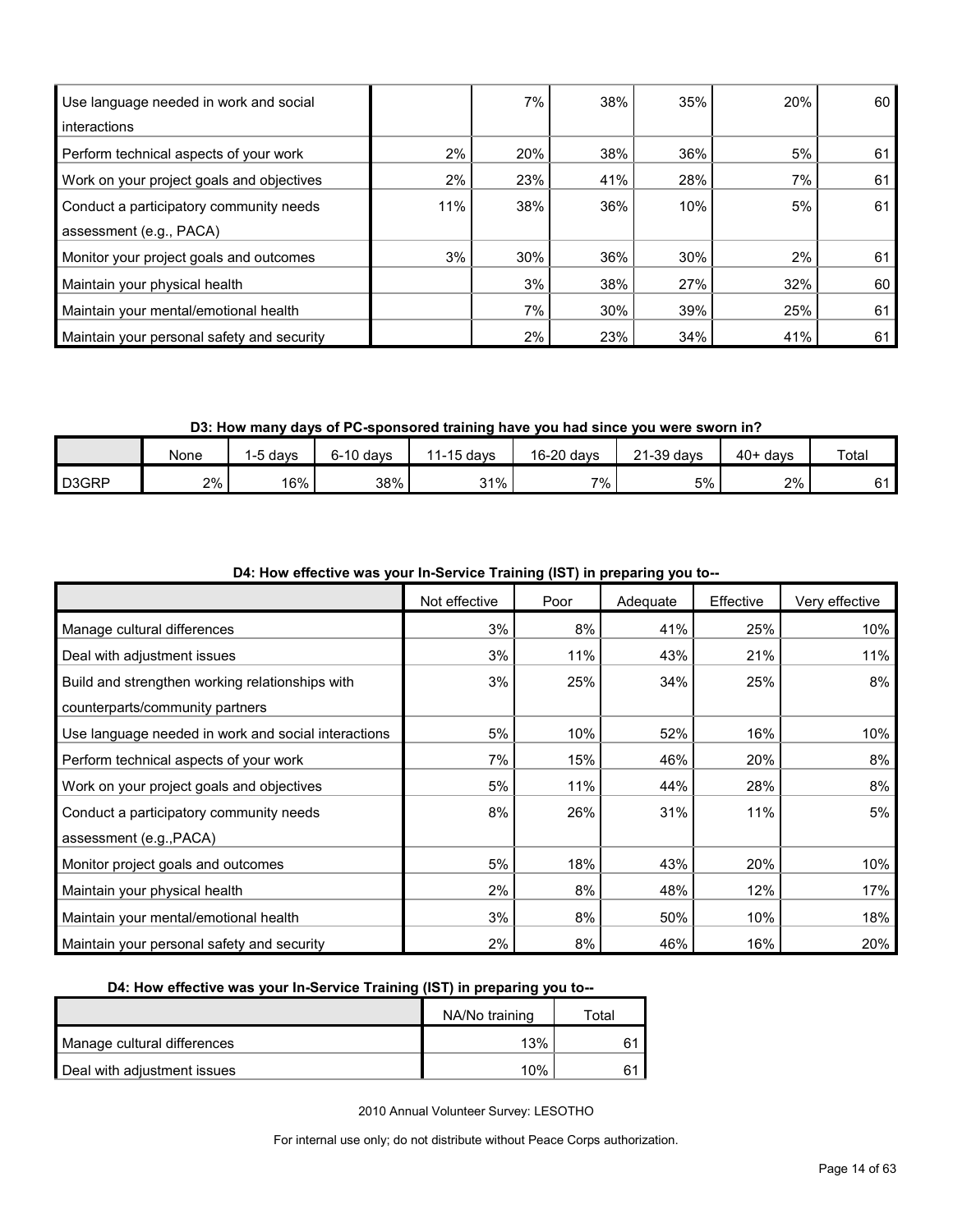| | | | | | | |
|---|---|---|---|---|---|---|
| Use language needed in work and social interactions | | 7% | 38% | 35% | 20% | 60 |
| Perform technical aspects of your work | 2% | 20% | 38% | 36% | 5% | 61 |
| Work on your project goals and objectives | 2% | 23% | 41% | 28% | 7% | 61 |
| Conduct a participatory community needs assessment (e.g., PACA) | 11% | 38% | 36% | 10% | 5% | 61 |
| Monitor your project goals and outcomes | 3% | 30% | 36% | 30% | 2% | 61 |
| Maintain your physical health | | 3% | 38% | 27% | 32% | 60 |
| Maintain your mental/emotional health | | 7% | 30% | 39% | 25% | 61 |
| Maintain your personal safety and security | | 2% | 23% | 34% | 41% | 61 |

**D3: How many days of PC-sponsored training have you had since you were sworn in?**

| | None | 1-5 days | 6-10 days | 11-15 days | 16-20 days | 21-39 days | 40+ days | Total |
|---|---|---|---|---|---|---|---|---|
| D3GRP | 2% | 16% | 38% | 31% | 7% | 5% | 2% | 61 |

**D4: How effective was your In-Service Training (IST) in preparing you to--**

| | Not effective | Poor | Adequate | Effective | Very effective |
|---|---|---|---|---|---|
| Manage cultural differences | 3% | 8% | 41% | 25% | 10% |
| Deal with adjustment issues | 3% | 11% | 43% | 21% | 11% |
| Build and strengthen working relationships with counterparts/community partners | 3% | 25% | 34% | 25% | 8% |
| Use language needed in work and social interactions | 5% | 10% | 52% | 16% | 10% |
| Perform technical aspects of your work | 7% | 15% | 46% | 20% | 8% |
| Work on your project goals and objectives | 5% | 11% | 44% | 28% | 8% |
| Conduct a participatory community needs assessment (e.g.,PACA) | 8% | 26% | 31% | 11% | 5% |
| Monitor project goals and outcomes | 5% | 18% | 43% | 20% | 10% |
| Maintain your physical health | 2% | 8% | 48% | 12% | 17% |
| Maintain your mental/emotional health | 3% | 8% | 50% | 10% | 18% |
| Maintain your personal safety and security | 2% | 8% | 46% | 16% | 20% |

**D4: How effective was your In-Service Training (IST) in preparing you to--**

| | NA/No training | Total |
|---|---|---|
| Manage cultural differences | 13% | 61 |
| Deal with adjustment issues | 10% | 61 |

2010 Annual Volunteer Survey: LESOTHO

For internal use only; do not distribute without Peace Corps authorization.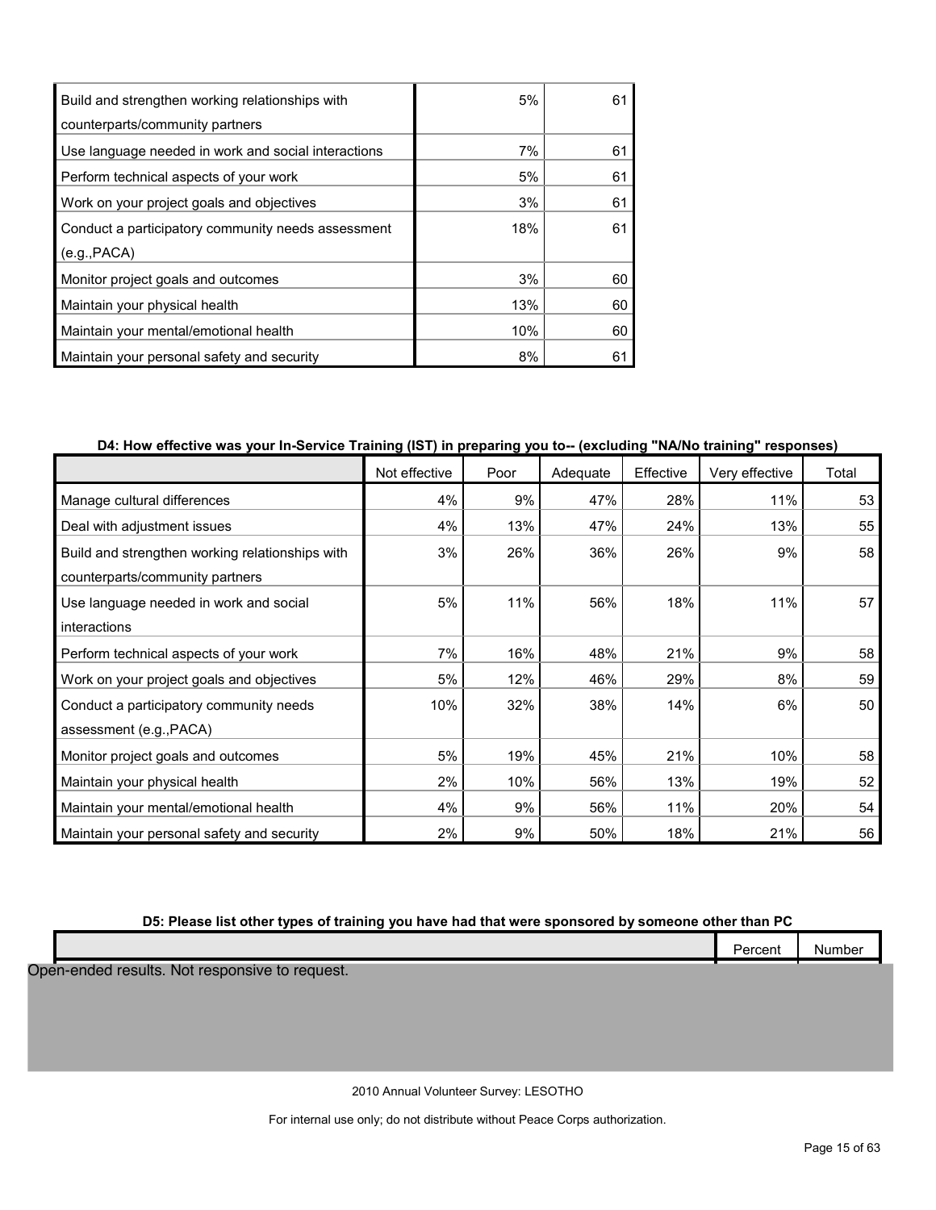| | | |
|---|---|---|
| Build and strengthen working relationships with counterparts/community partners | 5% | 61 |
| Use language needed in work and social interactions | 7% | 61 |
| Perform technical aspects of your work | 5% | 61 |
| Work on your project goals and objectives | 3% | 61 |
| Conduct a participatory community needs assessment (e.g.,PACA) | 18% | 61 |
| Monitor project goals and outcomes | 3% | 60 |
| Maintain your physical health | 13% | 60 |
| Maintain your mental/emotional health | 10% | 60 |
| Maintain your personal safety and security | 8% | 61 |

**D4: How effective was your In-Service Training (IST) in preparing you to-- (excluding "NA/No training" responses)**

| | Not effective | Poor | Adequate | Effective | Very effective | Total |
|---|---|---|---|---|---|---|
| Manage cultural differences | 4% | 9% | 47% | 28% | 11% | 53 |
| Deal with adjustment issues | 4% | 13% | 47% | 24% | 13% | 55 |
| Build and strengthen working relationships with counterparts/community partners | 3% | 26% | 36% | 26% | 9% | 58 |
| Use language needed in work and social interactions | 5% | 11% | 56% | 18% | 11% | 57 |
| Perform technical aspects of your work | 7% | 16% | 48% | 21% | 9% | 58 |
| Work on your project goals and objectives | 5% | 12% | 46% | 29% | 8% | 59 |
| Conduct a participatory community needs assessment (e.g.,PACA) | 10% | 32% | 38% | 14% | 6% | 50 |
| Monitor project goals and outcomes | 5% | 19% | 45% | 21% | 10% | 58 |
| Maintain your physical health | 2% | 10% | 56% | 13% | 19% | 52 |
| Maintain your mental/emotional health | 4% | 9% | 56% | 11% | 20% | 54 |
| Maintain your personal safety and security | 2% | 9% | 50% | 18% | 21% | 56 |

**D5: Please list other types of training you have had that were sponsored by someone other than PC**

| | Percent | Number |
|---|---|---|

Open-ended results. Not responsive to request.

2010 Annual Volunteer Survey: LESOTHO

For internal use only; do not distribute without Peace Corps authorization.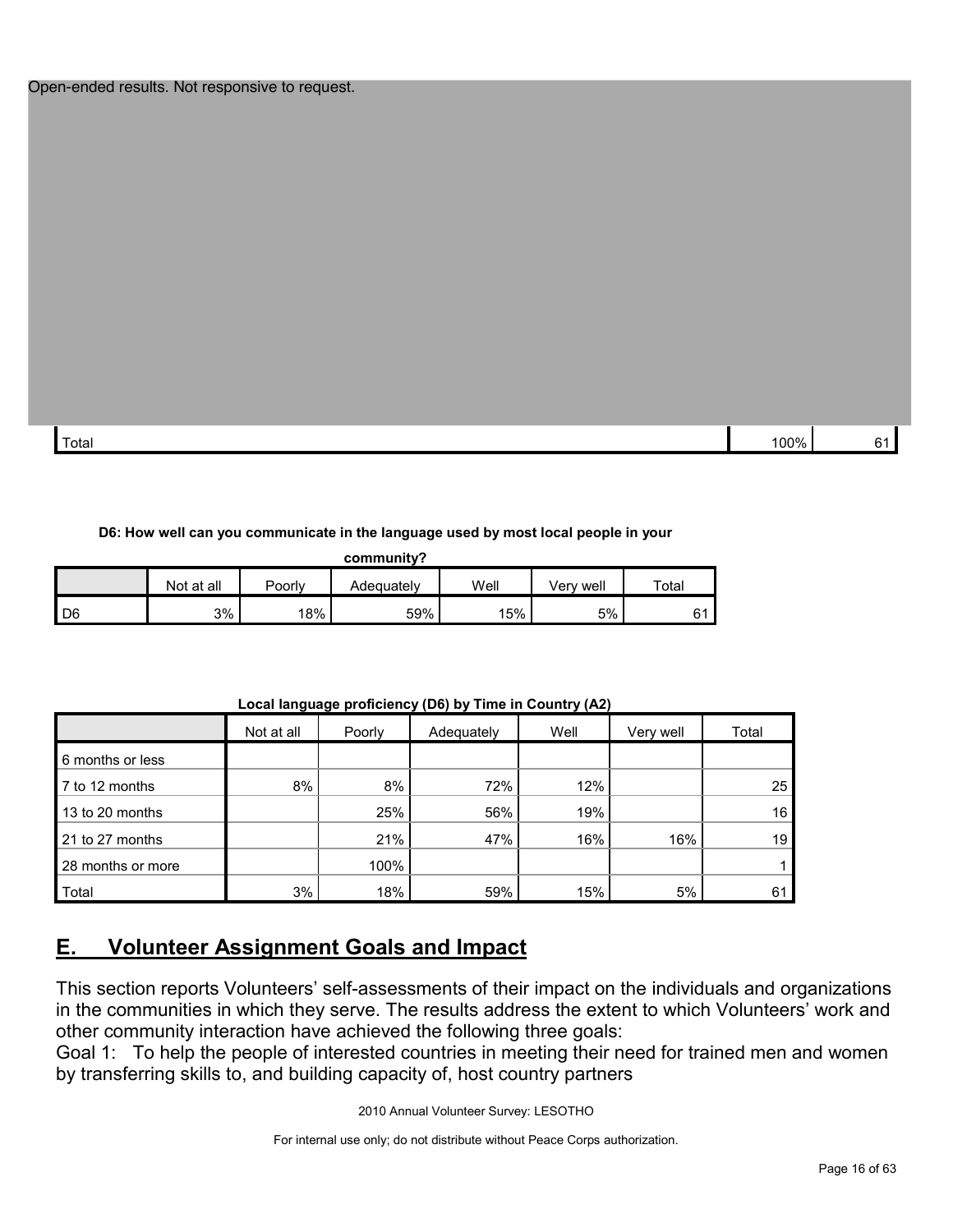Open-ended results. Not responsive to request.

| Total | 100% | 61 |
|---|---|---|

**D6: How well can you communicate in the language used by most local people in your community?**

| | Not at all | Poorly | Adequately | Well | Very well | Total |
|---|---|---|---|---|---|---|
| D6 | 3% | 18% | 59% | 15% | 5% | 61 |

**Local language proficiency (D6) by Time in Country (A2)**

| | Not at all | Poorly | Adequately | Well | Very well | Total |
|---|---|---|---|---|---|---|
| 6 months or less | | | | | | |
| 7 to 12 months | 8% | 8% | 72% | 12% | | 25 |
| 13 to 20 months | | 25% | 56% | 19% | | 16 |
| 21 to 27 months | | 21% | 47% | 16% | 16% | 19 |
| 28 months or more | | 100% | | | | 1 |
| Total | 3% | 18% | 59% | 15% | 5% | 61 |

## E. Volunteer Assignment Goals and Impact

This section reports Volunteers' self-assessments of their impact on the individuals and organizations in the communities in which they serve. The results address the extent to which Volunteers' work and other community interaction have achieved the following three goals:

Goal 1: To help the people of interested countries in meeting their need for trained men and women by transferring skills to, and building capacity of, host country partners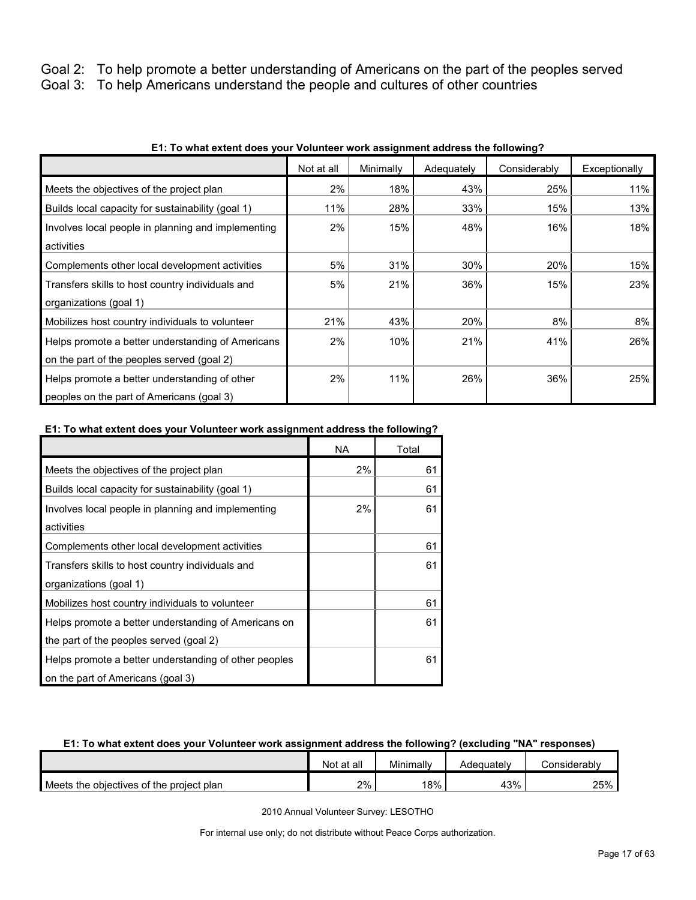Goal 2: To help promote a better understanding of Americans on the part of the peoples served

Goal 3: To help Americans understand the people and cultures of other countries

**E1: To what extent does your Volunteer work assignment address the following?**

| | Not at all | Minimally | Adequately | Considerably | Exceptionally |
|---|---|---|---|---|---|
| Meets the objectives of the project plan | 2% | 18% | 43% | 25% | 11% |
| Builds local capacity for sustainability (goal 1) | 11% | 28% | 33% | 15% | 13% |
| Involves local people in planning and implementing activities | 2% | 15% | 48% | 16% | 18% |
| Complements other local development activities | 5% | 31% | 30% | 20% | 15% |
| Transfers skills to host country individuals and organizations (goal 1) | 5% | 21% | 36% | 15% | 23% |
| Mobilizes host country individuals to volunteer | 21% | 43% | 20% | 8% | 8% |
| Helps promote a better understanding of Americans on the part of the peoples served (goal 2) | 2% | 10% | 21% | 41% | 26% |
| Helps promote a better understanding of other peoples on the part of Americans (goal 3) | 2% | 11% | 26% | 36% | 25% |

**E1: To what extent does your Volunteer work assignment address the following?**

| | NA | Total |
|---|---|---|
| Meets the objectives of the project plan | 2% | 61 |
| Builds local capacity for sustainability (goal 1) | | 61 |
| Involves local people in planning and implementing activities | 2% | 61 |
| Complements other local development activities | | 61 |
| Transfers skills to host country individuals and organizations (goal 1) | | 61 |
| Mobilizes host country individuals to volunteer | | 61 |
| Helps promote a better understanding of Americans on the part of the peoples served (goal 2) | | 61 |
| Helps promote a better understanding of other peoples on the part of Americans (goal 3) | | 61 |

**E1: To what extent does your Volunteer work assignment address the following? (excluding "NA" responses)**

| | Not at all | Minimally | Adequately | Considerably |
|---|---|---|---|---|
| Meets the objectives of the project plan | 2% | 18% | 43% | 25% |

2010 Annual Volunteer Survey: LESOTHO

For internal use only; do not distribute without Peace Corps authorization.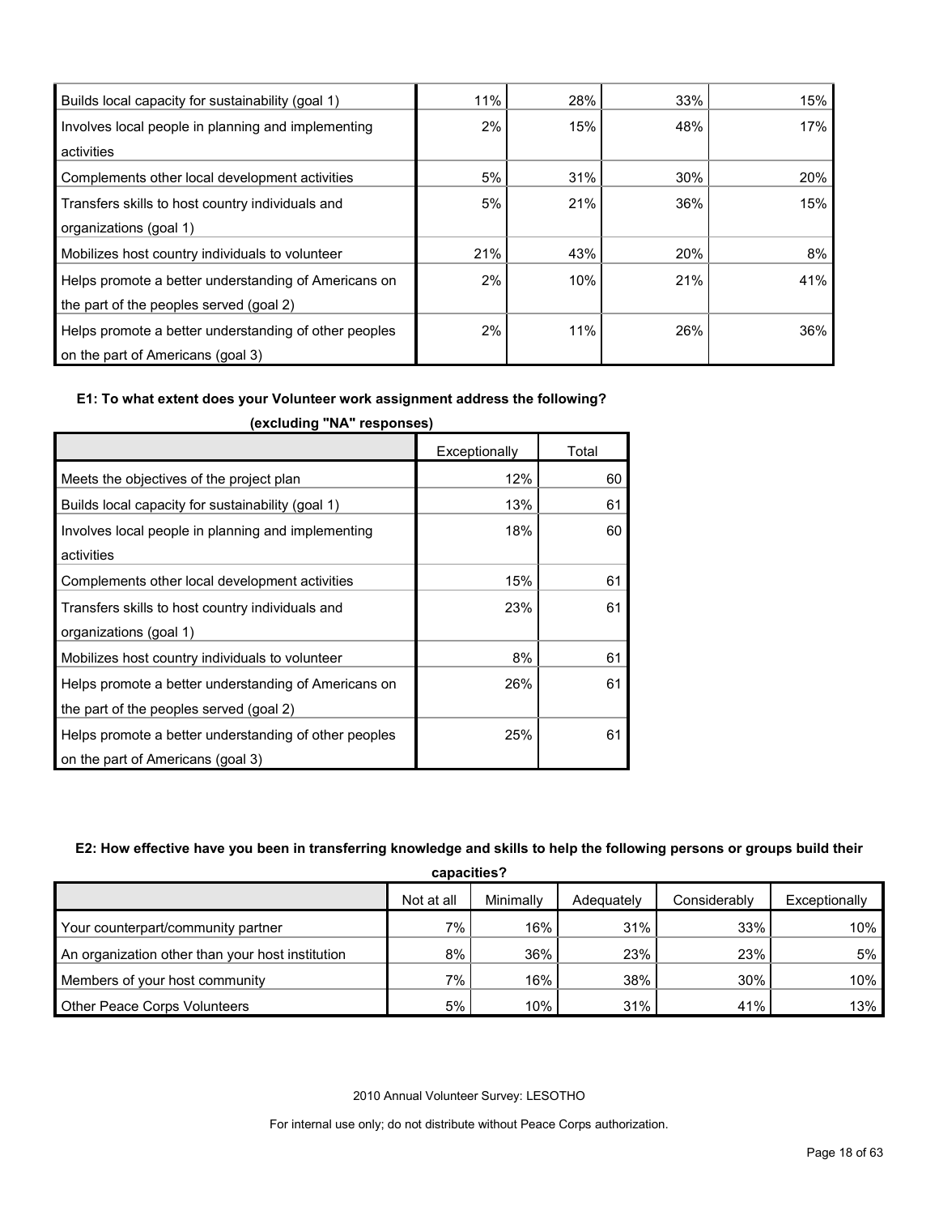| | | | | |
|---|---|---|---|---|
| Builds local capacity for sustainability (goal 1) | 11% | 28% | 33% | 15% |
| Involves local people in planning and implementing activities | 2% | 15% | 48% | 17% |
| Complements other local development activities | 5% | 31% | 30% | 20% |
| Transfers skills to host country individuals and organizations (goal 1) | 5% | 21% | 36% | 15% |
| Mobilizes host country individuals to volunteer | 21% | 43% | 20% | 8% |
| Helps promote a better understanding of Americans on the part of the peoples served (goal 2) | 2% | 10% | 21% | 41% |
| Helps promote a better understanding of other peoples on the part of Americans (goal 3) | 2% | 11% | 26% | 36% |

**E1: To what extent does your Volunteer work assignment address the following? (excluding "NA" responses)**

| | Exceptionally | Total |
|---|---|---|
| Meets the objectives of the project plan | 12% | 60 |
| Builds local capacity for sustainability (goal 1) | 13% | 61 |
| Involves local people in planning and implementing activities | 18% | 60 |
| Complements other local development activities | 15% | 61 |
| Transfers skills to host country individuals and organizations (goal 1) | 23% | 61 |
| Mobilizes host country individuals to volunteer | 8% | 61 |
| Helps promote a better understanding of Americans on the part of the peoples served (goal 2) | 26% | 61 |
| Helps promote a better understanding of other peoples on the part of Americans (goal 3) | 25% | 61 |

**E2: How effective have you been in transferring knowledge and skills to help the following persons or groups build their capacities?**

| | Not at all | Minimally | Adequately | Considerably | Exceptionally |
|---|---|---|---|---|---|
| Your counterpart/community partner | 7% | 16% | 31% | 33% | 10% |
| An organization other than your host institution | 8% | 36% | 23% | 23% | 5% |
| Members of your host community | 7% | 16% | 38% | 30% | 10% |
| Other Peace Corps Volunteers | 5% | 10% | 31% | 41% | 13% |

2010 Annual Volunteer Survey: LESOTHO

For internal use only; do not distribute without Peace Corps authorization.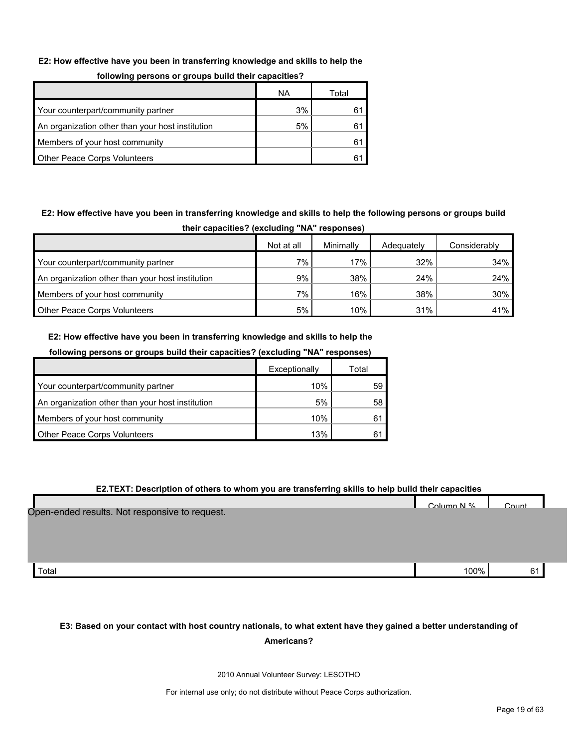**E2: How effective have you been in transferring knowledge and skills to help the following persons or groups build their capacities?**

| | NA | Total |
|---|---|---|
| Your counterpart/community partner | 3% | 61 |
| An organization other than your host institution | 5% | 61 |
| Members of your host community | | 61 |
| Other Peace Corps Volunteers | | 61 |

**E2: How effective have you been in transferring knowledge and skills to help the following persons or groups build their capacities? (excluding "NA" responses)**

| | Not at all | Minimally | Adequately | Considerably |
|---|---|---|---|---|
| Your counterpart/community partner | 7% | 17% | 32% | 34% |
| An organization other than your host institution | 9% | 38% | 24% | 24% |
| Members of your host community | 7% | 16% | 38% | 30% |
| Other Peace Corps Volunteers | 5% | 10% | 31% | 41% |

**E2: How effective have you been in transferring knowledge and skills to help the following persons or groups build their capacities? (excluding "NA" responses)**

| | Exceptionally | Total |
|---|---|---|
| Your counterpart/community partner | 10% | 59 |
| An organization other than your host institution | 5% | 58 |
| Members of your host community | 10% | 61 |
| Other Peace Corps Volunteers | 13% | 61 |

**E2.TEXT: Description of others to whom you are transferring skills to help build their capacities**

| | Column N % | Count |
|---|---|---|
| Open-ended results. Not responsive to request. | | |
| Total | 100% | 61 |

**E3: Based on your contact with host country nationals, to what extent have they gained a better understanding of Americans?**

2010 Annual Volunteer Survey: LESOTHO

For internal use only; do not distribute without Peace Corps authorization.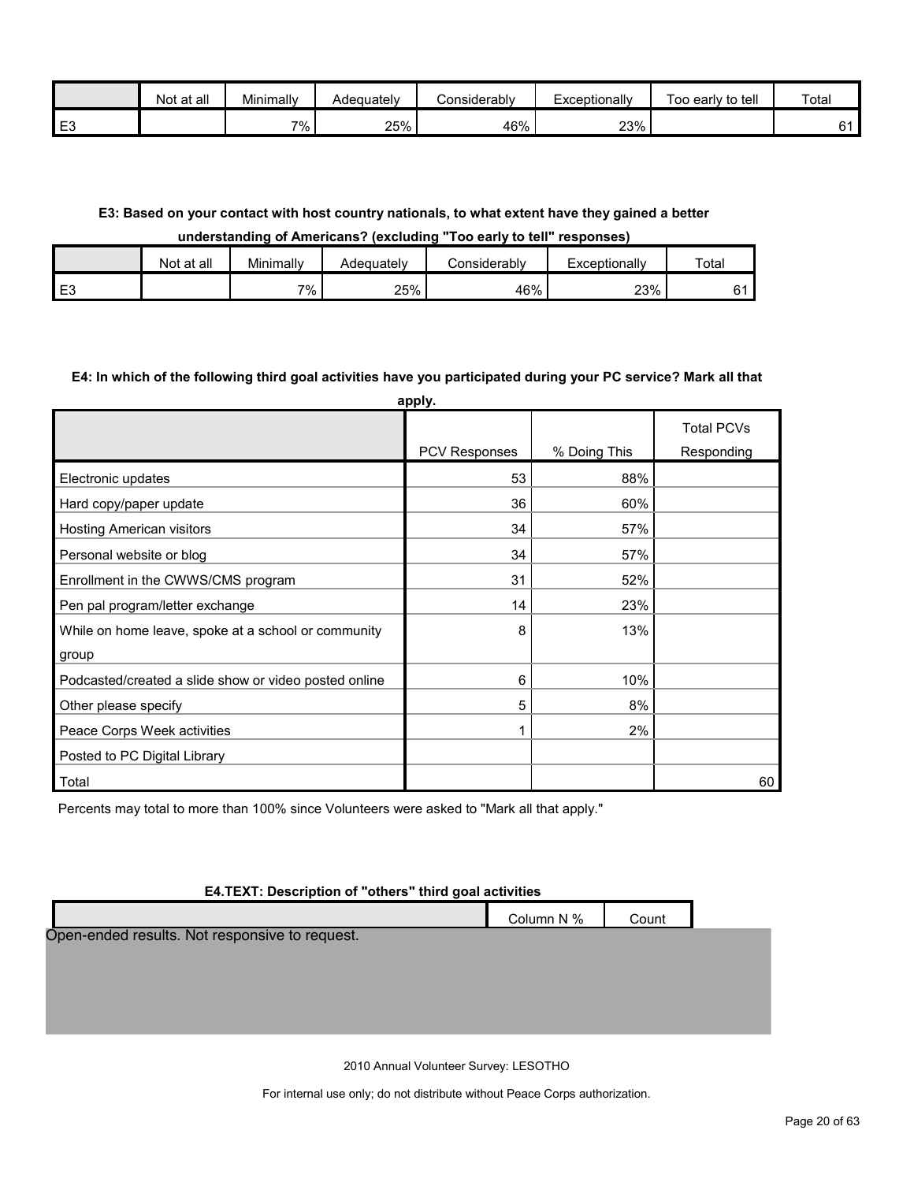| | Not at all | Minimally | Adequately | Considerably | Exceptionally | Too early to tell | Total |
|---|---|---|---|---|---|---|---|
| E3 | | 7% | 25% | 46% | 23% | | 61 |

**E3: Based on your contact with host country nationals, to what extent have they gained a better understanding of Americans? (excluding "Too early to tell" responses)**

| | Not at all | Minimally | Adequately | Considerably | Exceptionally | Total |
|---|---|---|---|---|---|---|
| E3 | | 7% | 25% | 46% | 23% | 61 |

**E4: In which of the following third goal activities have you participated during your PC service? Mark all that apply.**

| | PCV Responses | % Doing This | Total PCVs Responding |
|---|---|---|---|
| Electronic updates | 53 | 88% | |
| Hard copy/paper update | 36 | 60% | |
| Hosting American visitors | 34 | 57% | |
| Personal website or blog | 34 | 57% | |
| Enrollment in the CWWS/CMS program | 31 | 52% | |
| Pen pal program/letter exchange | 14 | 23% | |
| While on home leave, spoke at a school or community group | 8 | 13% | |
| Podcasted/created a slide show or video posted online | 6 | 10% | |
| Other please specify | 5 | 8% | |
| Peace Corps Week activities | 1 | 2% | |
| Posted to PC Digital Library | | | |
| Total | | | 60 |

Percents may total to more than 100% since Volunteers were asked to "Mark all that apply."

**E4.TEXT: Description of "others" third goal activities**

| | Column N % | Count |
|---|---|---|

Open-ended results. Not responsive to request.

2010 Annual Volunteer Survey: LESOTHO

For internal use only; do not distribute without Peace Corps authorization.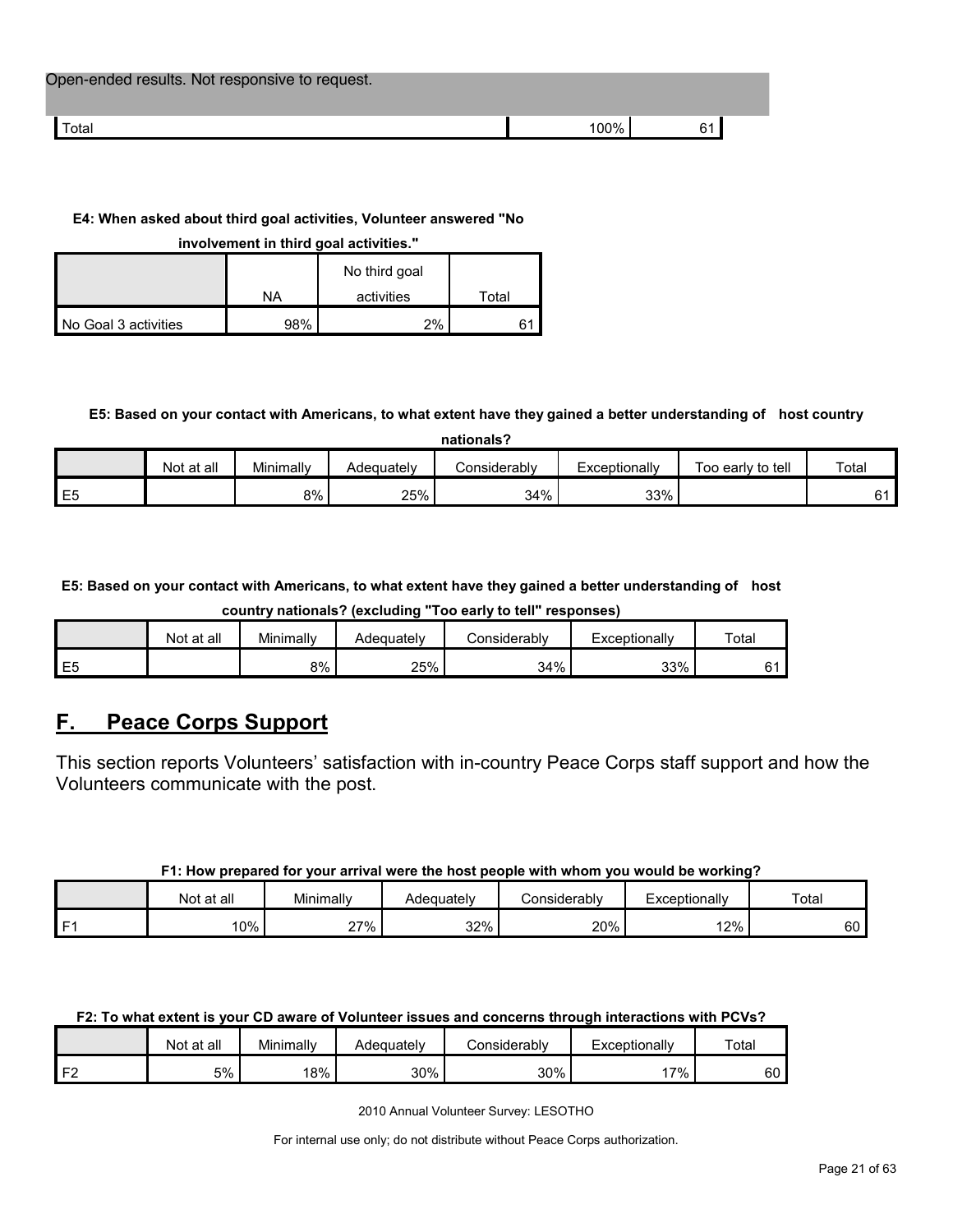| Open-ended results. Not responsive to request. | | |
|---|---|---|
| Total | 100% | 61 |

**E4: When asked about third goal activities, Volunteer answered "No involvement in third goal activities."**

| | NA | No third goal activities | Total |
|---|---|---|---|
| No Goal 3 activities | 98% | 2% | 61 |

**E5: Based on your contact with Americans, to what extent have they gained a better understanding of host country nationals?**

| | Not at all | Minimally | Adequately | Considerably | Exceptionally | Too early to tell | Total |
|---|---|---|---|---|---|---|---|
| E5 | | 8% | 25% | 34% | 33% | | 61 |

**E5: Based on your contact with Americans, to what extent have they gained a better understanding of host country nationals? (excluding "Too early to tell" responses)**

| | Not at all | Minimally | Adequately | Considerably | Exceptionally | Total |
|---|---|---|---|---|---|---|
| E5 | | 8% | 25% | 34% | 33% | 61 |

## F. Peace Corps Support

This section reports Volunteers' satisfaction with in-country Peace Corps staff support and how the Volunteers communicate with the post.

**F1: How prepared for your arrival were the host people with whom you would be working?**

| | Not at all | Minimally | Adequately | Considerably | Exceptionally | Total |
|---|---|---|---|---|---|---|
| F1 | 10% | 27% | 32% | 20% | 12% | 60 |

**F2: To what extent is your CD aware of Volunteer issues and concerns through interactions with PCVs?**

| | Not at all | Minimally | Adequately | Considerably | Exceptionally | Total |
|---|---|---|---|---|---|---|
| F2 | 5% | 18% | 30% | 30% | 17% | 60 |

2010 Annual Volunteer Survey: LESOTHO

For internal use only; do not distribute without Peace Corps authorization.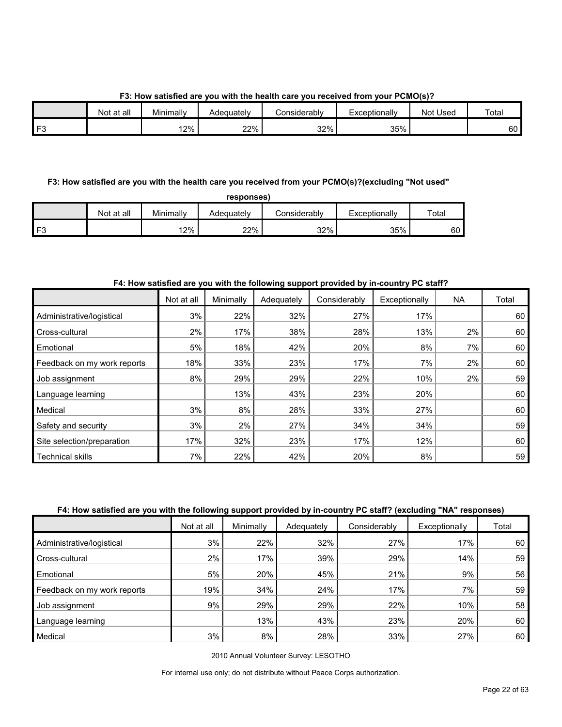**F3: How satisfied are you with the health care you received from your PCMO(s)?**

| | Not at all | Minimally | Adequately | Considerably | Exceptionally | Not Used | Total |
|---|---|---|---|---|---|---|---|
| F3 | | 12% | 22% | 32% | 35% | | 60 |

**F3: How satisfied are you with the health care you received from your PCMO(s)?(excluding "Not used" responses)**

| | Not at all | Minimally | Adequately | Considerably | Exceptionally | Total |
|---|---|---|---|---|---|---|
| F3 | | 12% | 22% | 32% | 35% | 60 |

**F4: How satisfied are you with the following support provided by in-country PC staff?**

| | Not at all | Minimally | Adequately | Considerably | Exceptionally | NA | Total |
|---|---|---|---|---|---|---|---|
| Administrative/logistical | 3% | 22% | 32% | 27% | 17% | | 60 |
| Cross-cultural | 2% | 17% | 38% | 28% | 13% | 2% | 60 |
| Emotional | 5% | 18% | 42% | 20% | 8% | 7% | 60 |
| Feedback on my work reports | 18% | 33% | 23% | 17% | 7% | 2% | 60 |
| Job assignment | 8% | 29% | 29% | 22% | 10% | 2% | 59 |
| Language learning | | 13% | 43% | 23% | 20% | | 60 |
| Medical | 3% | 8% | 28% | 33% | 27% | | 60 |
| Safety and security | 3% | 2% | 27% | 34% | 34% | | 59 |
| Site selection/preparation | 17% | 32% | 23% | 17% | 12% | | 60 |
| Technical skills | 7% | 22% | 42% | 20% | 8% | | 59 |

**F4: How satisfied are you with the following support provided by in-country PC staff? (excluding "NA" responses)**

| | Not at all | Minimally | Adequately | Considerably | Exceptionally | Total |
|---|---|---|---|---|---|---|
| Administrative/logistical | 3% | 22% | 32% | 27% | 17% | 60 |
| Cross-cultural | 2% | 17% | 39% | 29% | 14% | 59 |
| Emotional | 5% | 20% | 45% | 21% | 9% | 56 |
| Feedback on my work reports | 19% | 34% | 24% | 17% | 7% | 59 |
| Job assignment | 9% | 29% | 29% | 22% | 10% | 58 |
| Language learning | | 13% | 43% | 23% | 20% | 60 |
| Medical | 3% | 8% | 28% | 33% | 27% | 60 |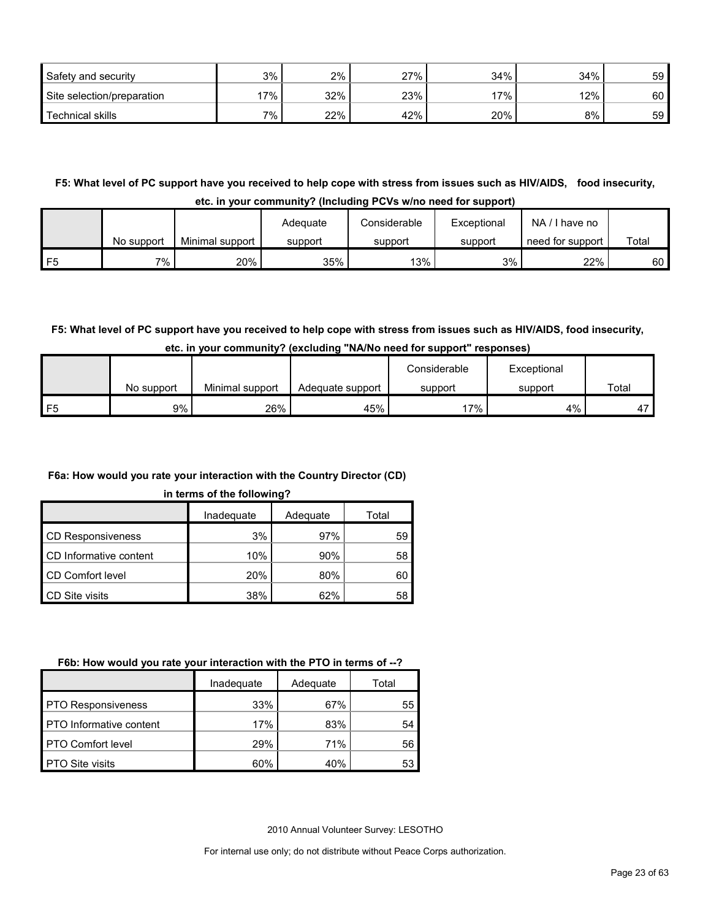| | | | | | | |
|---|---|---|---|---|---|---|
| Safety and security | 3% | 2% | 27% | 34% | 34% | 59 |
| Site selection/preparation | 17% | 32% | 23% | 17% | 12% | 60 |
| Technical skills | 7% | 22% | 42% | 20% | 8% | 59 |

**F5: What level of PC support have you received to help cope with stress from issues such as HIV/AIDS, food insecurity, etc. in your community? (Including PCVs w/no need for support)**

| | No support | Minimal support | Adequate support | Considerable support | Exceptional support | NA / I have no need for support | Total |
|---|---|---|---|---|---|---|---|
| F5 | 7% | 20% | 35% | 13% | 3% | 22% | 60 |

**F5: What level of PC support have you received to help cope with stress from issues such as HIV/AIDS, food insecurity, etc. in your community? (excluding "NA/No need for support" responses)**

| | No support | Minimal support | Adequate support | Considerable support | Exceptional support | Total |
|---|---|---|---|---|---|---|
| F5 | 9% | 26% | 45% | 17% | 4% | 47 |

**F6a: How would you rate your interaction with the Country Director (CD) in terms of the following?**

| | Inadequate | Adequate | Total |
|---|---|---|---|
| CD Responsiveness | 3% | 97% | 59 |
| CD Informative content | 10% | 90% | 58 |
| CD Comfort level | 20% | 80% | 60 |
| CD Site visits | 38% | 62% | 58 |

**F6b: How would you rate your interaction with the PTO in terms of --?**

| | Inadequate | Adequate | Total |
|---|---|---|---|
| PTO Responsiveness | 33% | 67% | 55 |
| PTO Informative content | 17% | 83% | 54 |
| PTO Comfort level | 29% | 71% | 56 |
| PTO Site visits | 60% | 40% | 53 |

2010 Annual Volunteer Survey: LESOTHO

For internal use only; do not distribute without Peace Corps authorization.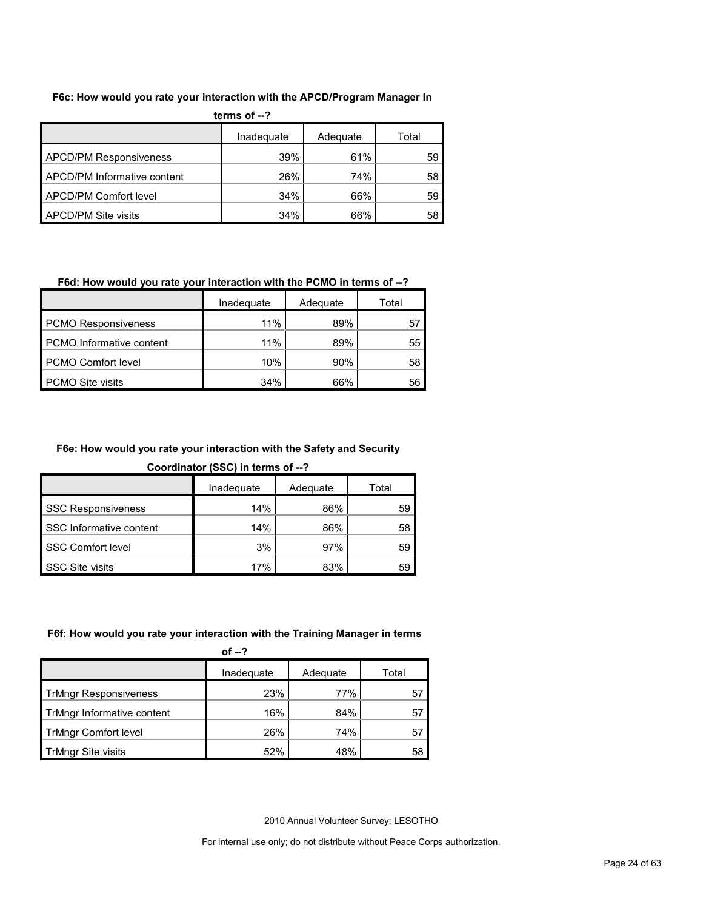**F6c: How would you rate your interaction with the APCD/Program Manager in terms of --?**

| | Inadequate | Adequate | Total |
|---|---|---|---|
| APCD/PM Responsiveness | 39% | 61% | 59 |
| APCD/PM Informative content | 26% | 74% | 58 |
| APCD/PM Comfort level | 34% | 66% | 59 |
| APCD/PM Site visits | 34% | 66% | 58 |

**F6d: How would you rate your interaction with the PCMO in terms of --?**

| | Inadequate | Adequate | Total |
|---|---|---|---|
| PCMO Responsiveness | 11% | 89% | 57 |
| PCMO Informative content | 11% | 89% | 55 |
| PCMO Comfort level | 10% | 90% | 58 |
| PCMO Site visits | 34% | 66% | 56 |

**F6e: How would you rate your interaction with the Safety and Security Coordinator (SSC) in terms of --?**

| | Inadequate | Adequate | Total |
|---|---|---|---|
| SSC Responsiveness | 14% | 86% | 59 |
| SSC Informative content | 14% | 86% | 58 |
| SSC Comfort level | 3% | 97% | 59 |
| SSC Site visits | 17% | 83% | 59 |

**F6f: How would you rate your interaction with the Training Manager in terms of --?**

| | Inadequate | Adequate | Total |
|---|---|---|---|
| TrMngr Responsiveness | 23% | 77% | 57 |
| TrMngr Informative content | 16% | 84% | 57 |
| TrMngr Comfort level | 26% | 74% | 57 |
| TrMngr Site visits | 52% | 48% | 58 |

2010 Annual Volunteer Survey: LESOTHO

For internal use only; do not distribute without Peace Corps authorization.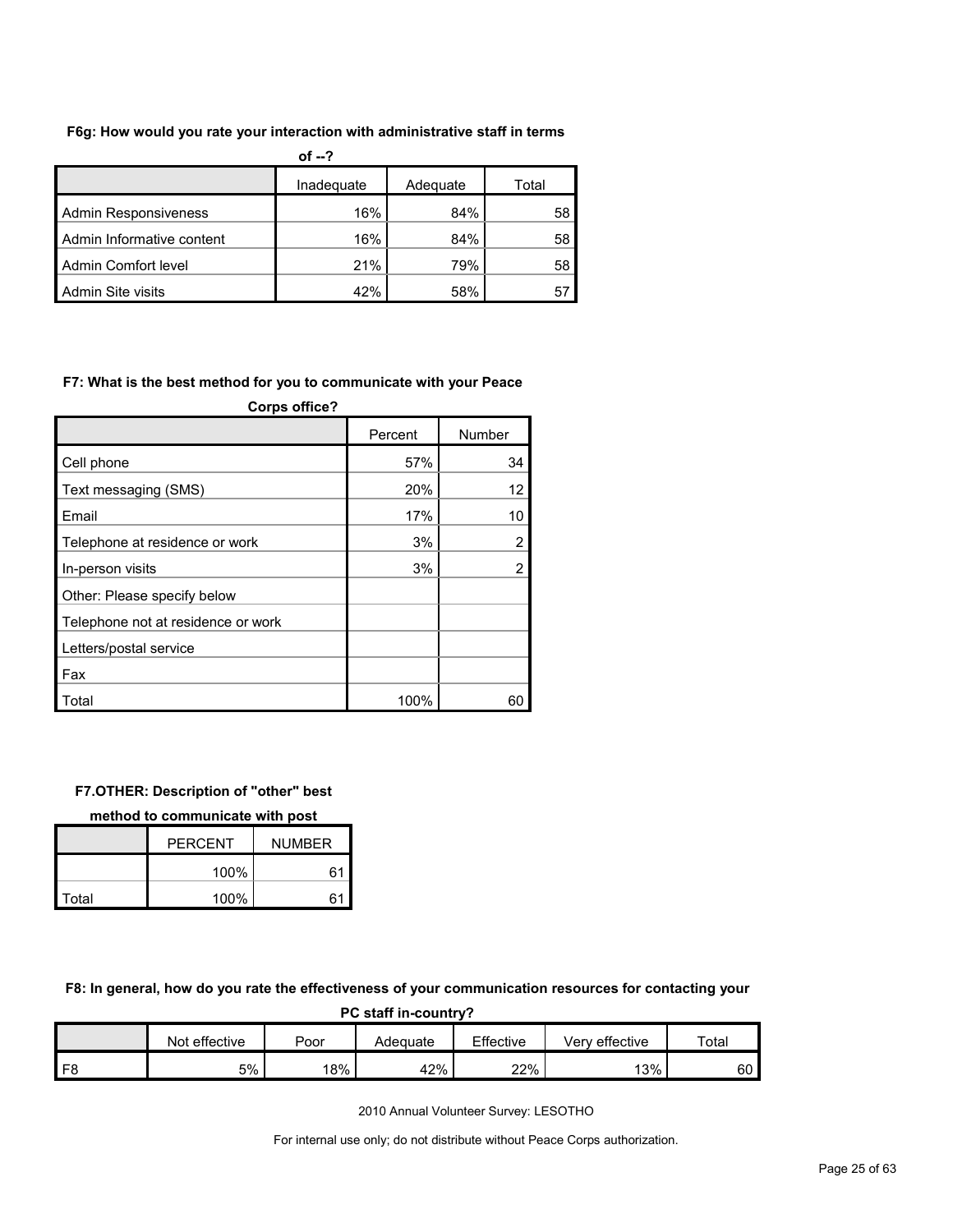**F6g: How would you rate your interaction with administrative staff in terms of --?**

| | Inadequate | Adequate | Total |
|---|---|---|---|
| Admin Responsiveness | 16% | 84% | 58 |
| Admin Informative content | 16% | 84% | 58 |
| Admin Comfort level | 21% | 79% | 58 |
| Admin Site visits | 42% | 58% | 57 |

**F7: What is the best method for you to communicate with your Peace Corps office?**

| | Percent | Number |
|---|---|---|
| Cell phone | 57% | 34 |
| Text messaging (SMS) | 20% | 12 |
| Email | 17% | 10 |
| Telephone at residence or work | 3% | 2 |
| In-person visits | 3% | 2 |
| Other: Please specify below | | |
| Telephone not at residence or work | | |
| Letters/postal service | | |
| Fax | | |
| Total | 100% | 60 |

**F7.OTHER: Description of "other" best method to communicate with post**

| | PERCENT | NUMBER |
|---|---|---|
| | 100% | 61 |
| Total | 100% | 61 |

**F8: In general, how do you rate the effectiveness of your communication resources for contacting your PC staff in-country?**

| | Not effective | Poor | Adequate | Effective | Very effective | Total |
|---|---|---|---|---|---|---|
| F8 | 5% | 18% | 42% | 22% | 13% | 60 |

2010 Annual Volunteer Survey: LESOTHO

For internal use only; do not distribute without Peace Corps authorization.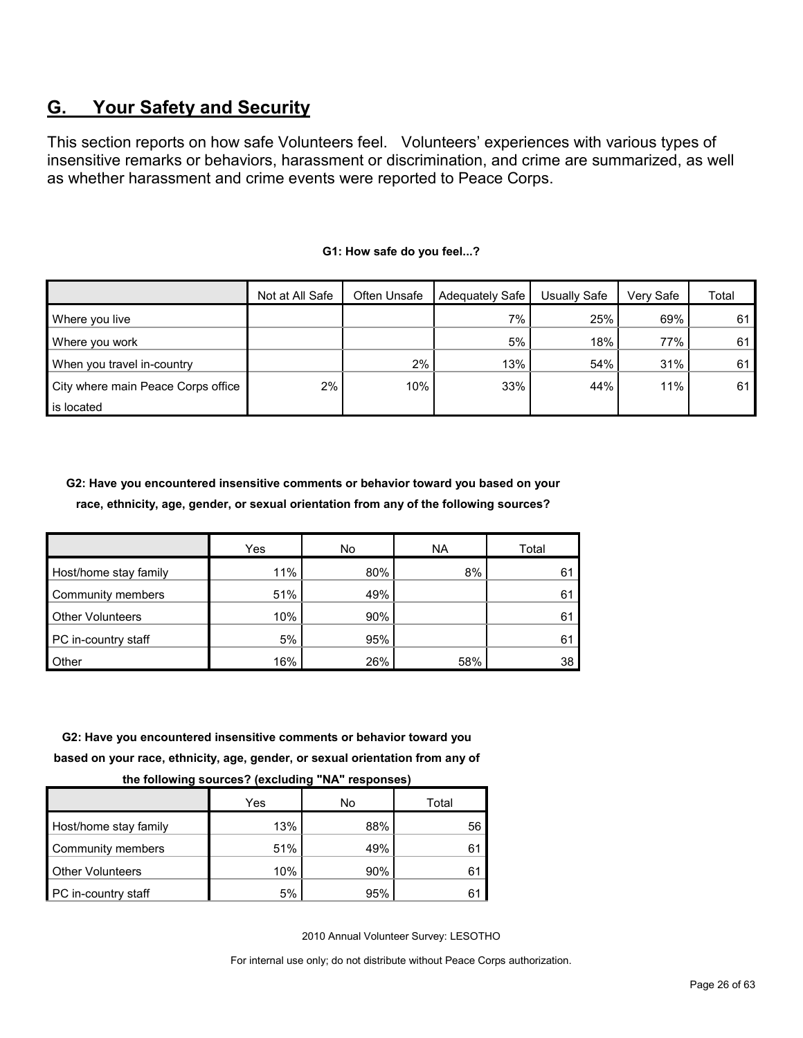## G. Your Safety and Security

This section reports on how safe Volunteers feel. Volunteers' experiences with various types of insensitive remarks or behaviors, harassment or discrimination, and crime are summarized, as well as whether harassment and crime events were reported to Peace Corps.

**G1: How safe do you feel...?**

| | Not at All Safe | Often Unsafe | Adequately Safe | Usually Safe | Very Safe | Total |
|---|---|---|---|---|---|---|
| Where you live | | | 7% | 25% | 69% | 61 |
| Where you work | | | 5% | 18% | 77% | 61 |
| When you travel in-country | | 2% | 13% | 54% | 31% | 61 |
| City where main Peace Corps office is located | 2% | 10% | 33% | 44% | 11% | 61 |

**G2: Have you encountered insensitive comments or behavior toward you based on your race, ethnicity, age, gender, or sexual orientation from any of the following sources?**

| | Yes | No | NA | Total |
|---|---|---|---|---|
| Host/home stay family | 11% | 80% | 8% | 61 |
| Community members | 51% | 49% | | 61 |
| Other Volunteers | 10% | 90% | | 61 |
| PC in-country staff | 5% | 95% | | 61 |
| Other | 16% | 26% | 58% | 38 |

**G2: Have you encountered insensitive comments or behavior toward you based on your race, ethnicity, age, gender, or sexual orientation from any of the following sources? (excluding "NA" responses)**

| | Yes | No | Total |
|---|---|---|---|
| Host/home stay family | 13% | 88% | 56 |
| Community members | 51% | 49% | 61 |
| Other Volunteers | 10% | 90% | 61 |
| PC in-country staff | 5% | 95% | 61 |

2010 Annual Volunteer Survey: LESOTHO

For internal use only; do not distribute without Peace Corps authorization.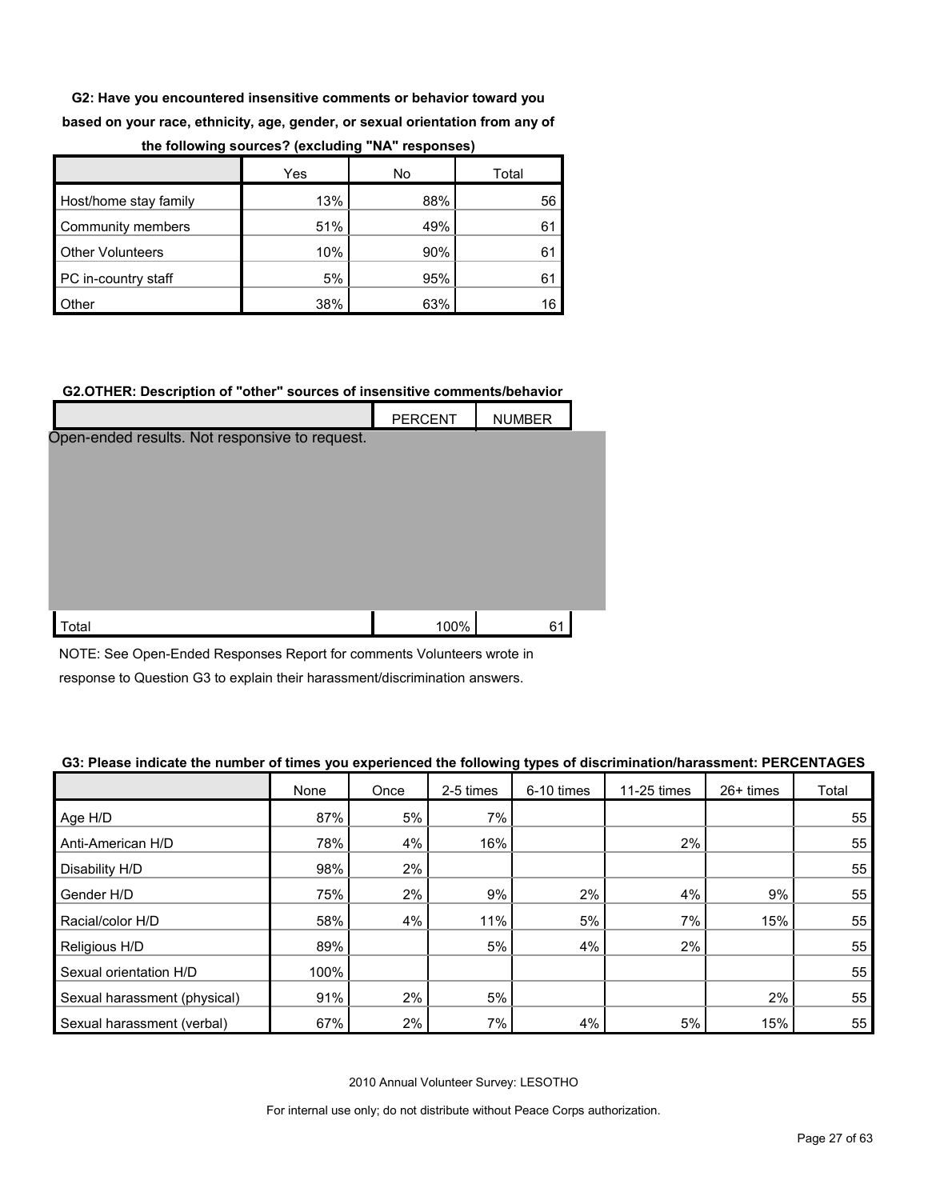**G2: Have you encountered insensitive comments or behavior toward you based on your race, ethnicity, age, gender, or sexual orientation from any of the following sources? (excluding "NA" responses)**

| | Yes | No | Total |
|---|---|---|---|
| Host/home stay family | 13% | 88% | 56 |
| Community members | 51% | 49% | 61 |
| Other Volunteers | 10% | 90% | 61 |
| PC in-country staff | 5% | 95% | 61 |
| Other | 38% | 63% | 16 |

**G2.OTHER: Description of "other" sources of insensitive comments/behavior**

| | PERCENT | NUMBER |
|---|---|---|
| Open-ended results. Not responsive to request. | | |
| Total | 100% | 61 |

NOTE: See Open-Ended Responses Report for comments Volunteers wrote in response to Question G3 to explain their harassment/discrimination answers.

**G3: Please indicate the number of times you experienced the following types of discrimination/harassment: PERCENTAGES**

| | None | Once | 2-5 times | 6-10 times | 11-25 times | 26+ times | Total |
|---|---|---|---|---|---|---|---|
| Age H/D | 87% | 5% | 7% | | | | 55 |
| Anti-American H/D | 78% | 4% | 16% | | 2% | | 55 |
| Disability H/D | 98% | 2% | | | | | 55 |
| Gender H/D | 75% | 2% | 9% | 2% | 4% | 9% | 55 |
| Racial/color H/D | 58% | 4% | 11% | 5% | 7% | 15% | 55 |
| Religious H/D | 89% | | 5% | 4% | 2% | | 55 |
| Sexual orientation H/D | 100% | | | | | | 55 |
| Sexual harassment (physical) | 91% | 2% | 5% | | | 2% | 55 |
| Sexual harassment (verbal) | 67% | 2% | 7% | 4% | 5% | 15% | 55 |

2010 Annual Volunteer Survey: LESOTHO

For internal use only; do not distribute without Peace Corps authorization.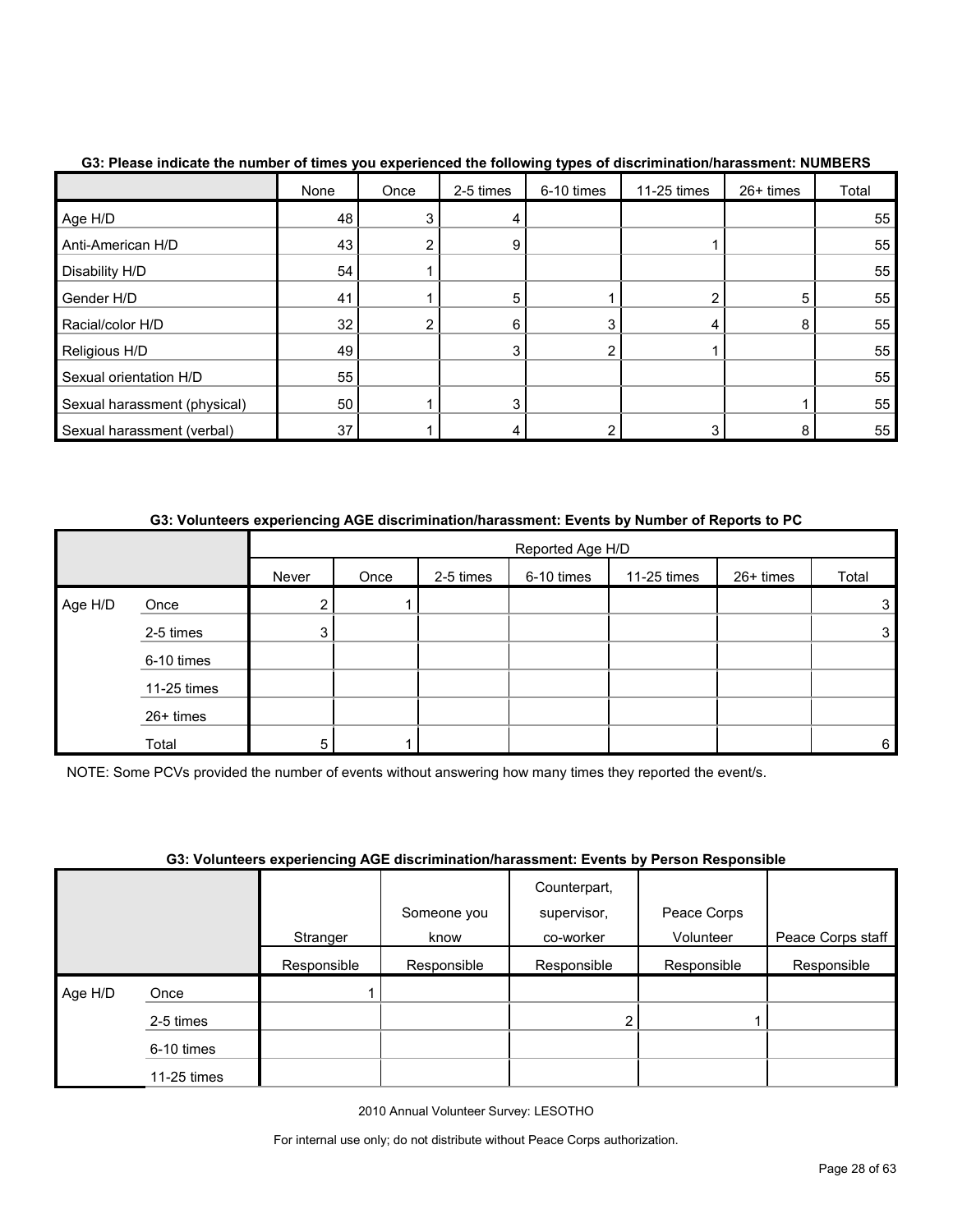**G3: Please indicate the number of times you experienced the following types of discrimination/harassment: NUMBERS**

| | None | Once | 2-5 times | 6-10 times | 11-25 times | 26+ times | Total |
|---|---|---|---|---|---|---|---|
| Age H/D | 48 | 3 | 4 | | | | 55 |
| Anti-American H/D | 43 | 2 | 9 | | 1 | | 55 |
| Disability H/D | 54 | 1 | | | | | 55 |
| Gender H/D | 41 | 1 | 5 | 1 | 2 | 5 | 55 |
| Racial/color H/D | 32 | 2 | 6 | 3 | 4 | 8 | 55 |
| Religious H/D | 49 | | 3 | 2 | 1 | | 55 |
| Sexual orientation H/D | 55 | | | | | | 55 |
| Sexual harassment (physical) | 50 | 1 | 3 | | | 1 | 55 |
| Sexual harassment (verbal) | 37 | 1 | 4 | 2 | 3 | 8 | 55 |

**G3: Volunteers experiencing AGE discrimination/harassment: Events by Number of Reports to PC**

| | | Reported Age H/D | | | | | | |
|---|---|---|---|---|---|---|---|---|
| | | Never | Once | 2-5 times | 6-10 times | 11-25 times | 26+ times | Total |
| Age H/D | Once | 2 | 1 | | | | | 3 |
| | 2-5 times | 3 | | | | | | 3 |
| | 6-10 times | | | | | | | |
| | 11-25 times | | | | | | | |
| | 26+ times | | | | | | | |
| | Total | 5 | 1 | | | | | 6 |

NOTE: Some PCVs provided the number of events without answering how many times they reported the event/s.

**G3: Volunteers experiencing AGE discrimination/harassment: Events by Person Responsible**

| | | Stranger | Someone you know | Counterpart, supervisor, co-worker | Peace Corps Volunteer | Peace Corps staff |
|---|---|---|---|---|---|---|
| | | Responsible | Responsible | Responsible | Responsible | Responsible |
| Age H/D | Once | 1 | | | | |
| | 2-5 times | | | 2 | 1 | |
| | 6-10 times | | | | | |
| | 11-25 times | | | | | |

2010 Annual Volunteer Survey: LESOTHO

For internal use only; do not distribute without Peace Corps authorization.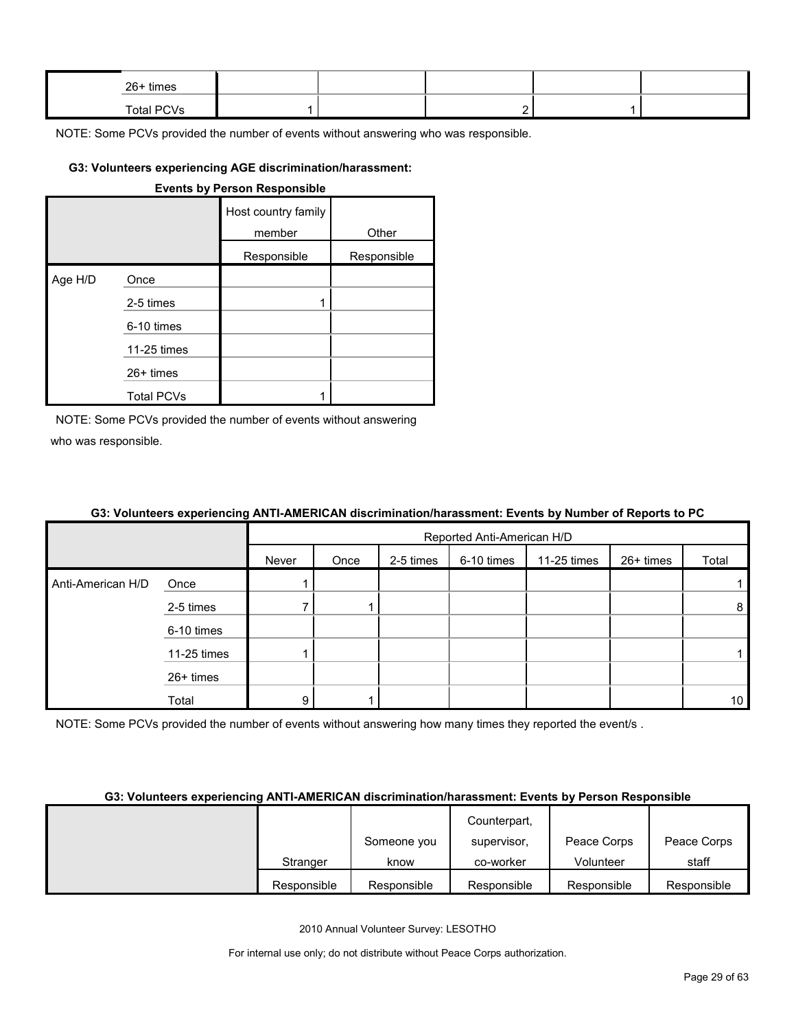| | | | | | | |
|---|---|---|---|---|---|---|
| | 26+ times | | | | | |
| | Total PCVs | 1 | | 2 | 1 | |

NOTE: Some PCVs provided the number of events without answering who was responsible.

#### G3: Volunteers experiencing AGE discrimination/harassment: Events by Person Responsible

| | | Host country family member | Other |
|---|---|---|---|
| | | Responsible | Responsible |
| Age H/D | Once | | |
| | 2-5 times | 1 | |
| | 6-10 times | | |
| | 11-25 times | | |
| | 26+ times | | |
| | Total PCVs | 1 | |

NOTE: Some PCVs provided the number of events without answering who was responsible.

#### G3: Volunteers experiencing ANTI-AMERICAN discrimination/harassment: Events by Number of Reports to PC

| | | Reported Anti-American H/D | | | | | | |
|---|---|---|---|---|---|---|---|---|
| | | Never | Once | 2-5 times | 6-10 times | 11-25 times | 26+ times | Total |
| Anti-American H/D | Once | 1 | | | | | | 1 |
| | 2-5 times | 7 | 1 | | | | | 8 |
| | 6-10 times | | | | | | | |
| | 11-25 times | 1 | | | | | | 1 |
| | 26+ times | | | | | | | |
| | Total | 9 | 1 | | | | | 10 |

NOTE: Some PCVs provided the number of events without answering how many times they reported the event/s .

#### G3: Volunteers experiencing ANTI-AMERICAN discrimination/harassment: Events by Person Responsible

| | Stranger | Someone you know | Counterpart, supervisor, co-worker | Peace Corps Volunteer | Peace Corps staff |
|---|---|---|---|---|---|
| | Responsible | Responsible | Responsible | Responsible | Responsible |

2010 Annual Volunteer Survey: LESOTHO

For internal use only; do not distribute without Peace Corps authorization.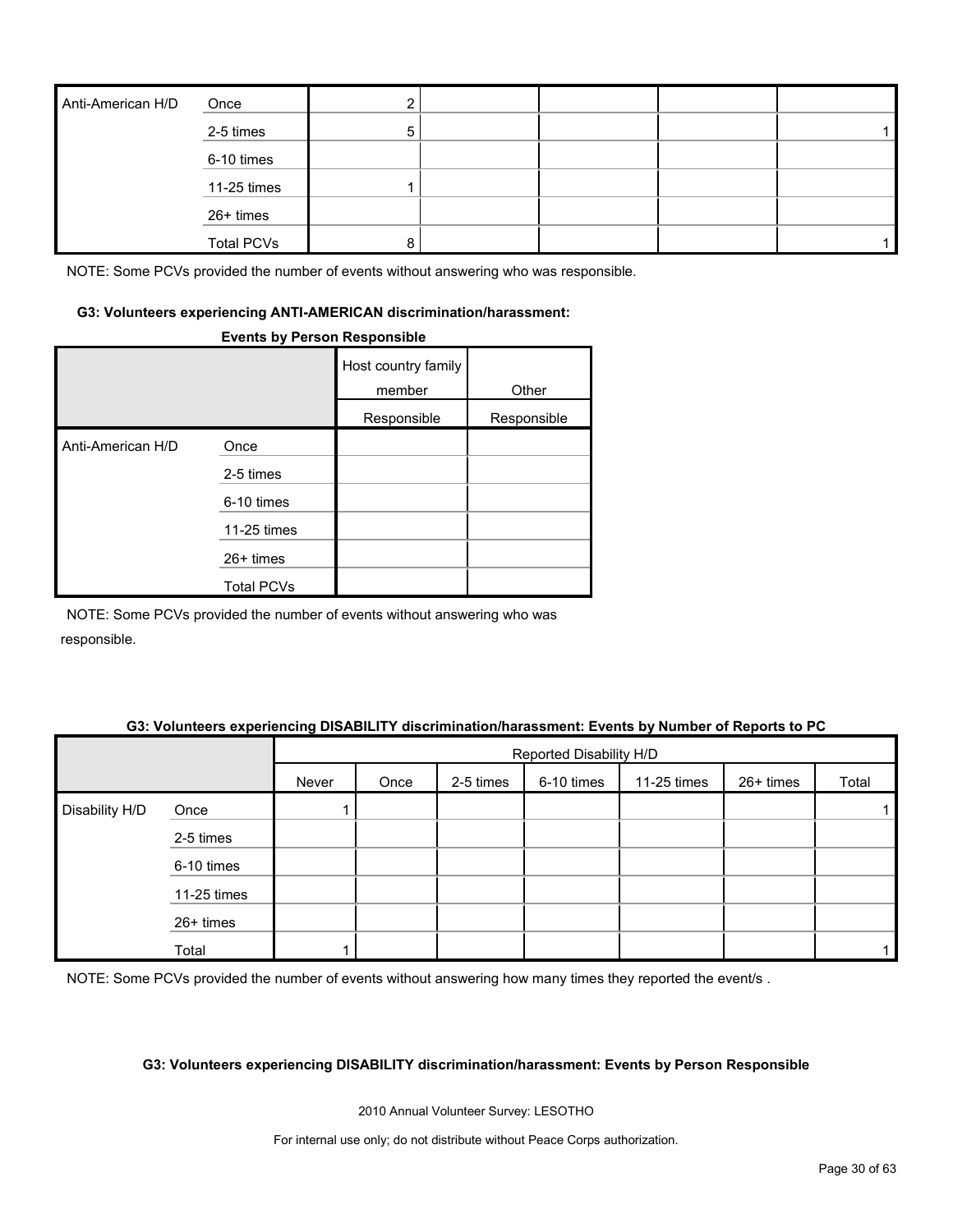| Anti-American H/D | Once | 2 | | | | |
|---|---|---|---|---|---|---|
| | 2-5 times | 5 | | | | 1 |
| | 6-10 times | | | | | |
| | 11-25 times | 1 | | | | |
| | 26+ times | | | | | |
| | Total PCVs | 8 | | | | 1 |

NOTE: Some PCVs provided the number of events without answering who was responsible.

**G3: Volunteers experiencing ANTI-AMERICAN discrimination/harassment: Events by Person Responsible**

| | | Host country family member | Other |
|---|---|---|---|
| | | Responsible | Responsible |
| Anti-American H/D | Once | | |
| | 2-5 times | | |
| | 6-10 times | | |
| | 11-25 times | | |
| | 26+ times | | |
| | Total PCVs | | |

NOTE: Some PCVs provided the number of events without answering who was responsible.

**G3: Volunteers experiencing DISABILITY discrimination/harassment: Events by Number of Reports to PC**

| | | Reported Disability H/D | | | | | | |
|---|---|---|---|---|---|---|---|---|
| | | Never | Once | 2-5 times | 6-10 times | 11-25 times | 26+ times | Total |
| Disability H/D | Once | 1 | | | | | | 1 |
| | 2-5 times | | | | | | | |
| | 6-10 times | | | | | | | |
| | 11-25 times | | | | | | | |
| | 26+ times | | | | | | | |
| | Total | 1 | | | | | | 1 |

NOTE: Some PCVs provided the number of events without answering how many times they reported the event/s .

**G3: Volunteers experiencing DISABILITY discrimination/harassment: Events by Person Responsible**

2010 Annual Volunteer Survey: LESOTHO

For internal use only; do not distribute without Peace Corps authorization.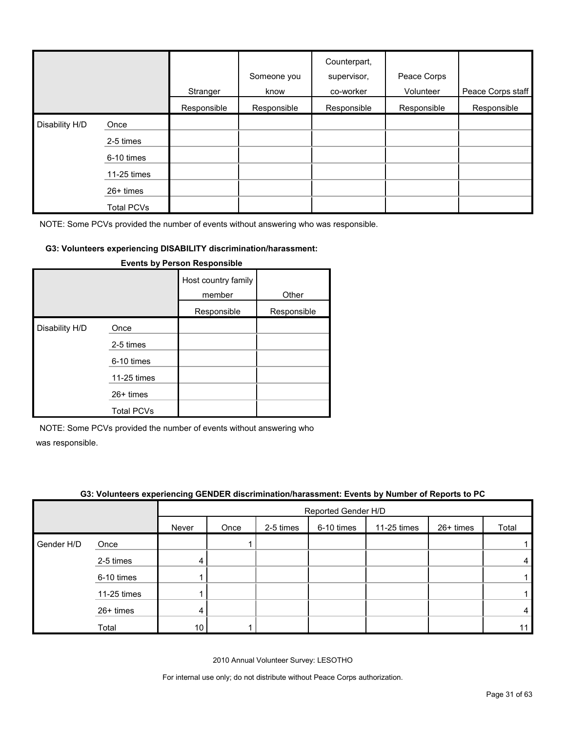| | | Stranger | Someone you know | Counterpart, supervisor, co-worker | Peace Corps Volunteer | Peace Corps staff |
|---|---|---|---|---|---|---|
| | | Responsible | Responsible | Responsible | Responsible | Responsible |
| Disability H/D | Once | | | | | |
| | 2-5 times | | | | | |
| | 6-10 times | | | | | |
| | 11-25 times | | | | | |
| | 26+ times | | | | | |
| | Total PCVs | | | | | |

NOTE: Some PCVs provided the number of events without answering who was responsible.

#### G3: Volunteers experiencing DISABILITY discrimination/harassment: Events by Person Responsible

| | | Host country family member | Other |
|---|---|---|---|
| | | Responsible | Responsible |
| Disability H/D | Once | | |
| | 2-5 times | | |
| | 6-10 times | | |
| | 11-25 times | | |
| | 26+ times | | |
| | Total PCVs | | |

NOTE: Some PCVs provided the number of events without answering who was responsible.

#### G3: Volunteers experiencing GENDER discrimination/harassment: Events by Number of Reports to PC

| | | Reported Gender H/D | | | | | | |
|---|---|---|---|---|---|---|---|---|
| | | Never | Once | 2-5 times | 6-10 times | 11-25 times | 26+ times | Total |
| Gender H/D | Once | | 1 | | | | | 1 |
| | 2-5 times | 4 | | | | | | 4 |
| | 6-10 times | 1 | | | | | | 1 |
| | 11-25 times | 1 | | | | | | 1 |
| | 26+ times | 4 | | | | | | 4 |
| | Total | 10 | 1 | | | | | 11 |

2010 Annual Volunteer Survey: LESOTHO

For internal use only; do not distribute without Peace Corps authorization.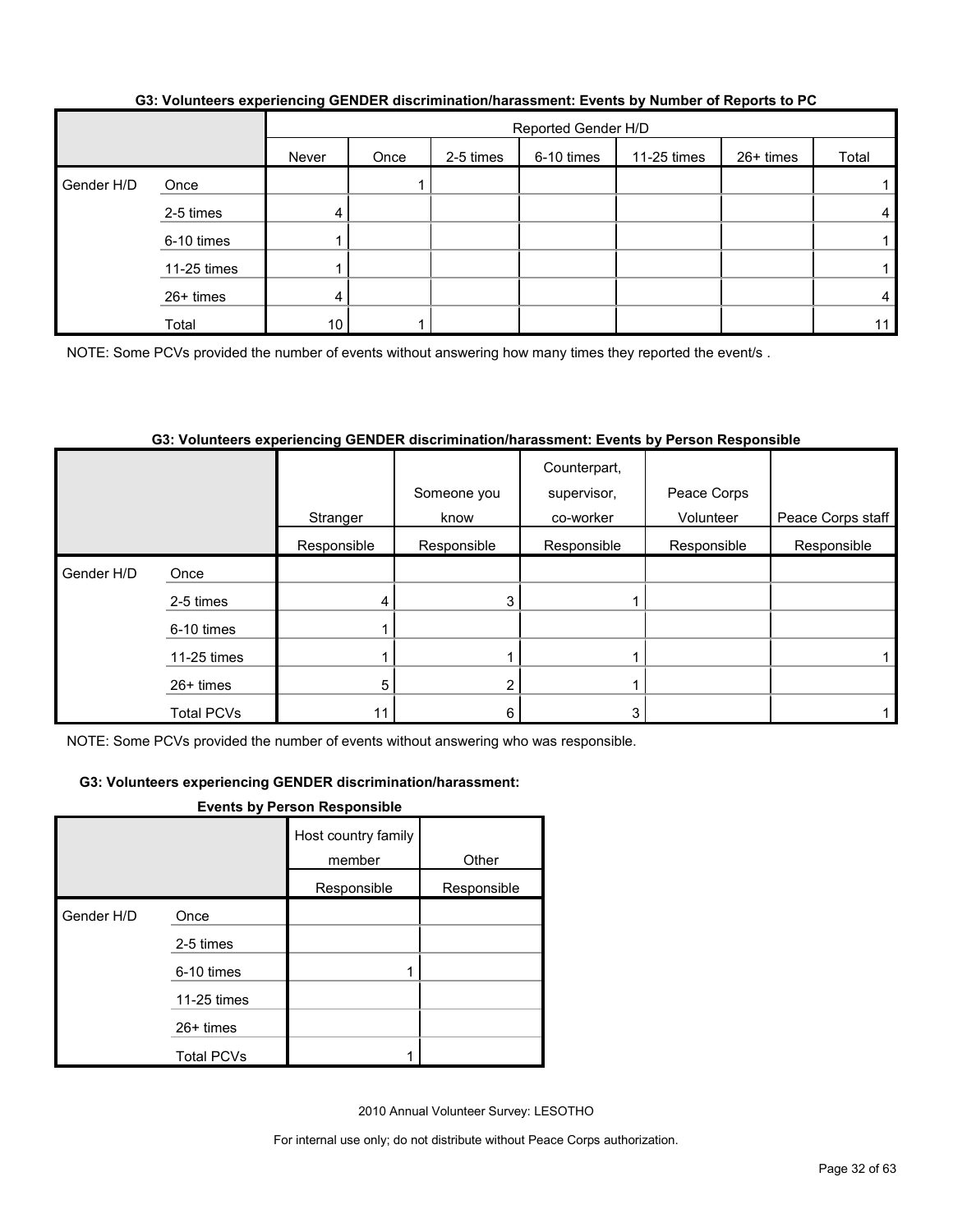**G3: Volunteers experiencing GENDER discrimination/harassment: Events by Number of Reports to PC**

| | | Reported Gender H/D | | | | | | |
|---|---|---|---|---|---|---|---|---|
| | | Never | Once | 2-5 times | 6-10 times | 11-25 times | 26+ times | Total |
| Gender H/D | Once | | 1 | | | | | 1 |
| | 2-5 times | 4 | | | | | | 4 |
| | 6-10 times | 1 | | | | | | 1 |
| | 11-25 times | 1 | | | | | | 1 |
| | 26+ times | 4 | | | | | | 4 |
| | Total | 10 | 1 | | | | | 11 |

NOTE: Some PCVs provided the number of events without answering how many times they reported the event/s .

**G3: Volunteers experiencing GENDER discrimination/harassment: Events by Person Responsible**

| | | Stranger | Someone you know | Counterpart, supervisor, co-worker | Peace Corps Volunteer | Peace Corps staff | Host country family member | Other |
|---|---|---|---|---|---|---|---|---|
| | | Responsible | Responsible | Responsible | Responsible | Responsible | Responsible | Responsible |
| Gender H/D | Once | | | | | | | |
| | 2-5 times | 4 | 3 | 1 | | | | |
| | 6-10 times | 1 | | | | | 1 | |
| | 11-25 times | 1 | 1 | 1 | | 1 | | |
| | 26+ times | 5 | 2 | 1 | | | | |
| | Total PCVs | 11 | 6 | 3 | | 1 | 1 | |

NOTE: Some PCVs provided the number of events without answering who was responsible.

2010 Annual Volunteer Survey: LESOTHO

For internal use only; do not distribute without Peace Corps authorization.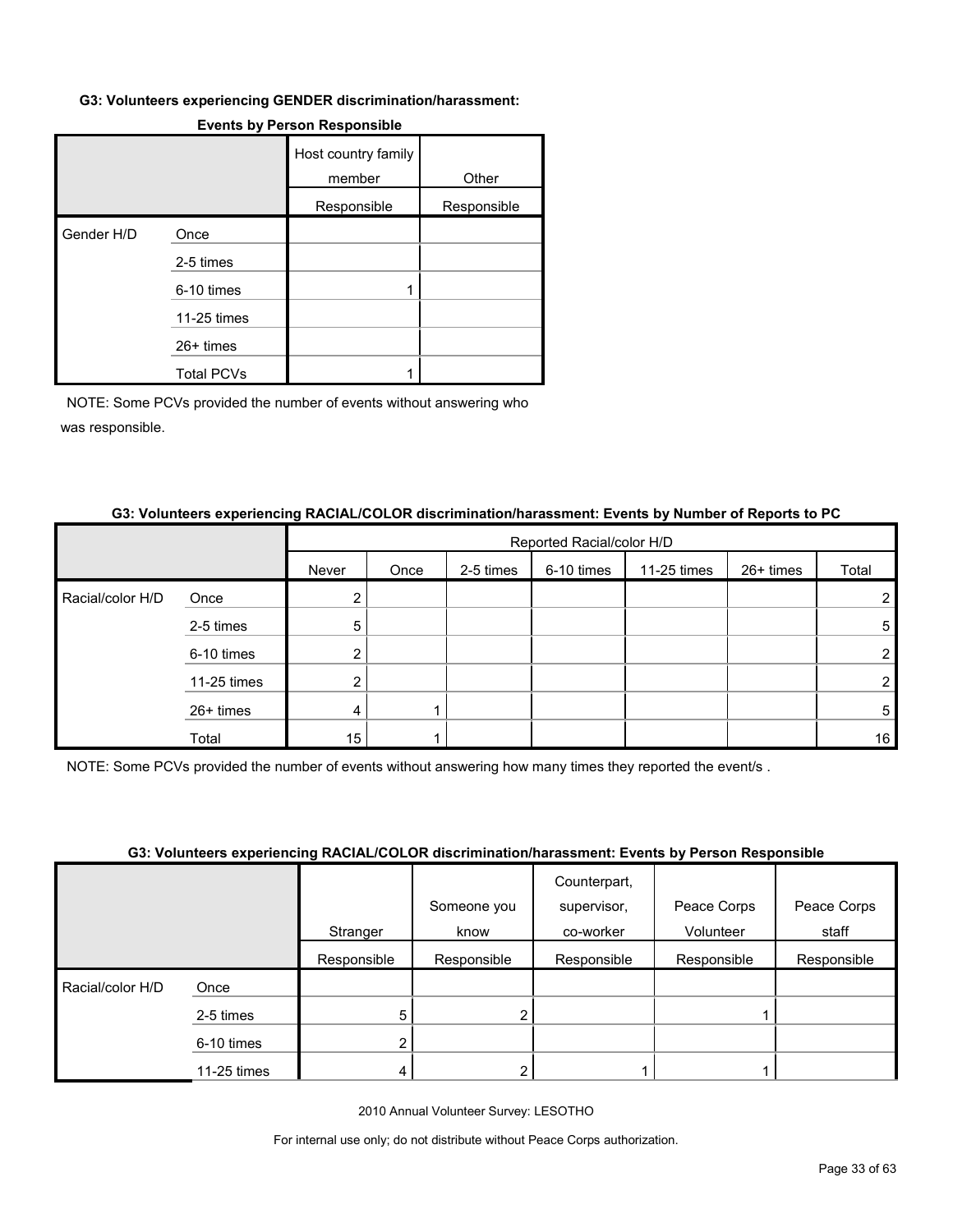#### G3: Volunteers experiencing GENDER discrimination/harassment: Events by Person Responsible

| | | Host country family member | Other |
|---|---|---|---|
| | | Responsible | Responsible |
| Gender H/D | Once | | |
| | 2-5 times | | |
| | 6-10 times | 1 | |
| | 11-25 times | | |
| | 26+ times | | |
| | Total PCVs | 1 | |

NOTE: Some PCVs provided the number of events without answering who was responsible.

#### G3: Volunteers experiencing RACIAL/COLOR discrimination/harassment: Events by Number of Reports to PC

| | | Reported Racial/color H/D | | | | | | |
|---|---|---|---|---|---|---|---|---|
| | | Never | Once | 2-5 times | 6-10 times | 11-25 times | 26+ times | Total |
| Racial/color H/D | Once | 2 | | | | | | 2 |
| | 2-5 times | 5 | | | | | | 5 |
| | 6-10 times | 2 | | | | | | 2 |
| | 11-25 times | 2 | | | | | | 2 |
| | 26+ times | 4 | 1 | | | | | 5 |
| | Total | 15 | 1 | | | | | 16 |

NOTE: Some PCVs provided the number of events without answering how many times they reported the event/s .

#### G3: Volunteers experiencing RACIAL/COLOR discrimination/harassment: Events by Person Responsible

| | | Stranger | Someone you know | Counterpart, supervisor, co-worker | Peace Corps Volunteer | Peace Corps staff |
|---|---|---|---|---|---|---|
| | | Responsible | Responsible | Responsible | Responsible | Responsible |
| Racial/color H/D | Once | | | | | |
| | 2-5 times | 5 | 2 | | 1 | |
| | 6-10 times | 2 | | | | |
| | 11-25 times | 4 | 2 | 1 | 1 | |

2010 Annual Volunteer Survey: LESOTHO

For internal use only; do not distribute without Peace Corps authorization.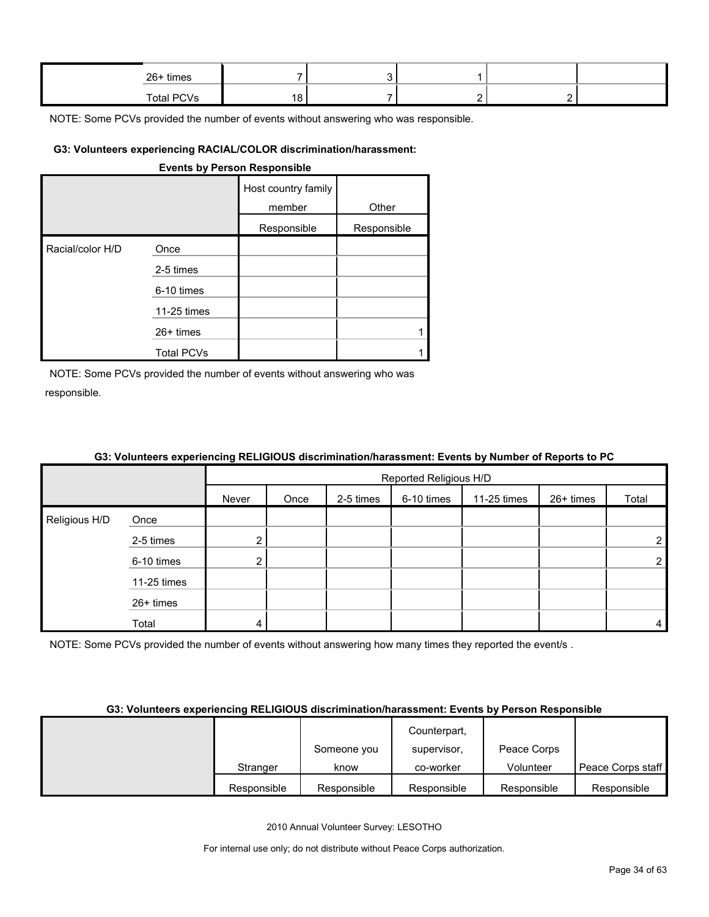| | | | | | | |
|---|---|---|---|---|---|---|
| | 26+ times | 7 | 3 | 1 | | |
| | Total PCVs | 18 | 7 | 2 | 2 | |

NOTE: Some PCVs provided the number of events without answering who was responsible.

**G3: Volunteers experiencing RACIAL/COLOR discrimination/harassment: Events by Person Responsible**

| | | Host country family member | Other |
|---|---|---|---|
| | | Responsible | Responsible |
| Racial/color H/D | Once | | |
| | 2-5 times | | |
| | 6-10 times | | |
| | 11-25 times | | |
| | 26+ times | | 1 |
| | Total PCVs | | 1 |

NOTE: Some PCVs provided the number of events without answering who was responsible.

**G3: Volunteers experiencing RELIGIOUS discrimination/harassment: Events by Number of Reports to PC**

| | | Reported Religious H/D | | | | | | |
|---|---|---|---|---|---|---|---|---|
| | | Never | Once | 2-5 times | 6-10 times | 11-25 times | 26+ times | Total |
| Religious H/D | Once | | | | | | | |
| | 2-5 times | 2 | | | | | | 2 |
| | 6-10 times | 2 | | | | | | 2 |
| | 11-25 times | | | | | | | |
| | 26+ times | | | | | | | |
| | Total | 4 | | | | | | 4 |

NOTE: Some PCVs provided the number of events without answering how many times they reported the event/s .

**G3: Volunteers experiencing RELIGIOUS discrimination/harassment: Events by Person Responsible**

| | Stranger | Someone you know | Counterpart, supervisor, co-worker | Peace Corps Volunteer | Peace Corps staff |
|---|---|---|---|---|---|
| | Responsible | Responsible | Responsible | Responsible | Responsible |

2010 Annual Volunteer Survey: LESOTHO

For internal use only; do not distribute without Peace Corps authorization.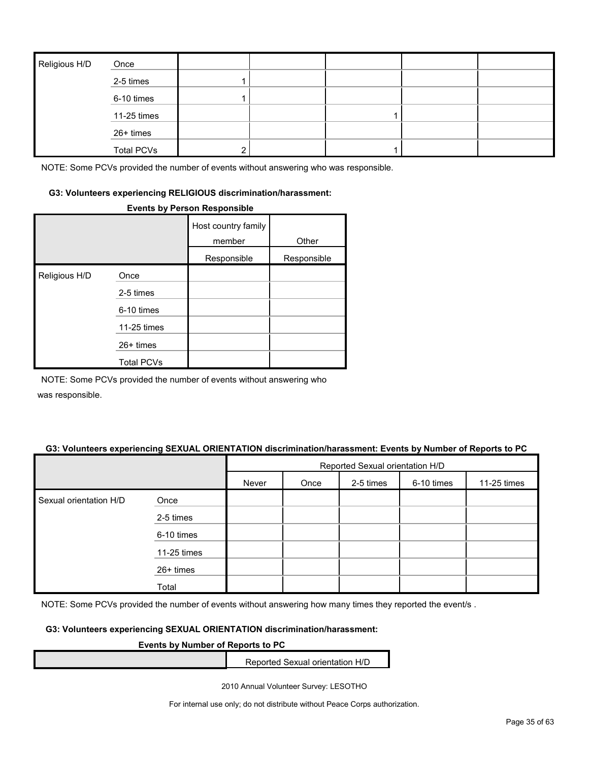| | | | | | | |
|---|---|---|---|---|---|---|
| Religious H/D | Once | | | | | |
| | 2-5 times | 1 | | | | |
| | 6-10 times | 1 | | | | |
| | 11-25 times | | | 1 | | |
| | 26+ times | | | | | |
| | Total PCVs | 2 | | 1 | | |

NOTE: Some PCVs provided the number of events without answering who was responsible.

#### G3: Volunteers experiencing RELIGIOUS discrimination/harassment:

**Events by Person Responsible**

| | | Host country family member | Other |
|---|---|---|---|
| | | Responsible | Responsible |
| Religious H/D | Once | | |
| | 2-5 times | | |
| | 6-10 times | | |
| | 11-25 times | | |
| | 26+ times | | |
| | Total PCVs | | |

NOTE: Some PCVs provided the number of events without answering who was responsible.

#### G3: Volunteers experiencing SEXUAL ORIENTATION discrimination/harassment: Events by Number of Reports to PC

| | | Reported Sexual orientation H/D | | | | |
|---|---|---|---|---|---|---|
| | | Never | Once | 2-5 times | 6-10 times | 11-25 times |
| Sexual orientation H/D | Once | | | | | |
| | 2-5 times | | | | | |
| | 6-10 times | | | | | |
| | 11-25 times | | | | | |
| | 26+ times | | | | | |
| | Total | | | | | |

NOTE: Some PCVs provided the number of events without answering how many times they reported the event/s .

#### G3: Volunteers experiencing SEXUAL ORIENTATION discrimination/harassment:

**Events by Number of Reports to PC**

| | Reported Sexual orientation H/D |
|---|---|

2010 Annual Volunteer Survey: LESOTHO

For internal use only; do not distribute without Peace Corps authorization.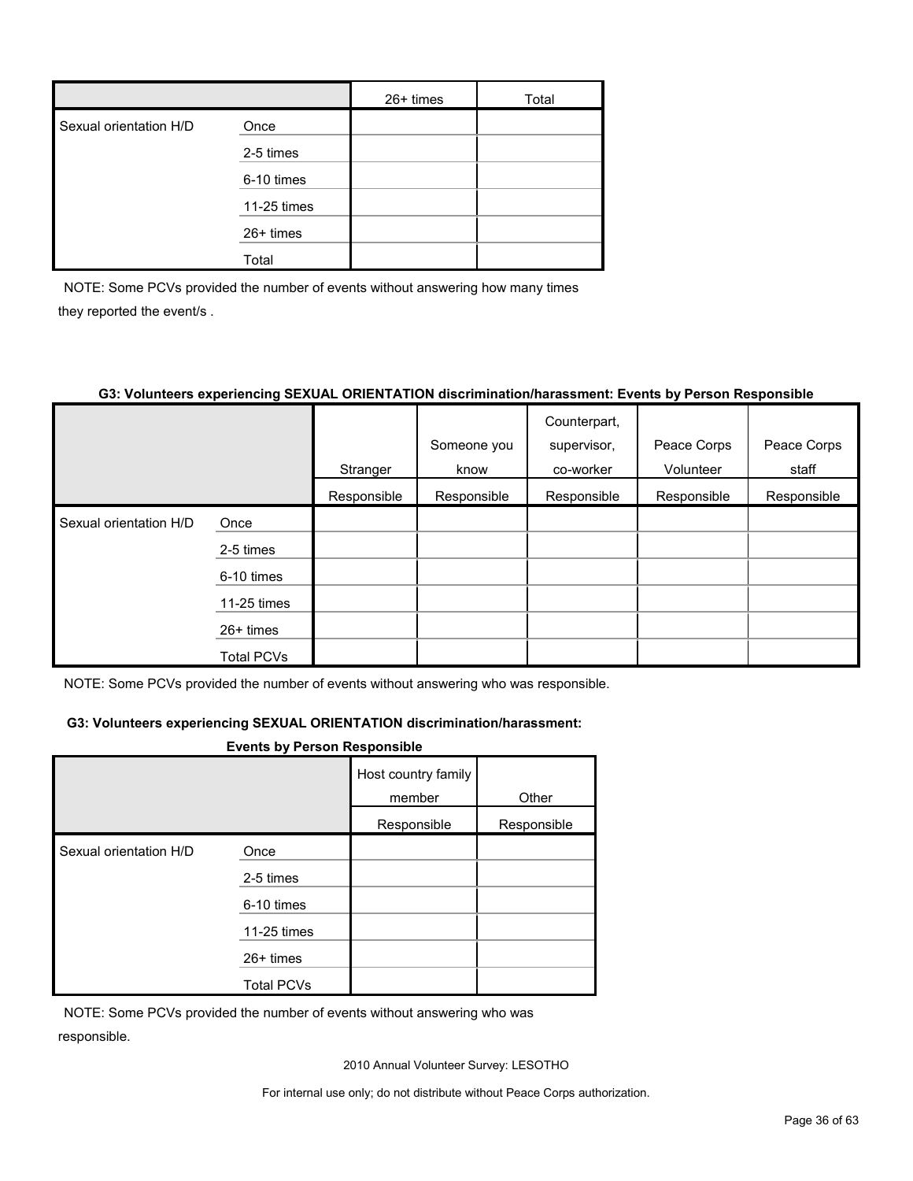| | | 26+ times | Total |
|---|---|---|---|
| Sexual orientation H/D | Once | | |
| | 2-5 times | | |
| | 6-10 times | | |
| | 11-25 times | | |
| | 26+ times | | |
| | Total | | |

NOTE: Some PCVs provided the number of events without answering how many times they reported the event/s .

#### G3: Volunteers experiencing SEXUAL ORIENTATION discrimination/harassment: Events by Person Responsible

| | | Stranger | Someone you know | Counterpart, supervisor, co-worker | Peace Corps Volunteer | Peace Corps staff |
|---|---|---|---|---|---|---|
| | | Responsible | Responsible | Responsible | Responsible | Responsible |
| Sexual orientation H/D | Once | | | | | |
| | 2-5 times | | | | | |
| | 6-10 times | | | | | |
| | 11-25 times | | | | | |
| | 26+ times | | | | | |
| | Total PCVs | | | | | |

NOTE: Some PCVs provided the number of events without answering who was responsible.

#### G3: Volunteers experiencing SEXUAL ORIENTATION discrimination/harassment: Events by Person Responsible

| | | Host country family member | Other |
|---|---|---|---|
| | | Responsible | Responsible |
| Sexual orientation H/D | Once | | |
| | 2-5 times | | |
| | 6-10 times | | |
| | 11-25 times | | |
| | 26+ times | | |
| | Total PCVs | | |

NOTE: Some PCVs provided the number of events without answering who was responsible.

2010 Annual Volunteer Survey: LESOTHO

For internal use only; do not distribute without Peace Corps authorization.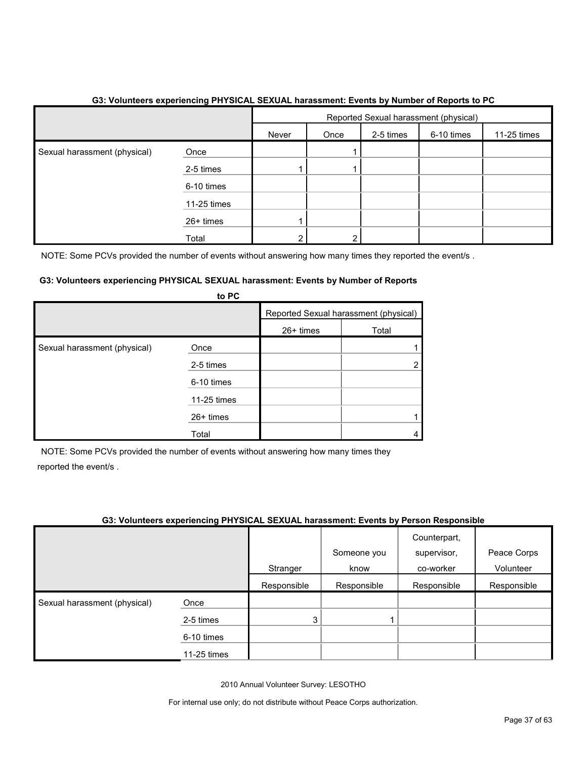**G3: Volunteers experiencing PHYSICAL SEXUAL harassment: Events by Number of Reports to PC**

| | | Reported Sexual harassment (physical) | | | | |
|---|---|---|---|---|---|---|
| | | Never | Once | 2-5 times | 6-10 times | 11-25 times |
| Sexual harassment (physical) | Once | | 1 | | | |
| | 2-5 times | 1 | 1 | | | |
| | 6-10 times | | | | | |
| | 11-25 times | | | | | |
| | 26+ times | 1 | | | | |
| | Total | 2 | 2 | | | |

NOTE: Some PCVs provided the number of events without answering how many times they reported the event/s .

**G3: Volunteers experiencing PHYSICAL SEXUAL harassment: Events by Number of Reports to PC**

| | | Reported Sexual harassment (physical) | |
|---|---|---|---|
| | | 26+ times | Total |
| Sexual harassment (physical) | Once | | 1 |
| | 2-5 times | | 2 |
| | 6-10 times | | |
| | 11-25 times | | |
| | 26+ times | | 1 |
| | Total | | 4 |

NOTE: Some PCVs provided the number of events without answering how many times they reported the event/s .

**G3: Volunteers experiencing PHYSICAL SEXUAL harassment: Events by Person Responsible**

| | | Stranger | Someone you know | Counterpart, supervisor, co-worker | Peace Corps Volunteer |
|---|---|---|---|---|---|
| | | Responsible | Responsible | Responsible | Responsible |
| Sexual harassment (physical) | Once | | | | |
| | 2-5 times | 3 | 1 | | |
| | 6-10 times | | | | |
| | 11-25 times | | | | |

2010 Annual Volunteer Survey: LESOTHO

For internal use only; do not distribute without Peace Corps authorization.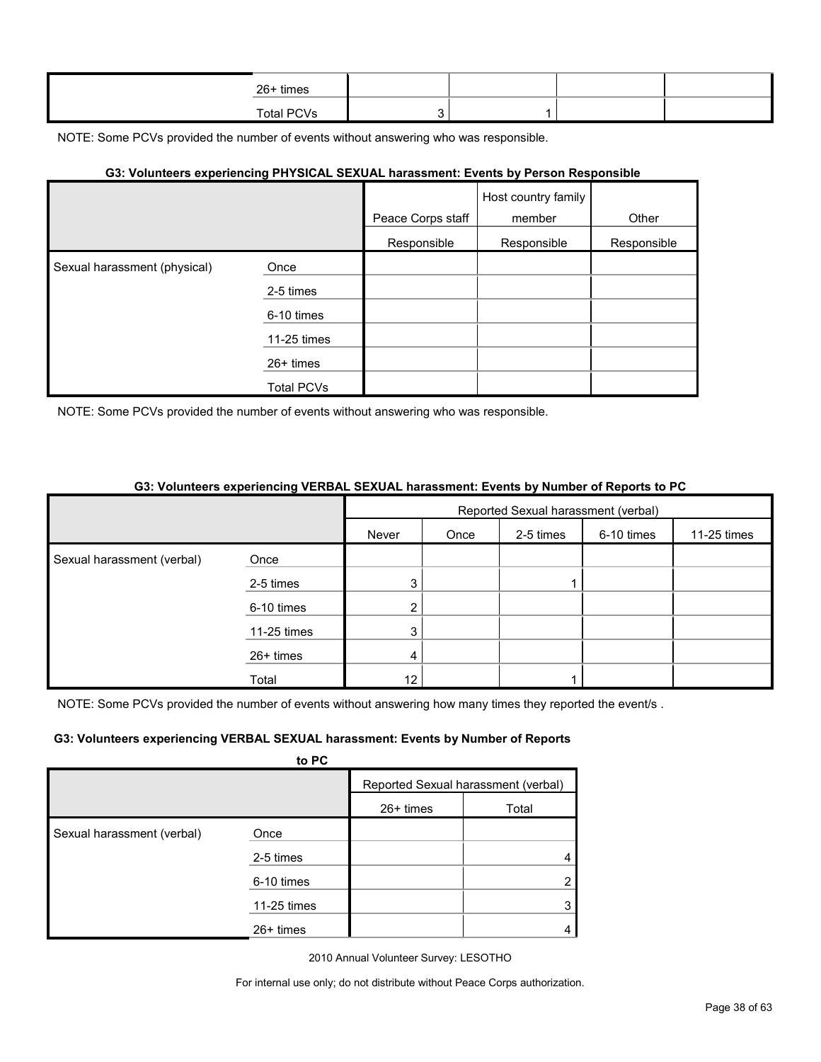| | | | | | |
|---|---|---|---|---|---|
| | 26+ times | | | | |
| | Total PCVs | 3 | 1 | | |

NOTE: Some PCVs provided the number of events without answering who was responsible.

**G3: Volunteers experiencing PHYSICAL SEXUAL harassment: Events by Person Responsible**

| | | Peace Corps staff | Host country family member | Other |
|---|---|---|---|---|
| | | Responsible | Responsible | Responsible |
| Sexual harassment (physical) | Once | | | |
| | 2-5 times | | | |
| | 6-10 times | | | |
| | 11-25 times | | | |
| | 26+ times | | | |
| | Total PCVs | | | |

NOTE: Some PCVs provided the number of events without answering who was responsible.

**G3: Volunteers experiencing VERBAL SEXUAL harassment: Events by Number of Reports to PC**

| | | Reported Sexual harassment (verbal) | | | | | | |
|---|---|---|---|---|---|---|---|---|
| | | Never | Once | 2-5 times | 6-10 times | 11-25 times | 26+ times | Total |
| Sexual harassment (verbal) | Once | | | | | | | |
| | 2-5 times | 3 | | 1 | | | | 4 |
| | 6-10 times | 2 | | | | | | 2 |
| | 11-25 times | 3 | | | | | | 3 |
| | 26+ times | 4 | | | | | | 4 |
| | Total | 12 | | 1 | | | | |

NOTE: Some PCVs provided the number of events without answering how many times they reported the event/s .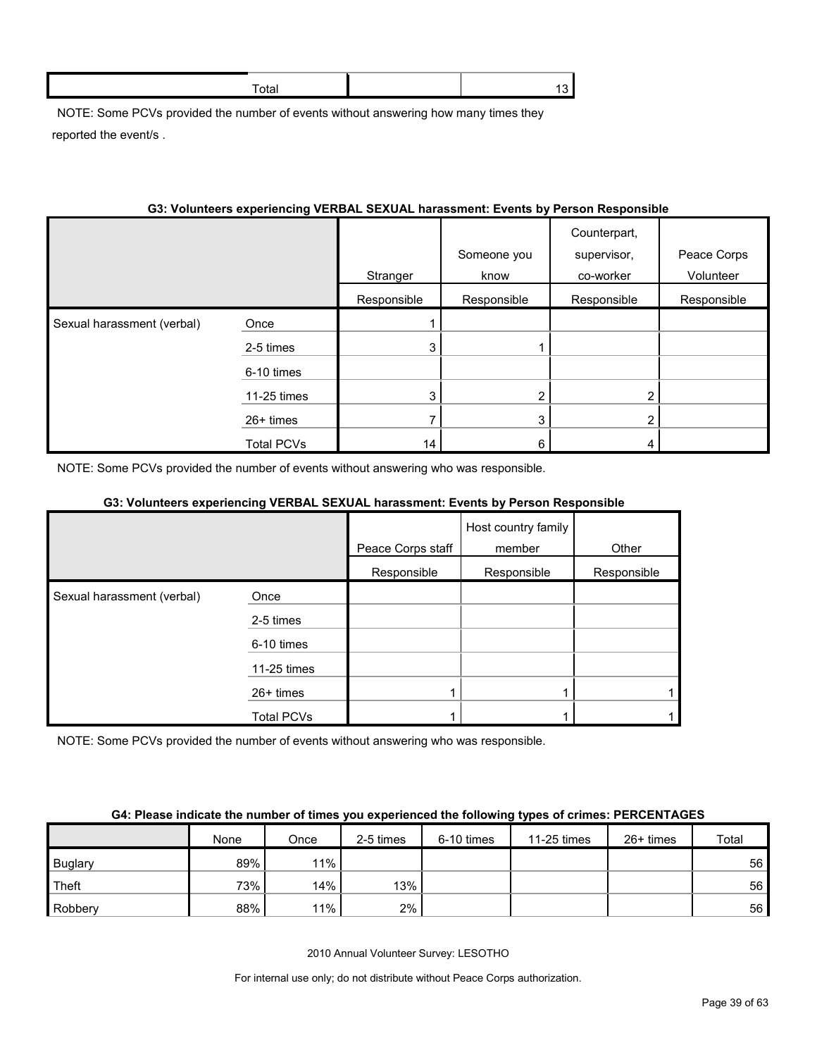| | Total | | 13 |
|---|---|---|---|

NOTE: Some PCVs provided the number of events without answering how many times they reported the event/s .

**G3: Volunteers experiencing VERBAL SEXUAL harassment: Events by Person Responsible**

| | | Stranger | Someone you know | Counterpart, supervisor, co-worker | Peace Corps Volunteer |
|---|---|---|---|---|---|
| | | Responsible | Responsible | Responsible | Responsible |
| Sexual harassment (verbal) | Once | 1 | | | |
| | 2-5 times | 3 | 1 | | |
| | 6-10 times | | | | |
| | 11-25 times | 3 | 2 | 2 | |
| | 26+ times | 7 | 3 | 2 | |
| | Total PCVs | 14 | 6 | 4 | |

NOTE: Some PCVs provided the number of events without answering who was responsible.

**G3: Volunteers experiencing VERBAL SEXUAL harassment: Events by Person Responsible**

| | | Peace Corps staff | Host country family member | Other |
|---|---|---|---|---|
| | | Responsible | Responsible | Responsible |
| Sexual harassment (verbal) | Once | | | |
| | 2-5 times | | | |
| | 6-10 times | | | |
| | 11-25 times | | | |
| | 26+ times | 1 | 1 | 1 |
| | Total PCVs | 1 | 1 | 1 |

NOTE: Some PCVs provided the number of events without answering who was responsible.

**G4: Please indicate the number of times you experienced the following types of crimes: PERCENTAGES**

| | None | Once | 2-5 times | 6-10 times | 11-25 times | 26+ times | Total |
|---|---|---|---|---|---|---|---|
| Buglary | 89% | 11% | | | | | 56 |
| Theft | 73% | 14% | 13% | | | | 56 |
| Robbery | 88% | 11% | 2% | | | | 56 |

2010 Annual Volunteer Survey: LESOTHO

For internal use only; do not distribute without Peace Corps authorization.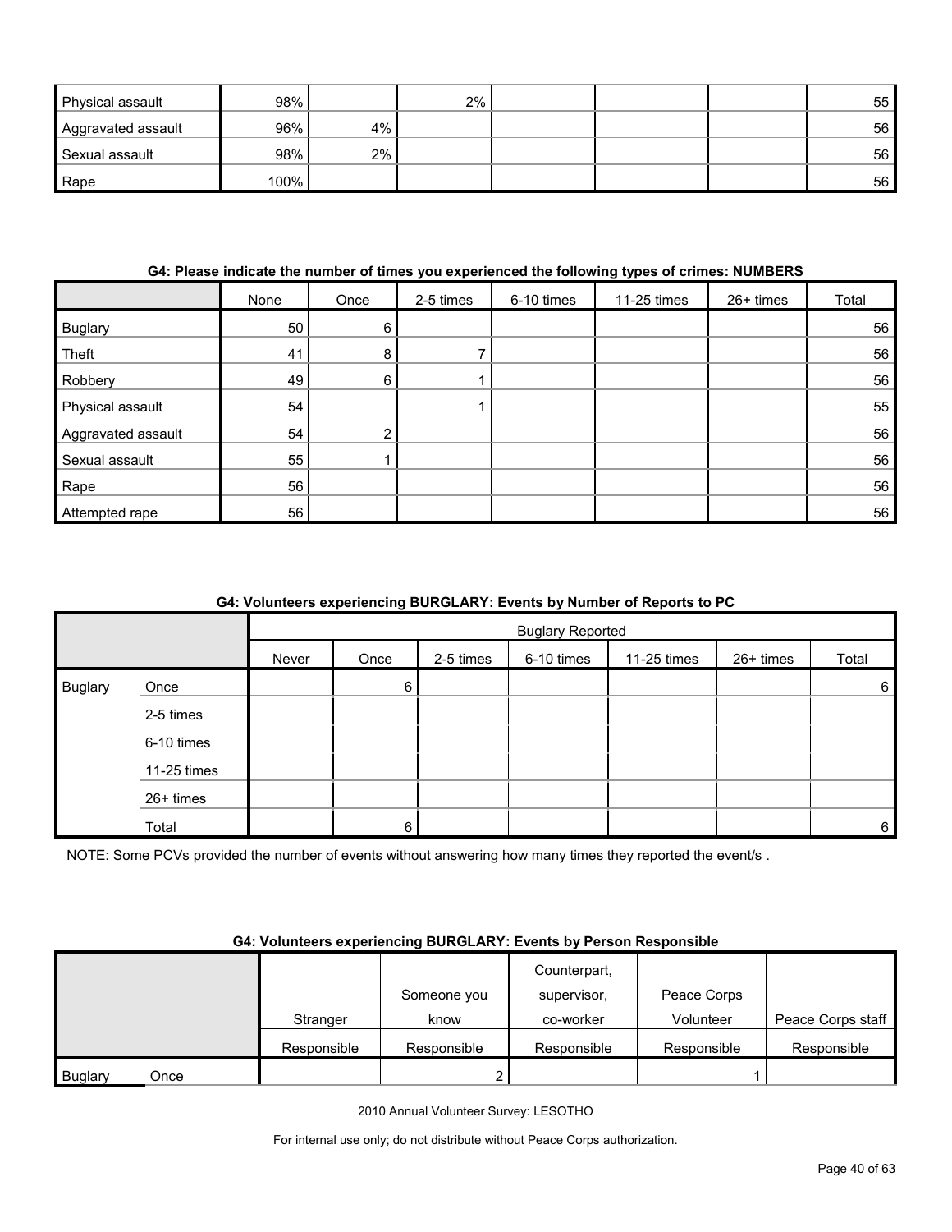| | | | | | | | |
|---|---|---|---|---|---|---|---|
| Physical assault | 98% | | 2% | | | | 55 |
| Aggravated assault | 96% | 4% | | | | | 56 |
| Sexual assault | 98% | 2% | | | | | 56 |
| Rape | 100% | | | | | | 56 |

**G4: Please indicate the number of times you experienced the following types of crimes: NUMBERS**

| | None | Once | 2-5 times | 6-10 times | 11-25 times | 26+ times | Total |
|---|---|---|---|---|---|---|---|
| Buglary | 50 | 6 | | | | | 56 |
| Theft | 41 | 8 | 7 | | | | 56 |
| Robbery | 49 | 6 | 1 | | | | 56 |
| Physical assault | 54 | | 1 | | | | 55 |
| Aggravated assault | 54 | 2 | | | | | 56 |
| Sexual assault | 55 | 1 | | | | | 56 |
| Rape | 56 | | | | | | 56 |
| Attempted rape | 56 | | | | | | 56 |

**G4: Volunteers experiencing BURGLARY: Events by Number of Reports to PC**

| | | Buglary Reported | | | | | | |
|---|---|---|---|---|---|---|---|---|
| | | Never | Once | 2-5 times | 6-10 times | 11-25 times | 26+ times | Total |
| Buglary | Once | | 6 | | | | | 6 |
| | 2-5 times | | | | | | | |
| | 6-10 times | | | | | | | |
| | 11-25 times | | | | | | | |
| | 26+ times | | | | | | | |
| | Total | | 6 | | | | | 6 |

NOTE: Some PCVs provided the number of events without answering how many times they reported the event/s .

**G4: Volunteers experiencing BURGLARY: Events by Person Responsible**

| | | Stranger | Someone you know | Counterpart, supervisor, co-worker | Peace Corps Volunteer | Peace Corps staff |
|---|---|---|---|---|---|---|
| | | Responsible | Responsible | Responsible | Responsible | Responsible |
| Buglary | Once | | 2 | | 1 | |

2010 Annual Volunteer Survey: LESOTHO

For internal use only; do not distribute without Peace Corps authorization.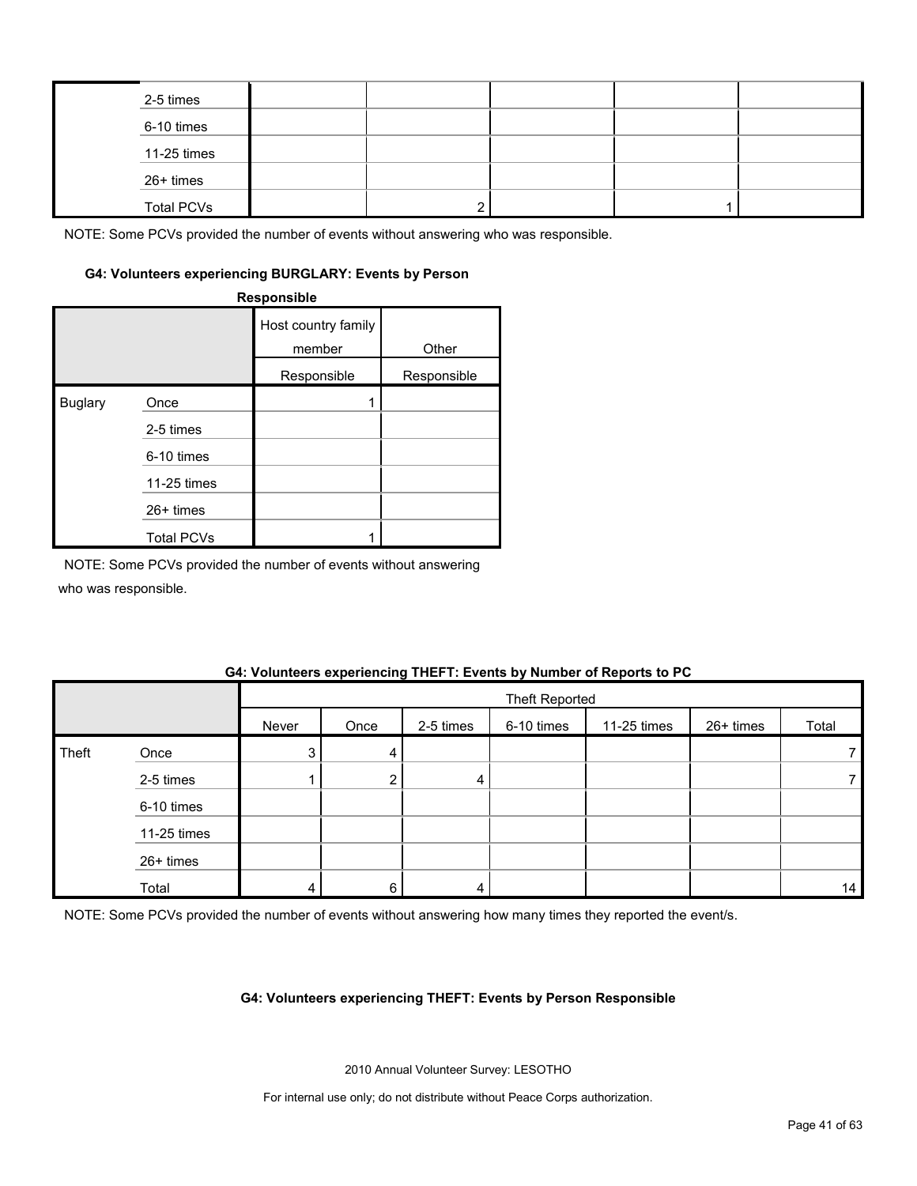| | | | | | | |
|---|---|---|---|---|---|---|
| | 2-5 times | | | | | |
| | 6-10 times | | | | | |
| | 11-25 times | | | | | |
| | 26+ times | | | | | |
| | Total PCVs | | 2 | | 1 | |

NOTE: Some PCVs provided the number of events without answering who was responsible.

#### G4: Volunteers experiencing BURGLARY: Events by Person Responsible

| | | Host country family member | Other |
|---|---|---|---|
| | | Responsible | Responsible |
| Buglary | Once | 1 | |
| | 2-5 times | | |
| | 6-10 times | | |
| | 11-25 times | | |
| | 26+ times | | |
| | Total PCVs | 1 | |

NOTE: Some PCVs provided the number of events without answering who was responsible.

#### G4: Volunteers experiencing THEFT: Events by Number of Reports to PC

| | | Theft Reported | | | | | | |
|---|---|---|---|---|---|---|---|---|
| | | Never | Once | 2-5 times | 6-10 times | 11-25 times | 26+ times | Total |
| Theft | Once | 3 | 4 | | | | | 7 |
| | 2-5 times | 1 | 2 | 4 | | | | 7 |
| | 6-10 times | | | | | | | |
| | 11-25 times | | | | | | | |
| | 26+ times | | | | | | | |
| | Total | 4 | 6 | 4 | | | | 14 |

NOTE: Some PCVs provided the number of events without answering how many times they reported the event/s.

#### G4: Volunteers experiencing THEFT: Events by Person Responsible

2010 Annual Volunteer Survey: LESOTHO

For internal use only; do not distribute without Peace Corps authorization.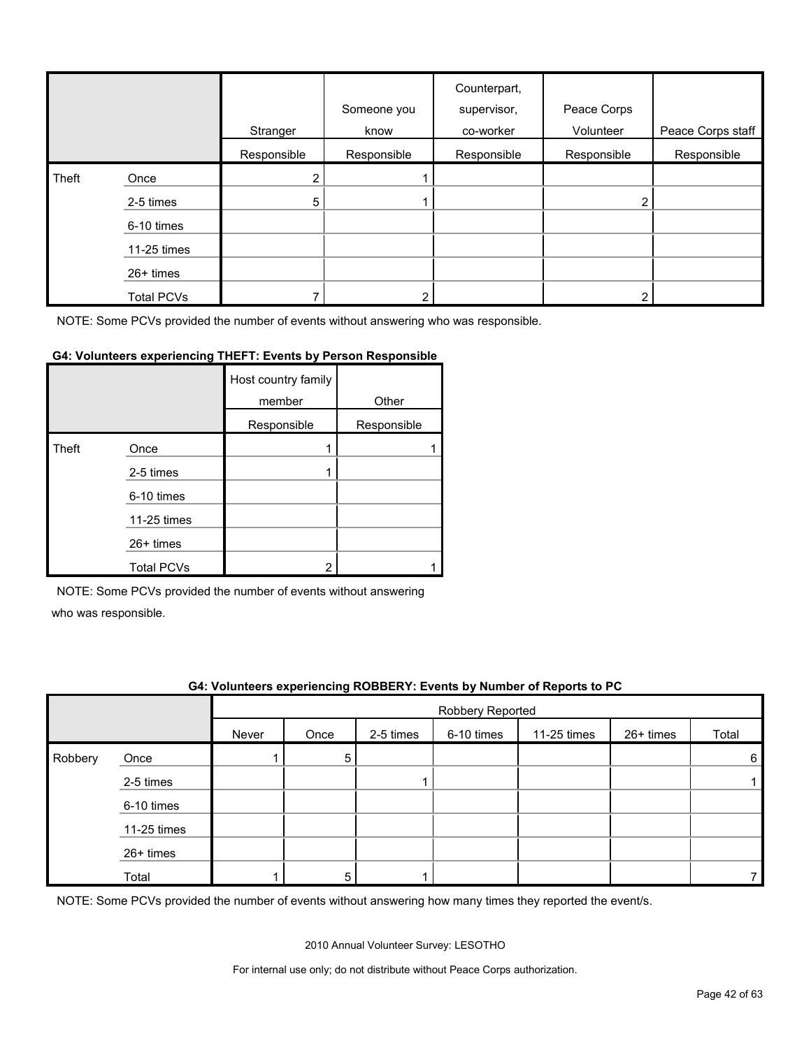| | | Stranger | Someone you know | Counterpart, supervisor, co-worker | Peace Corps Volunteer | Peace Corps staff |
|---|---|---|---|---|---|---|
| | | Responsible | Responsible | Responsible | Responsible | Responsible |
| Theft | Once | 2 | 1 | | | |
| | 2-5 times | 5 | 1 | | 2 | |
| | 6-10 times | | | | | |
| | 11-25 times | | | | | |
| | 26+ times | | | | | |
| | Total PCVs | 7 | 2 | | 2 | |

NOTE: Some PCVs provided the number of events without answering who was responsible.

**G4: Volunteers experiencing THEFT: Events by Person Responsible**

| | | Host country family member | Other |
|---|---|---|---|
| | | Responsible | Responsible |
| Theft | Once | 1 | 1 |
| | 2-5 times | 1 | |
| | 6-10 times | | |
| | 11-25 times | | |
| | 26+ times | | |
| | Total PCVs | 2 | 1 |

NOTE: Some PCVs provided the number of events without answering who was responsible.

**G4: Volunteers experiencing ROBBERY: Events by Number of Reports to PC**

| | | Robbery Reported | | | | | | |
|---|---|---|---|---|---|---|---|---|
| | | Never | Once | 2-5 times | 6-10 times | 11-25 times | 26+ times | Total |
| Robbery | Once | 1 | 5 | | | | | 6 |
| | 2-5 times | | | 1 | | | | 1 |
| | 6-10 times | | | | | | | |
| | 11-25 times | | | | | | | |
| | 26+ times | | | | | | | |
| | Total | 1 | 5 | 1 | | | | 7 |

NOTE: Some PCVs provided the number of events without answering how many times they reported the event/s.

2010 Annual Volunteer Survey: LESOTHO

For internal use only; do not distribute without Peace Corps authorization.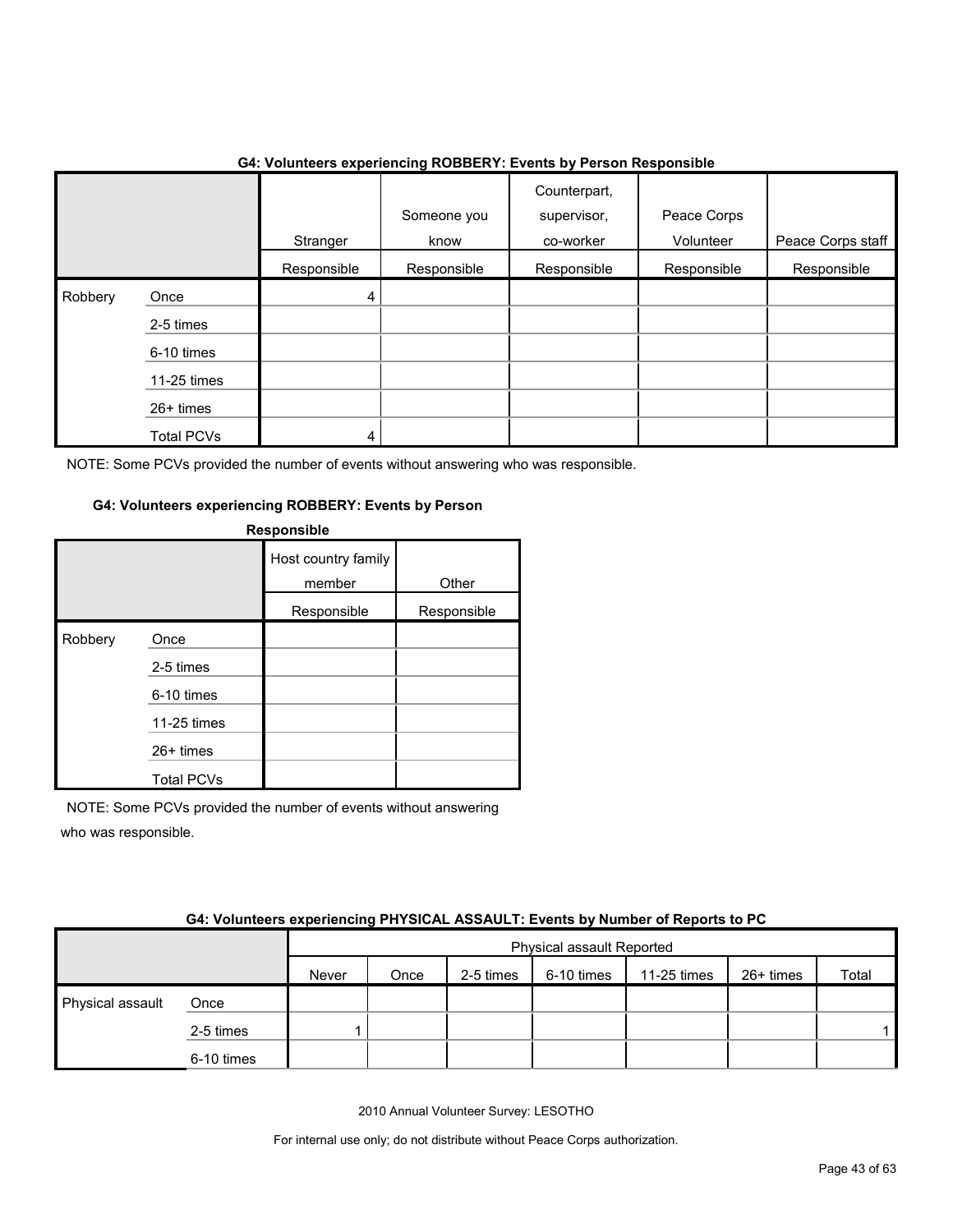**G4: Volunteers experiencing ROBBERY: Events by Person Responsible**

| | | Stranger | Someone you know | Counterpart, supervisor, co-worker | Peace Corps Volunteer | Peace Corps staff |
|---|---|---|---|---|---|---|
| | | Responsible | Responsible | Responsible | Responsible | Responsible |
| Robbery | Once | 4 | | | | |
| | 2-5 times | | | | | |
| | 6-10 times | | | | | |
| | 11-25 times | | | | | |
| | 26+ times | | | | | |
| | Total PCVs | 4 | | | | |

NOTE: Some PCVs provided the number of events without answering who was responsible.

**G4: Volunteers experiencing ROBBERY: Events by Person Responsible**

| | | Host country family member | Other |
|---|---|---|---|
| | | Responsible | Responsible |
| Robbery | Once | | |
| | 2-5 times | | |
| | 6-10 times | | |
| | 11-25 times | | |
| | 26+ times | | |
| | Total PCVs | | |

NOTE: Some PCVs provided the number of events without answering who was responsible.

**G4: Volunteers experiencing PHYSICAL ASSAULT: Events by Number of Reports to PC**

| | | Physical assault Reported | | | | | | |
|---|---|---|---|---|---|---|---|---|
| | | Never | Once | 2-5 times | 6-10 times | 11-25 times | 26+ times | Total |
| Physical assault | Once | | | | | | | |
| | 2-5 times | 1 | | | | | | 1 |
| | 6-10 times | | | | | | | |

2010 Annual Volunteer Survey: LESOTHO

For internal use only; do not distribute without Peace Corps authorization.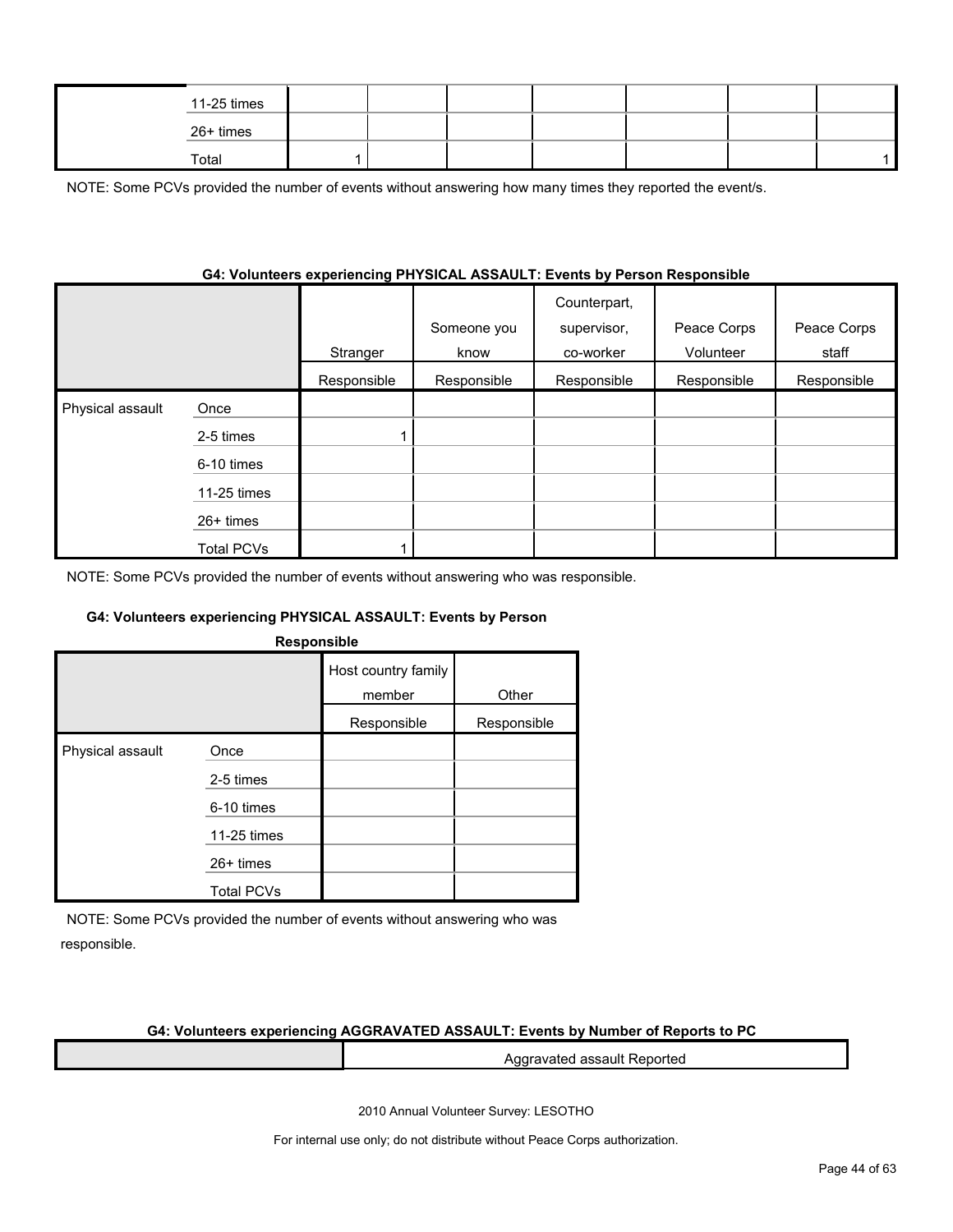| | | | | | | | | |
|---|---|---|---|---|---|---|---|---|
| | 11-25 times | | | | | | | |
| | 26+ times | | | | | | | |
| | Total | 1 | | | | | | 1 |

NOTE: Some PCVs provided the number of events without answering how many times they reported the event/s.

**G4: Volunteers experiencing PHYSICAL ASSAULT: Events by Person Responsible**

| | | Stranger | Someone you know | Counterpart, supervisor, co-worker | Peace Corps Volunteer | Peace Corps staff |
|---|---|---|---|---|---|---|
| | | Responsible | Responsible | Responsible | Responsible | Responsible |
| Physical assault | Once | | | | | |
| | 2-5 times | 1 | | | | |
| | 6-10 times | | | | | |
| | 11-25 times | | | | | |
| | 26+ times | | | | | |
| | Total PCVs | 1 | | | | |

NOTE: Some PCVs provided the number of events without answering who was responsible.

**G4: Volunteers experiencing PHYSICAL ASSAULT: Events by Person Responsible**

| | | Host country family member | Other |
|---|---|---|---|
| | | Responsible | Responsible |
| Physical assault | Once | | |
| | 2-5 times | | |
| | 6-10 times | | |
| | 11-25 times | | |
| | 26+ times | | |
| | Total PCVs | | |

NOTE: Some PCVs provided the number of events without answering who was responsible.

**G4: Volunteers experiencing AGGRAVATED ASSAULT: Events by Number of Reports to PC**

| | Aggravated assault Reported |
|---|---|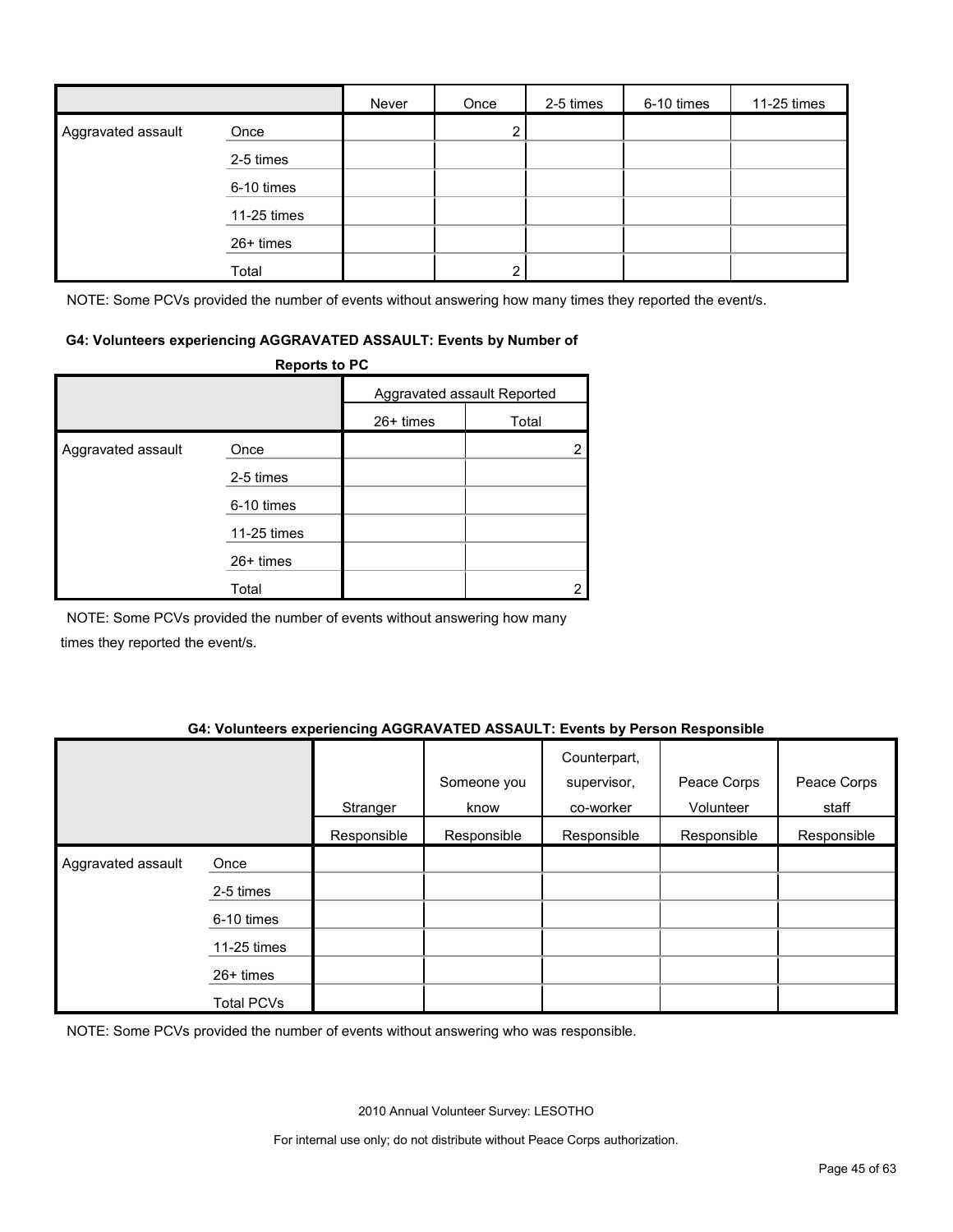| | | Never | Once | 2-5 times | 6-10 times | 11-25 times |
|---|---|---|---|---|---|---|
| Aggravated assault | Once | | 2 | | | |
| | 2-5 times | | | | | |
| | 6-10 times | | | | | |
| | 11-25 times | | | | | |
| | 26+ times | | | | | |
| | Total | | 2 | | | |

NOTE: Some PCVs provided the number of events without answering how many times they reported the event/s.

**G4: Volunteers experiencing AGGRAVATED ASSAULT: Events by Number of Reports to PC**

| | | Aggravated assault Reported | |
|---|---|---|---|
| | | 26+ times | Total |
| Aggravated assault | Once | | 2 |
| | 2-5 times | | |
| | 6-10 times | | |
| | 11-25 times | | |
| | 26+ times | | |
| | Total | | 2 |

NOTE: Some PCVs provided the number of events without answering how many times they reported the event/s.

**G4: Volunteers experiencing AGGRAVATED ASSAULT: Events by Person Responsible**

| | | Stranger | Someone you know | Counterpart, supervisor, co-worker | Peace Corps Volunteer | Peace Corps staff |
|---|---|---|---|---|---|---|
| | | Responsible | Responsible | Responsible | Responsible | Responsible |
| Aggravated assault | Once | | | | | |
| | 2-5 times | | | | | |
| | 6-10 times | | | | | |
| | 11-25 times | | | | | |
| | 26+ times | | | | | |
| | Total PCVs | | | | | |

NOTE: Some PCVs provided the number of events without answering who was responsible.

2010 Annual Volunteer Survey: LESOTHO

For internal use only; do not distribute without Peace Corps authorization.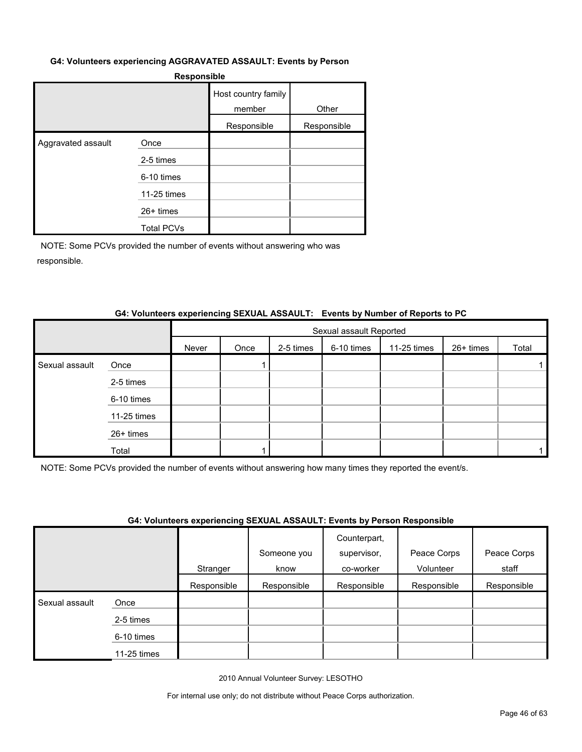**G4: Volunteers experiencing AGGRAVATED ASSAULT: Events by Person Responsible**

| | | Host country family member | Other |
|---|---|---|---|
| | | Responsible | Responsible |
| Aggravated assault | Once | | |
| | 2-5 times | | |
| | 6-10 times | | |
| | 11-25 times | | |
| | 26+ times | | |
| | Total PCVs | | |

NOTE: Some PCVs provided the number of events without answering who was responsible.

**G4: Volunteers experiencing SEXUAL ASSAULT: Events by Number of Reports to PC**

| | | Sexual assault Reported | | | | | | |
|---|---|---|---|---|---|---|---|---|
| | | Never | Once | 2-5 times | 6-10 times | 11-25 times | 26+ times | Total |
| Sexual assault | Once | | 1 | | | | | 1 |
| | 2-5 times | | | | | | | |
| | 6-10 times | | | | | | | |
| | 11-25 times | | | | | | | |
| | 26+ times | | | | | | | |
| | Total | | 1 | | | | | 1 |

NOTE: Some PCVs provided the number of events without answering how many times they reported the event/s.

**G4: Volunteers experiencing SEXUAL ASSAULT: Events by Person Responsible**

| | | Stranger | Someone you know | Counterpart, supervisor, co-worker | Peace Corps Volunteer | Peace Corps staff |
|---|---|---|---|---|---|---|
| | | Responsible | Responsible | Responsible | Responsible | Responsible |
| Sexual assault | Once | | | | | |
| | 2-5 times | | | | | |
| | 6-10 times | | | | | |
| | 11-25 times | | | | | |

2010 Annual Volunteer Survey: LESOTHO

For internal use only; do not distribute without Peace Corps authorization.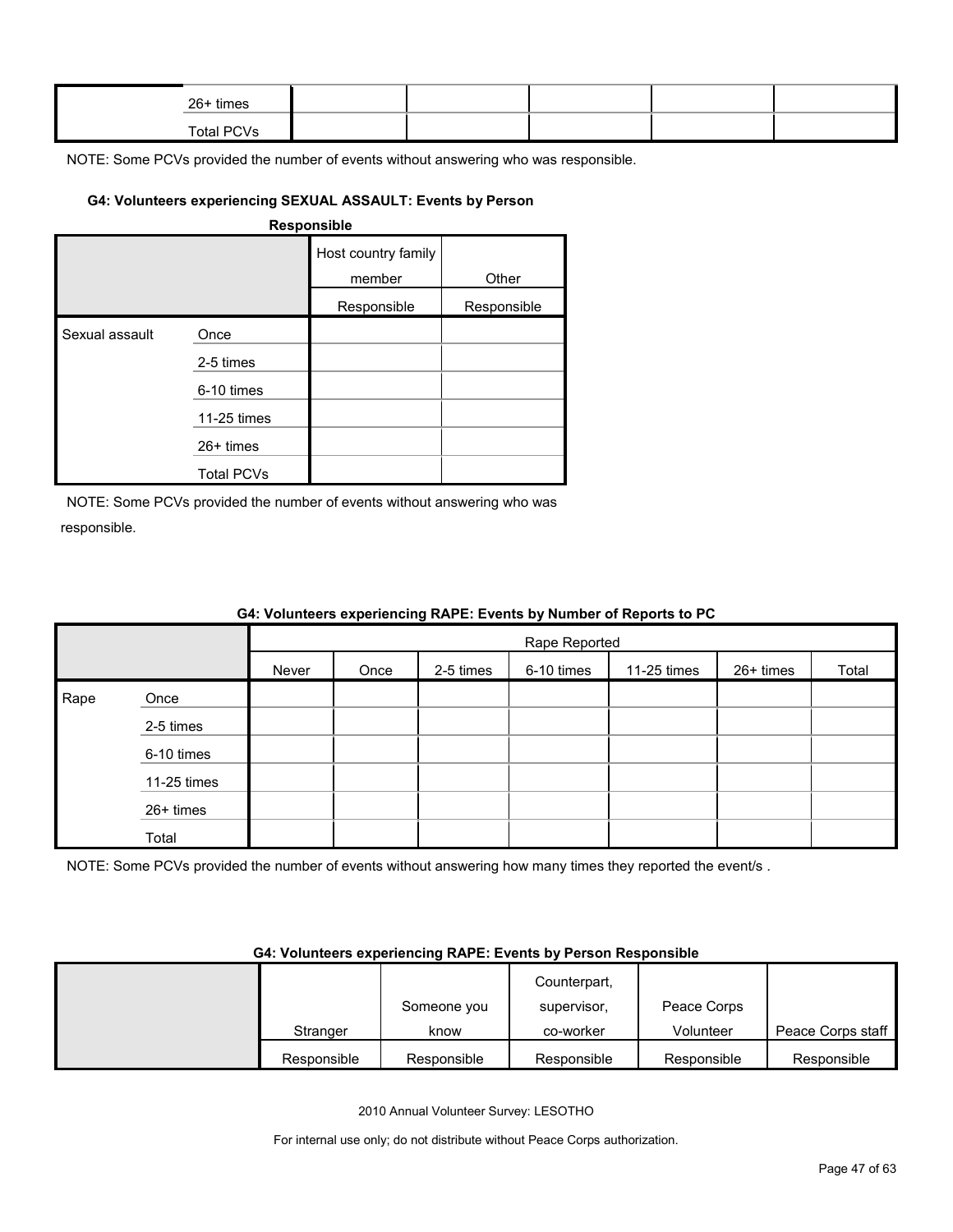| | | | | | | |
|---|---|---|---|---|---|---|
| | 26+ times | | | | | |
| | Total PCVs | | | | | |

NOTE: Some PCVs provided the number of events without answering who was responsible.

#### G4: Volunteers experiencing SEXUAL ASSAULT: Events by Person Responsible

| | | Host country family member | Other |
|---|---|---|---|
| | | Responsible | Responsible |
| Sexual assault | Once | | |
| | 2-5 times | | |
| | 6-10 times | | |
| | 11-25 times | | |
| | 26+ times | | |
| | Total PCVs | | |

NOTE: Some PCVs provided the number of events without answering who was responsible.

#### G4: Volunteers experiencing RAPE: Events by Number of Reports to PC

| | | Rape Reported | | | | | | |
|---|---|---|---|---|---|---|---|---|
| | | Never | Once | 2-5 times | 6-10 times | 11-25 times | 26+ times | Total |
| Rape | Once | | | | | | | |
| | 2-5 times | | | | | | | |
| | 6-10 times | | | | | | | |
| | 11-25 times | | | | | | | |
| | 26+ times | | | | | | | |
| | Total | | | | | | | |

NOTE: Some PCVs provided the number of events without answering how many times they reported the event/s .

#### G4: Volunteers experiencing RAPE: Events by Person Responsible

| | Stranger | Someone you know | Counterpart, supervisor, co-worker | Peace Corps Volunteer | Peace Corps staff |
|---|---|---|---|---|---|
| | Responsible | Responsible | Responsible | Responsible | Responsible |

2010 Annual Volunteer Survey: LESOTHO

For internal use only; do not distribute without Peace Corps authorization.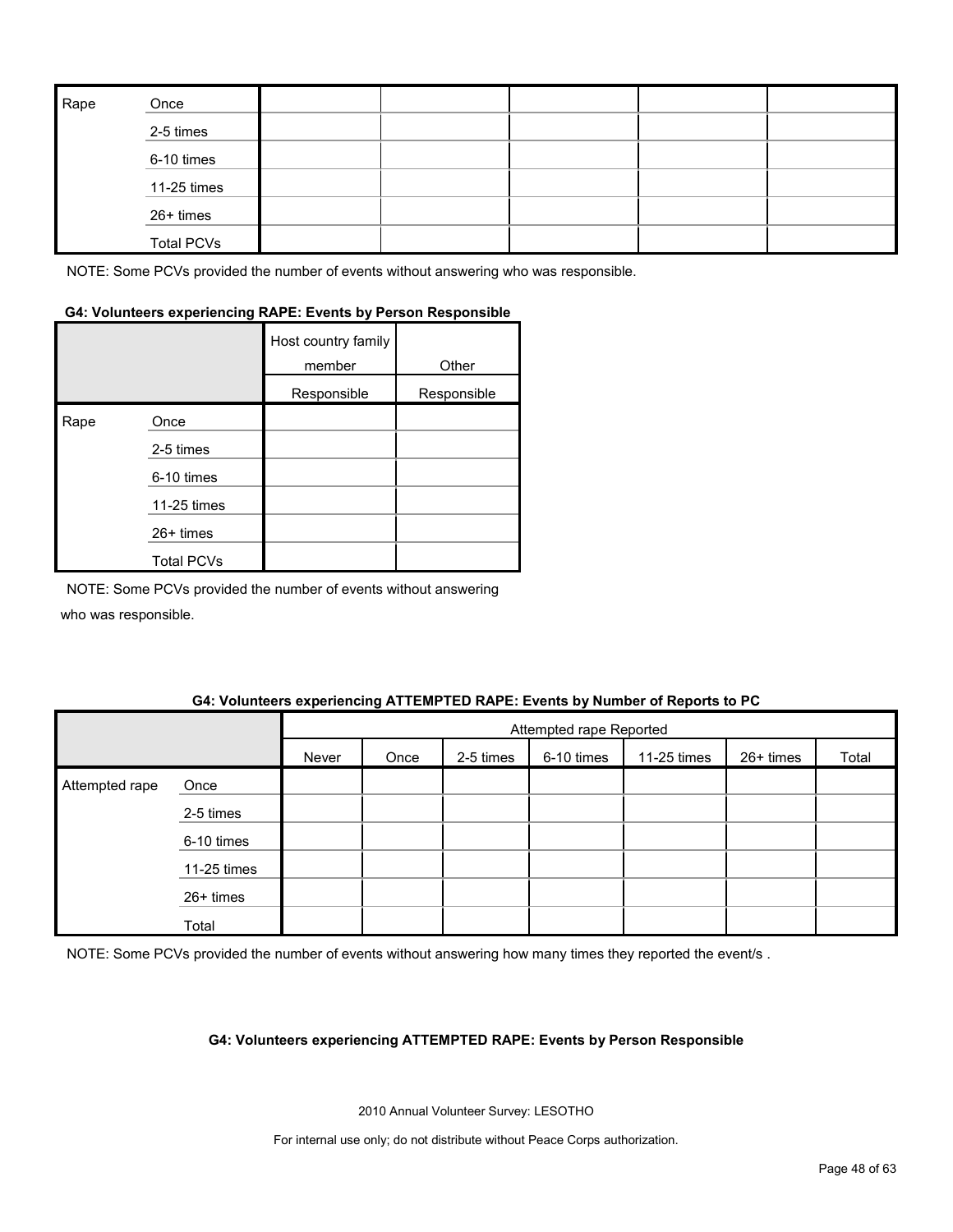| Rape | Once | | | | | |
|---|---|---|---|---|---|---|
| | 2-5 times | | | | | |
| | 6-10 times | | | | | |
| | 11-25 times | | | | | |
| | 26+ times | | | | | |
| | Total PCVs | | | | | |

NOTE: Some PCVs provided the number of events without answering who was responsible.

**G4: Volunteers experiencing RAPE: Events by Person Responsible**

| | | Host country family member | Other |
|---|---|---|---|
| | | Responsible | Responsible |
| Rape | Once | | |
| | 2-5 times | | |
| | 6-10 times | | |
| | 11-25 times | | |
| | 26+ times | | |
| | Total PCVs | | |

NOTE: Some PCVs provided the number of events without answering who was responsible.

**G4: Volunteers experiencing ATTEMPTED RAPE: Events by Number of Reports to PC**

| | | Attempted rape Reported | | | | | | |
|---|---|---|---|---|---|---|---|---|
| | | Never | Once | 2-5 times | 6-10 times | 11-25 times | 26+ times | Total |
| Attempted rape | Once | | | | | | | |
| | 2-5 times | | | | | | | |
| | 6-10 times | | | | | | | |
| | 11-25 times | | | | | | | |
| | 26+ times | | | | | | | |
| | Total | | | | | | | |

NOTE: Some PCVs provided the number of events without answering how many times they reported the event/s .

**G4: Volunteers experiencing ATTEMPTED RAPE: Events by Person Responsible**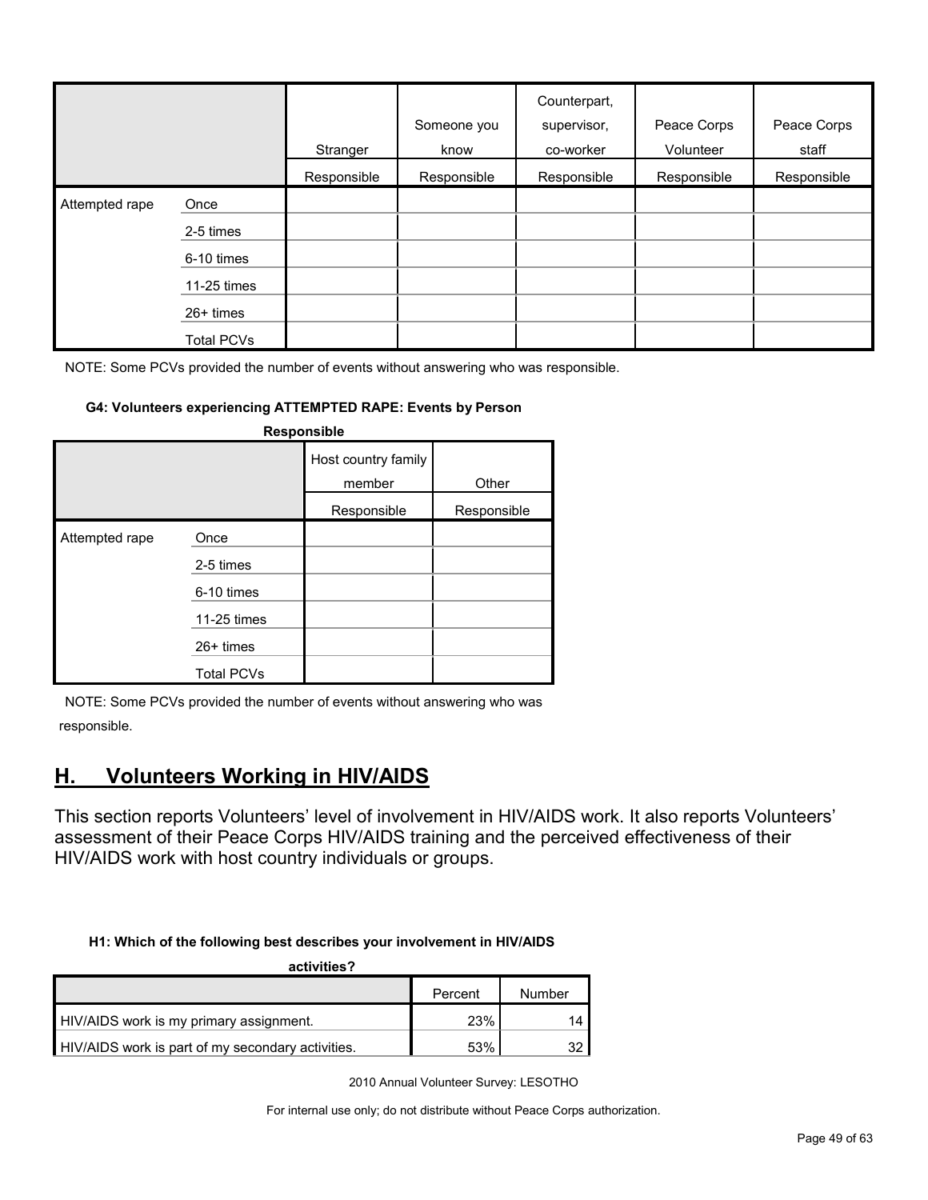| | | Stranger | Someone you know | Counterpart, supervisor, co-worker | Peace Corps Volunteer | Peace Corps staff |
|---|---|---|---|---|---|---|
| | | Responsible | Responsible | Responsible | Responsible | Responsible |
| Attempted rape | Once | | | | | |
| | 2-5 times | | | | | |
| | 6-10 times | | | | | |
| | 11-25 times | | | | | |
| | 26+ times | | | | | |
| | Total PCVs | | | | | |

NOTE: Some PCVs provided the number of events without answering who was responsible.

**G4: Volunteers experiencing ATTEMPTED RAPE: Events by Person Responsible**

| | | Host country family member | Other |
|---|---|---|---|
| | | Responsible | Responsible |
| Attempted rape | Once | | |
| | 2-5 times | | |
| | 6-10 times | | |
| | 11-25 times | | |
| | 26+ times | | |
| | Total PCVs | | |

NOTE: Some PCVs provided the number of events without answering who was responsible.

## H. Volunteers Working in HIV/AIDS

This section reports Volunteers' level of involvement in HIV/AIDS work. It also reports Volunteers' assessment of their Peace Corps HIV/AIDS training and the perceived effectiveness of their HIV/AIDS work with host country individuals or groups.

**H1: Which of the following best describes your involvement in HIV/AIDS activities?**

| | Percent | Number |
|---|---|---|
| HIV/AIDS work is my primary assignment. | 23% | 14 |
| HIV/AIDS work is part of my secondary activities. | 53% | 32 |

2010 Annual Volunteer Survey: LESOTHO

For internal use only; do not distribute without Peace Corps authorization.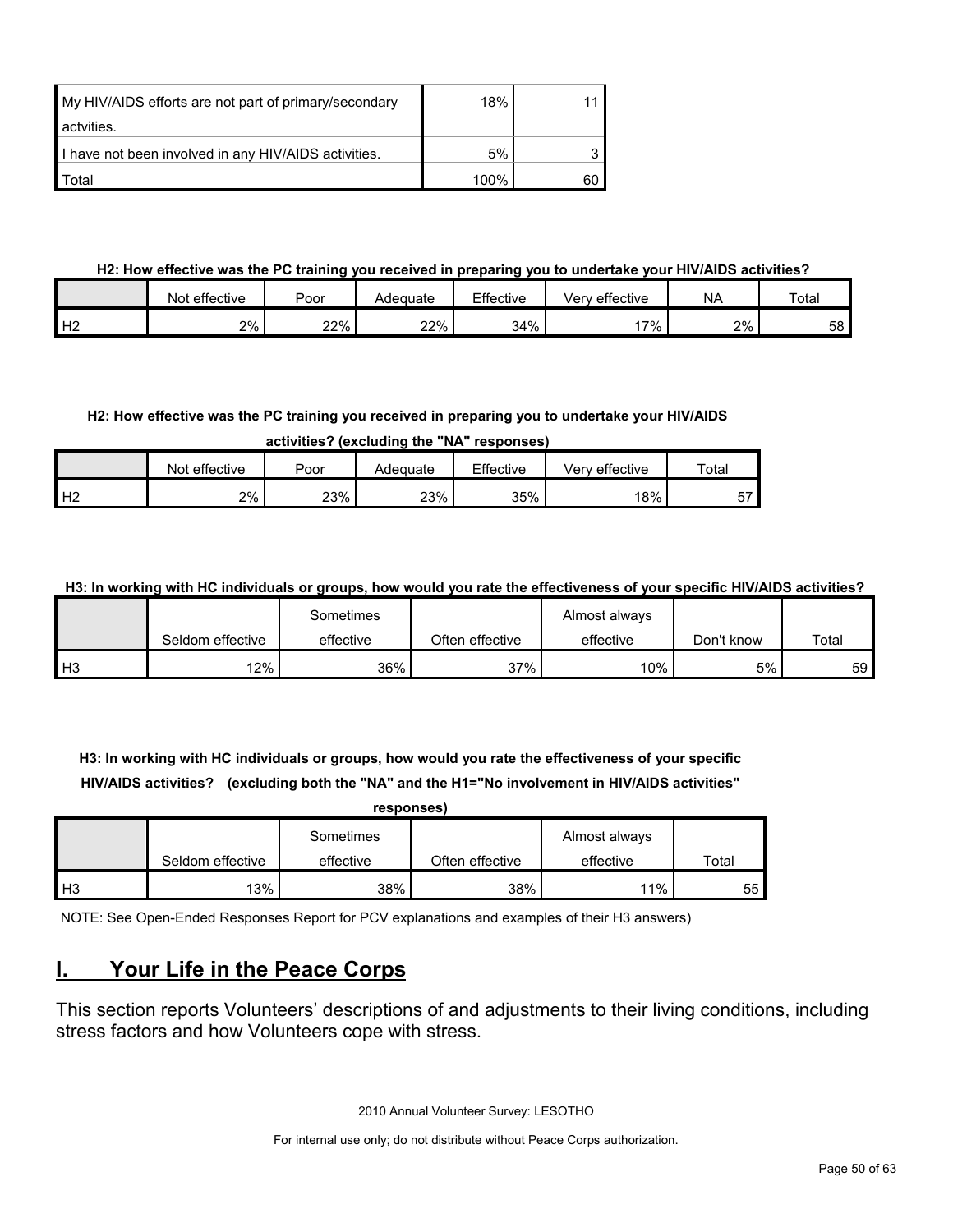| | | |
|---|---|---|
| My HIV/AIDS efforts are not part of primary/secondary actvities. | 18% | 11 |
| I have not been involved in any HIV/AIDS activities. | 5% | 3 |
| Total | 100% | 60 |

**H2: How effective was the PC training you received in preparing you to undertake your HIV/AIDS activities?**

| | Not effective | Poor | Adequate | Effective | Very effective | NA | Total |
|---|---|---|---|---|---|---|---|
| H2 | 2% | 22% | 22% | 34% | 17% | 2% | 58 |

**H2: How effective was the PC training you received in preparing you to undertake your HIV/AIDS activities? (excluding the "NA" responses)**

| | Not effective | Poor | Adequate | Effective | Very effective | Total |
|---|---|---|---|---|---|---|
| H2 | 2% | 23% | 23% | 35% | 18% | 57 |

**H3: In working with HC individuals or groups, how would you rate the effectiveness of your specific HIV/AIDS activities?**

| | Seldom effective | Sometimes effective | Often effective | Almost always effective | Don't know | Total |
|---|---|---|---|---|---|---|
| H3 | 12% | 36% | 37% | 10% | 5% | 59 |

**H3: In working with HC individuals or groups, how would you rate the effectiveness of your specific HIV/AIDS activities? (excluding both the "NA" and the H1="No involvement in HIV/AIDS activities" responses)**

| | Seldom effective | Sometimes effective | Often effective | Almost always effective | Total |
|---|---|---|---|---|---|
| H3 | 13% | 38% | 38% | 11% | 55 |

NOTE: See Open-Ended Responses Report for PCV explanations and examples of their H3 answers)

## I. Your Life in the Peace Corps

This section reports Volunteers' descriptions of and adjustments to their living conditions, including stress factors and how Volunteers cope with stress.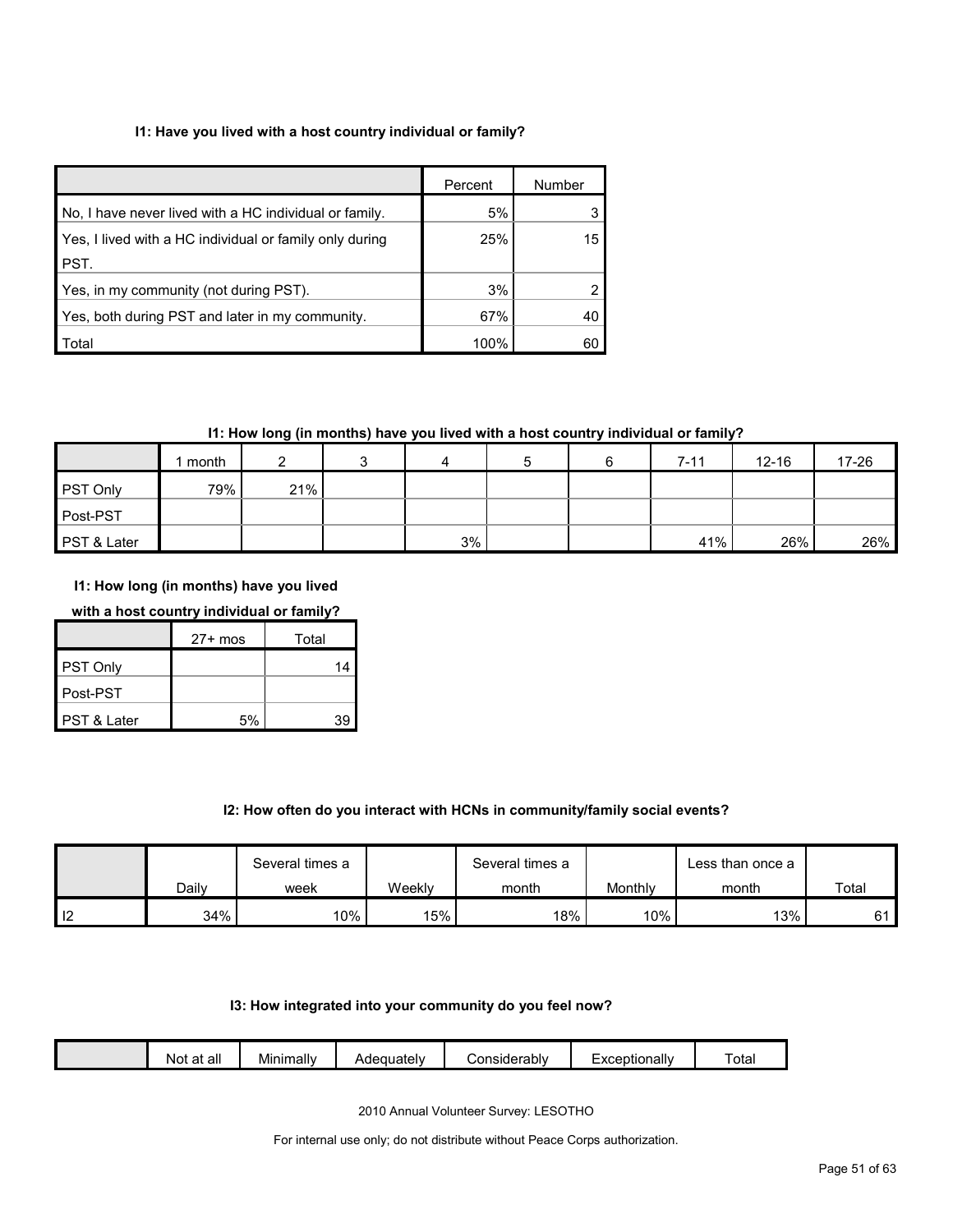#### I1: Have you lived with a host country individual or family?

| | Percent | Number |
|---|---|---|
| No, I have never lived with a HC individual or family. | 5% | 3 |
| Yes, I lived with a HC individual or family only during PST. | 25% | 15 |
| Yes, in my community (not during PST). | 3% | 2 |
| Yes, both during PST and later in my community. | 67% | 40 |
| Total | 100% | 60 |

#### I1: How long (in months) have you lived with a host country individual or family?

| | 1 month | 2 | 3 | 4 | 5 | 6 | 7-11 | 12-16 | 17-26 | 27+ mos | Total |
|---|---|---|---|---|---|---|---|---|---|---|---|
| PST Only | 79% | 21% | | | | | | | | | 14 |
| Post-PST | | | | | | | | | | | |
| PST & Later | | | | 3% | | | 41% | 26% | 26% | 5% | 39 |

#### I2: How often do you interact with HCNs in community/family social events?

| | Daily | Several times a week | Weekly | Several times a month | Monthly | Less than once a month | Total |
|---|---|---|---|---|---|---|---|
| I2 | 34% | 10% | 15% | 18% | 10% | 13% | 61 |

#### I3: How integrated into your community do you feel now?

| | Not at all | Minimally | Adequately | Considerably | Exceptionally | Total |
|---|---|---|---|---|---|---|

2010 Annual Volunteer Survey: LESOTHO

For internal use only; do not distribute without Peace Corps authorization.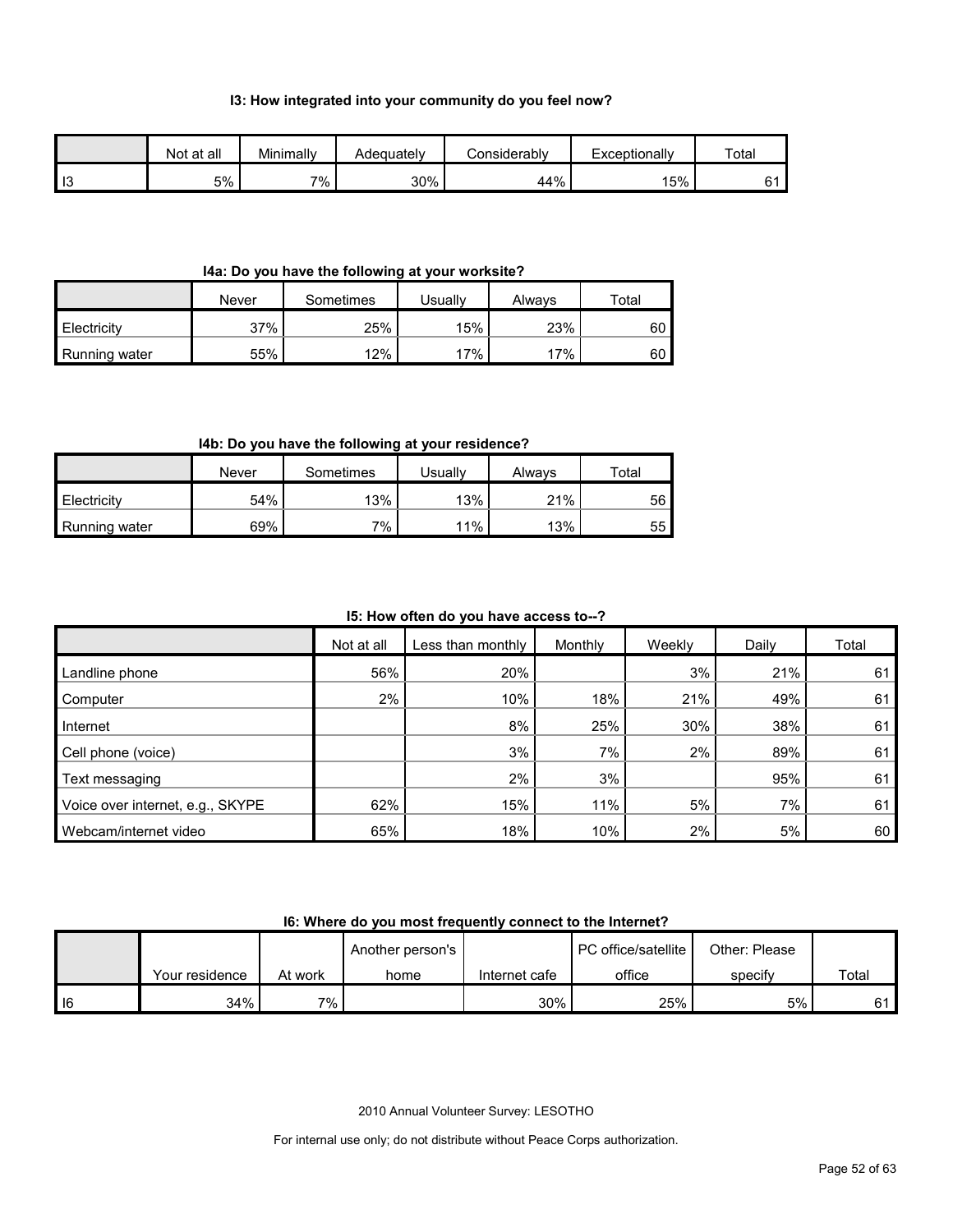#### I3: How integrated into your community do you feel now?

| | Not at all | Minimally | Adequately | Considerably | Exceptionally | Total |
|---|---|---|---|---|---|---|
| I3 | 5% | 7% | 30% | 44% | 15% | 61 |

#### I4a: Do you have the following at your worksite?

| | Never | Sometimes | Usually | Always | Total |
|---|---|---|---|---|---|
| Electricity | 37% | 25% | 15% | 23% | 60 |
| Running water | 55% | 12% | 17% | 17% | 60 |

#### I4b: Do you have the following at your residence?

| | Never | Sometimes | Usually | Always | Total |
|---|---|---|---|---|---|
| Electricity | 54% | 13% | 13% | 21% | 56 |
| Running water | 69% | 7% | 11% | 13% | 55 |

#### I5: How often do you have access to--?

| | Not at all | Less than monthly | Monthly | Weekly | Daily | Total |
|---|---|---|---|---|---|---|
| Landline phone | 56% | 20% | | 3% | 21% | 61 |
| Computer | 2% | 10% | 18% | 21% | 49% | 61 |
| Internet | | 8% | 25% | 30% | 38% | 61 |
| Cell phone (voice) | | 3% | 7% | 2% | 89% | 61 |
| Text messaging | | 2% | 3% | | 95% | 61 |
| Voice over internet, e.g., SKYPE | 62% | 15% | 11% | 5% | 7% | 61 |
| Webcam/internet video | 65% | 18% | 10% | 2% | 5% | 60 |

#### I6: Where do you most frequently connect to the Internet?

| | Your residence | At work | Another person's home | Internet cafe | PC office/satellite office | Other: Please specify | Total |
|---|---|---|---|---|---|---|---|
| I6 | 34% | 7% | | 30% | 25% | 5% | 61 |

2010 Annual Volunteer Survey: LESOTHO

For internal use only; do not distribute without Peace Corps authorization.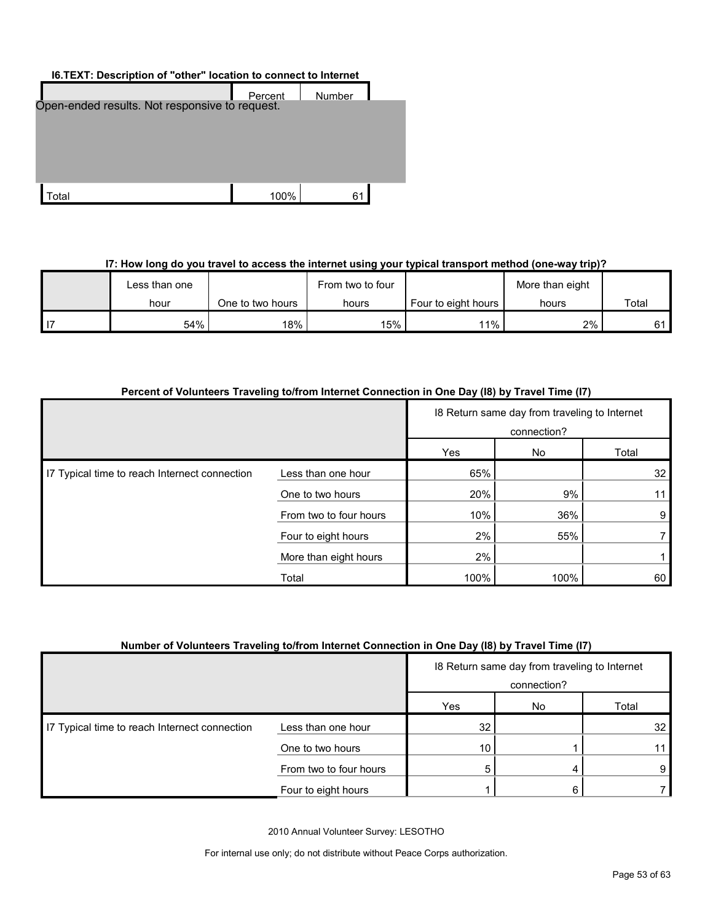**I6.TEXT: Description of "other" location to connect to Internet**

| | Percent | Number |
|---|---|---|
| Open-ended results. Not responsive to request. | | |
| Total | 100% | 61 |

**I7: How long do you travel to access the internet using your typical transport method (one-way trip)?**

| | Less than one hour | One to two hours | From two to four hours | Four to eight hours | More than eight hours | Total |
|---|---|---|---|---|---|---|
| I7 | 54% | 18% | 15% | 11% | 2% | 61 |

**Percent of Volunteers Traveling to/from Internet Connection in One Day (I8) by Travel Time (I7)**

| | | I8 Return same day from traveling to Internet connection? | | |
|---|---|---|---|---|
| | | Yes | No | Total |
| I7 Typical time to reach Internet connection | Less than one hour | 65% | | 32 |
| | One to two hours | 20% | 9% | 11 |
| | From two to four hours | 10% | 36% | 9 |
| | Four to eight hours | 2% | 55% | 7 |
| | More than eight hours | 2% | | 1 |
| | Total | 100% | 100% | 60 |

**Number of Volunteers Traveling to/from Internet Connection in One Day (I8) by Travel Time (I7)**

| | | I8 Return same day from traveling to Internet connection? | | |
|---|---|---|---|---|
| | | Yes | No | Total |
| I7 Typical time to reach Internet connection | Less than one hour | 32 | | 32 |
| | One to two hours | 10 | 1 | 11 |
| | From two to four hours | 5 | 4 | 9 |
| | Four to eight hours | 1 | 6 | 7 |

2010 Annual Volunteer Survey: LESOTHO

For internal use only; do not distribute without Peace Corps authorization.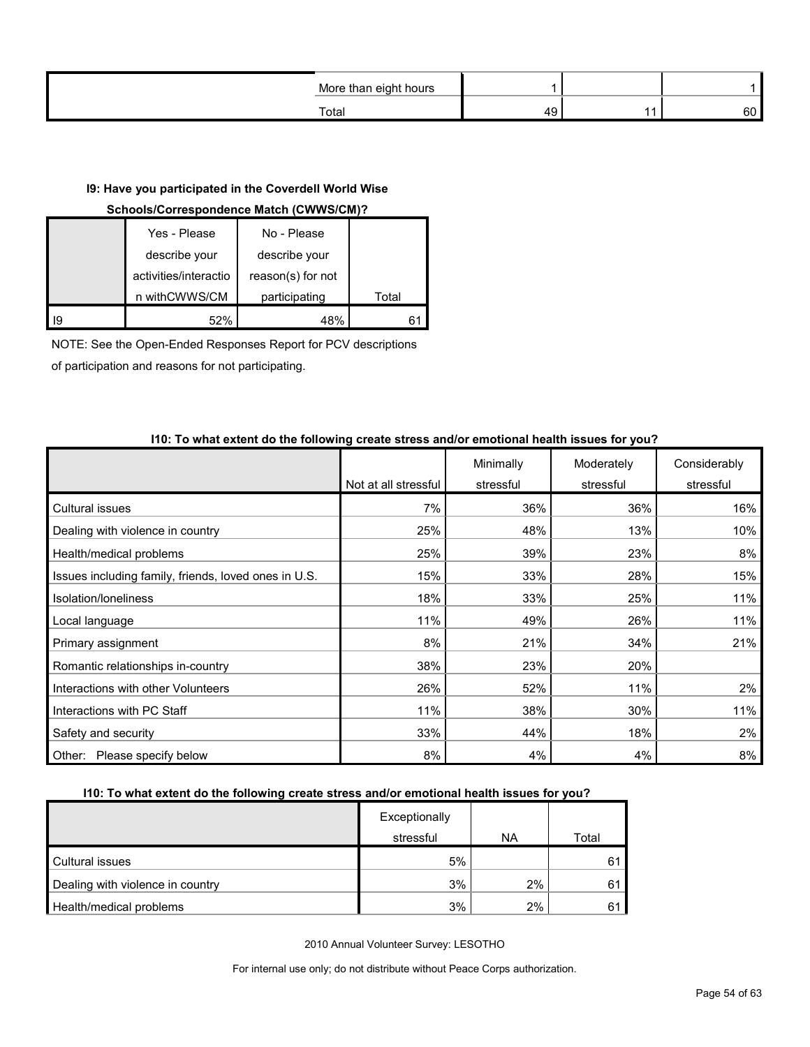| | | | | |
|---|---|---|---|---|
| | More than eight hours | 1 | | 1 |
| | Total | 49 | 11 | 60 |

**I9: Have you participated in the Coverdell World Wise Schools/Correspondence Match (CWWS/CM)?**

| | Yes - Please describe your activities/interaction withCWWS/CM | No - Please describe your reason(s) for not participating | Total |
|---|---|---|---|
| I9 | 52% | 48% | 61 |

NOTE: See the Open-Ended Responses Report for PCV descriptions of participation and reasons for not participating.

**I10: To what extent do the following create stress and/or emotional health issues for you?**

| | Not at all stressful | Minimally stressful | Moderately stressful | Considerably stressful |
|---|---|---|---|---|
| Cultural issues | 7% | 36% | 36% | 16% |
| Dealing with violence in country | 25% | 48% | 13% | 10% |
| Health/medical problems | 25% | 39% | 23% | 8% |
| Issues including family, friends, loved ones in U.S. | 15% | 33% | 28% | 15% |
| Isolation/loneliness | 18% | 33% | 25% | 11% |
| Local language | 11% | 49% | 26% | 11% |
| Primary assignment | 8% | 21% | 34% | 21% |
| Romantic relationships in-country | 38% | 23% | 20% | |
| Interactions with other Volunteers | 26% | 52% | 11% | 2% |
| Interactions with PC Staff | 11% | 38% | 30% | 11% |
| Safety and security | 33% | 44% | 18% | 2% |
| Other: Please specify below | 8% | 4% | 4% | 8% |

**I10: To what extent do the following create stress and/or emotional health issues for you?**

| | Exceptionally stressful | NA | Total |
|---|---|---|---|
| Cultural issues | 5% | | 61 |
| Dealing with violence in country | 3% | 2% | 61 |
| Health/medical problems | 3% | 2% | 61 |

2010 Annual Volunteer Survey: LESOTHO

For internal use only; do not distribute without Peace Corps authorization.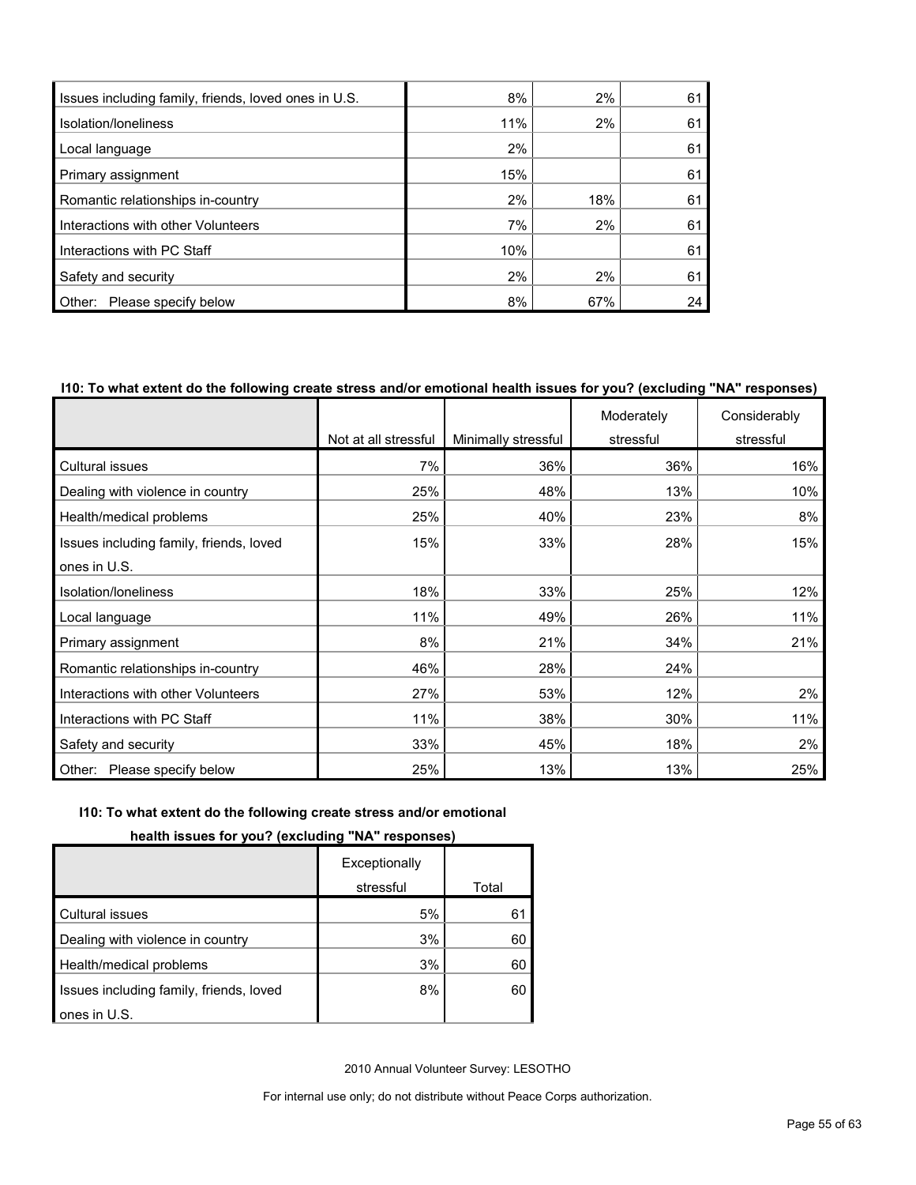| | | | |
|---|---|---|---|
| Issues including family, friends, loved ones in U.S. | 8% | 2% | 61 |
| Isolation/loneliness | 11% | 2% | 61 |
| Local language | 2% | | 61 |
| Primary assignment | 15% | | 61 |
| Romantic relationships in-country | 2% | 18% | 61 |
| Interactions with other Volunteers | 7% | 2% | 61 |
| Interactions with PC Staff | 10% | | 61 |
| Safety and security | 2% | 2% | 61 |
| Other: Please specify below | 8% | 67% | 24 |

**I10: To what extent do the following create stress and/or emotional health issues for you? (excluding "NA" responses)**

| | Not at all stressful | Minimally stressful | Moderately stressful | Considerably stressful | Exceptionally stressful | Total |
|---|---|---|---|---|---|---|
| Cultural issues | 7% | 36% | 36% | 16% | 5% | 61 |
| Dealing with violence in country | 25% | 48% | 13% | 10% | 3% | 60 |
| Health/medical problems | 25% | 40% | 23% | 8% | 3% | 60 |
| Issues including family, friends, loved ones in U.S. | 15% | 33% | 28% | 15% | 8% | 60 |
| Isolation/loneliness | 18% | 33% | 25% | 12% | | |
| Local language | 11% | 49% | 26% | 11% | | |
| Primary assignment | 8% | 21% | 34% | 21% | | |
| Romantic relationships in-country | 46% | 28% | 24% | | | |
| Interactions with other Volunteers | 27% | 53% | 12% | 2% | | |
| Interactions with PC Staff | 11% | 38% | 30% | 11% | | |
| Safety and security | 33% | 45% | 18% | 2% | | |
| Other: Please specify below | 25% | 13% | 13% | 25% | | |

2010 Annual Volunteer Survey: LESOTHO

For internal use only; do not distribute without Peace Corps authorization.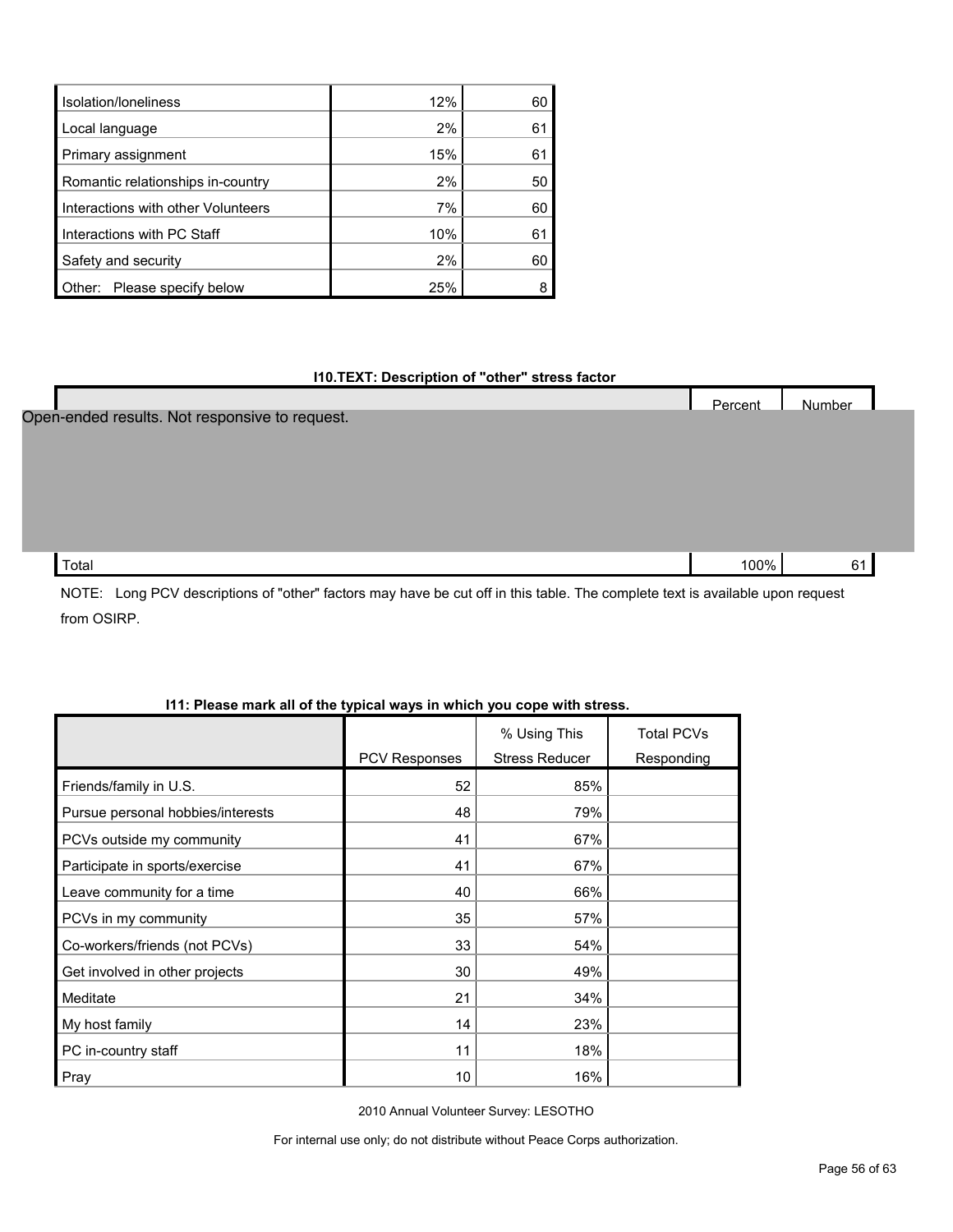| | | |
|---|---|---|
| Isolation/loneliness | 12% | 60 |
| Local language | 2% | 61 |
| Primary assignment | 15% | 61 |
| Romantic relationships in-country | 2% | 50 |
| Interactions with other Volunteers | 7% | 60 |
| Interactions with PC Staff | 10% | 61 |
| Safety and security | 2% | 60 |
| Other: Please specify below | 25% | 8 |

**I10.TEXT: Description of "other" stress factor**

| | Percent | Number |
|---|---|---|
| Open-ended results. Not responsive to request. | | |
| Total | 100% | 61 |

NOTE: Long PCV descriptions of "other" factors may have be cut off in this table. The complete text is available upon request from OSIRP.

**I11: Please mark all of the typical ways in which you cope with stress.**

| | PCV Responses | % Using This Stress Reducer | Total PCVs Responding |
|---|---|---|---|
| Friends/family in U.S. | 52 | 85% | |
| Pursue personal hobbies/interests | 48 | 79% | |
| PCVs outside my community | 41 | 67% | |
| Participate in sports/exercise | 41 | 67% | |
| Leave community for a time | 40 | 66% | |
| PCVs in my community | 35 | 57% | |
| Co-workers/friends (not PCVs) | 33 | 54% | |
| Get involved in other projects | 30 | 49% | |
| Meditate | 21 | 34% | |
| My host family | 14 | 23% | |
| PC in-country staff | 11 | 18% | |
| Pray | 10 | 16% | |

2010 Annual Volunteer Survey: LESOTHO

For internal use only; do not distribute without Peace Corps authorization.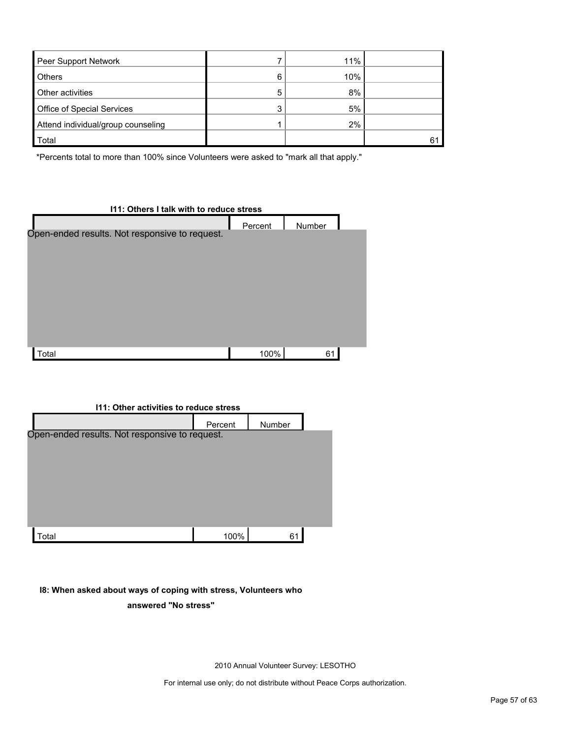| | | | |
|---|---|---|---|
| Peer Support Network | 7 | 11% | |
| Others | 6 | 10% | |
| Other activities | 5 | 8% | |
| Office of Special Services | 3 | 5% | |
| Attend individual/group counseling | 1 | 2% | |
| Total | | | 61 |

*Percents total to more than 100% since Volunteers were asked to "mark all that apply."

**I11: Others I talk with to reduce stress**

| | Percent | Number |
|---|---|---|
| Open-ended results. Not responsive to request. | | |
| Total | 100% | 61 |

**I11: Other activities to reduce stress**

| | Percent | Number |
|---|---|---|
| Open-ended results. Not responsive to request. | | |
| Total | 100% | 61 |

**I8: When asked about ways of coping with stress, Volunteers who answered "No stress"**

2010 Annual Volunteer Survey: LESOTHO

For internal use only; do not distribute without Peace Corps authorization.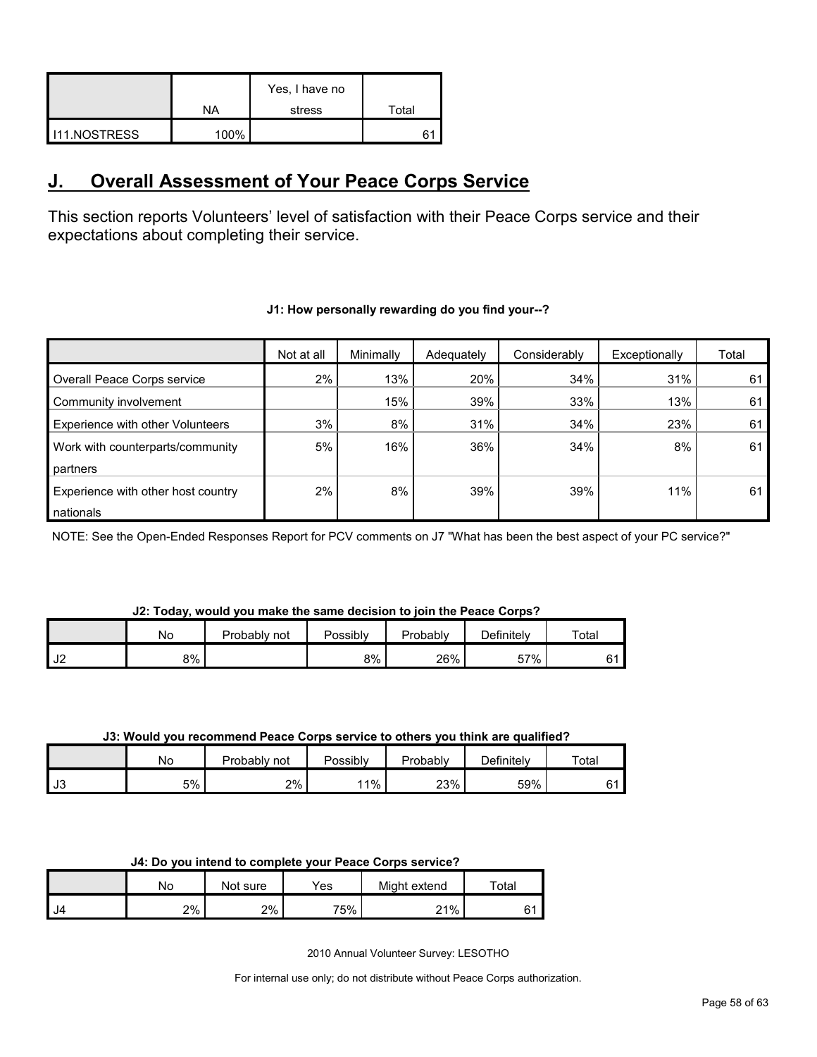| | NA | Yes, I have no stress | Total |
|---|---|---|---|
| I11.NOSTRESS | 100% | | 61 |

## J. Overall Assessment of Your Peace Corps Service

This section reports Volunteers' level of satisfaction with their Peace Corps service and their expectations about completing their service.

**J1: How personally rewarding do you find your--?**

| | Not at all | Minimally | Adequately | Considerably | Exceptionally | Total |
|---|---|---|---|---|---|---|
| Overall Peace Corps service | 2% | 13% | 20% | 34% | 31% | 61 |
| Community involvement | | 15% | 39% | 33% | 13% | 61 |
| Experience with other Volunteers | 3% | 8% | 31% | 34% | 23% | 61 |
| Work with counterparts/community partners | 5% | 16% | 36% | 34% | 8% | 61 |
| Experience with other host country nationals | 2% | 8% | 39% | 39% | 11% | 61 |

NOTE: See the Open-Ended Responses Report for PCV comments on J7 "What has been the best aspect of your PC service?"

**J2: Today, would you make the same decision to join the Peace Corps?**

| | No | Probably not | Possibly | Probably | Definitely | Total |
|---|---|---|---|---|---|---|
| J2 | 8% | | 8% | 26% | 57% | 61 |

**J3: Would you recommend Peace Corps service to others you think are qualified?**

| | No | Probably not | Possibly | Probably | Definitely | Total |
|---|---|---|---|---|---|---|
| J3 | 5% | 2% | 11% | 23% | 59% | 61 |

**J4: Do you intend to complete your Peace Corps service?**

| | No | Not sure | Yes | Might extend | Total |
|---|---|---|---|---|---|
| J4 | 2% | 2% | 75% | 21% | 61 |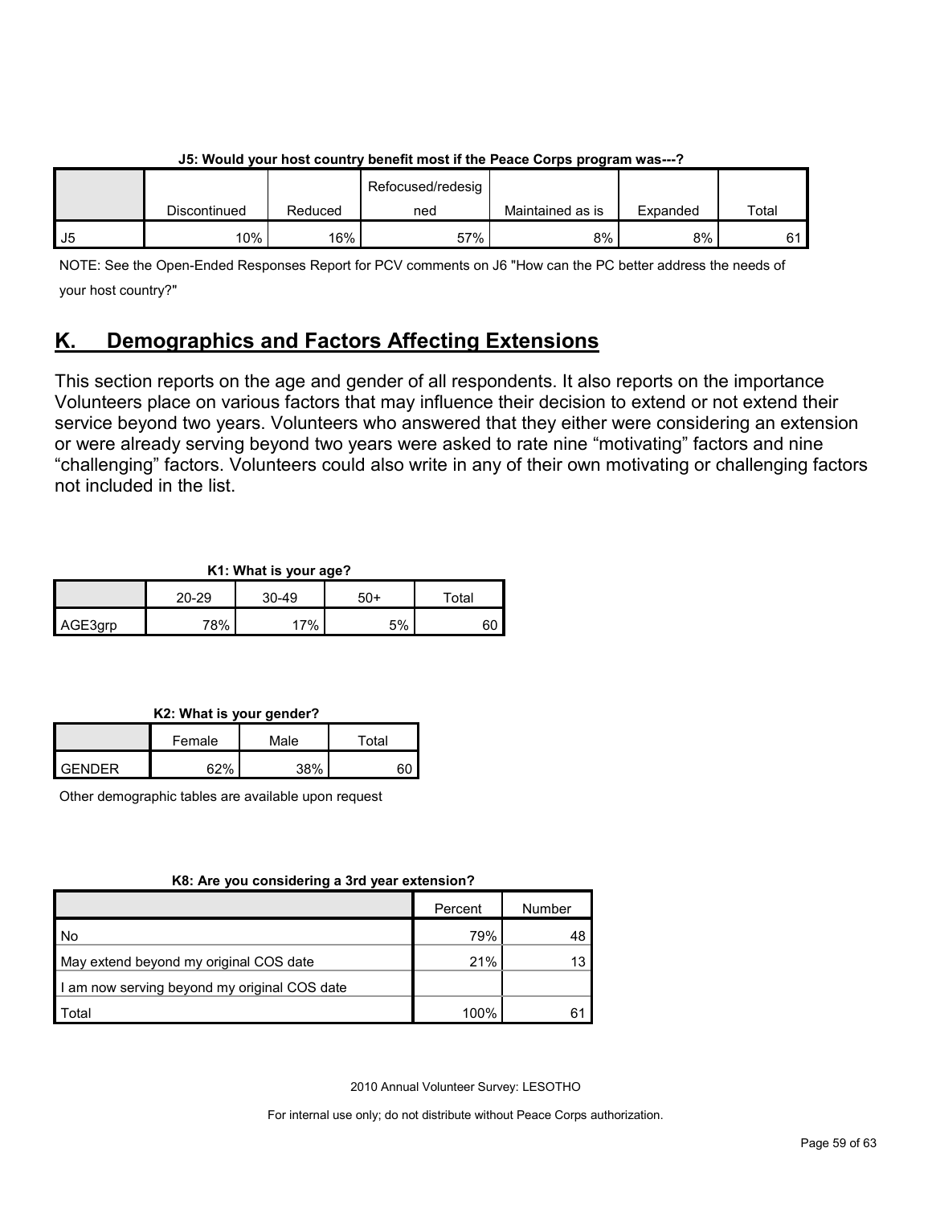**J5: Would your host country benefit most if the Peace Corps program was---?**

| | Discontinued | Reduced | Refocused/redesigned | Maintained as is | Expanded | Total |
|---|---|---|---|---|---|---|
| J5 | 10% | 16% | 57% | 8% | 8% | 61 |

NOTE: See the Open-Ended Responses Report for PCV comments on J6 "How can the PC better address the needs of your host country?"

## K. Demographics and Factors Affecting Extensions

This section reports on the age and gender of all respondents. It also reports on the importance Volunteers place on various factors that may influence their decision to extend or not extend their service beyond two years. Volunteers who answered that they either were considering an extension or were already serving beyond two years were asked to rate nine "motivating" factors and nine "challenging" factors. Volunteers could also write in any of their own motivating or challenging factors not included in the list.

**K1: What is your age?**

| | 20-29 | 30-49 | 50+ | Total |
|---|---|---|---|---|
| AGE3grp | 78% | 17% | 5% | 60 |

**K2: What is your gender?**

| | Female | Male | Total |
|---|---|---|---|
| GENDER | 62% | 38% | 60 |

Other demographic tables are available upon request

**K8: Are you considering a 3rd year extension?**

| | Percent | Number |
|---|---|---|
| No | 79% | 48 |
| May extend beyond my original COS date | 21% | 13 |
| I am now serving beyond my original COS date | | |
| Total | 100% | 61 |

2010 Annual Volunteer Survey: LESOTHO

For internal use only; do not distribute without Peace Corps authorization.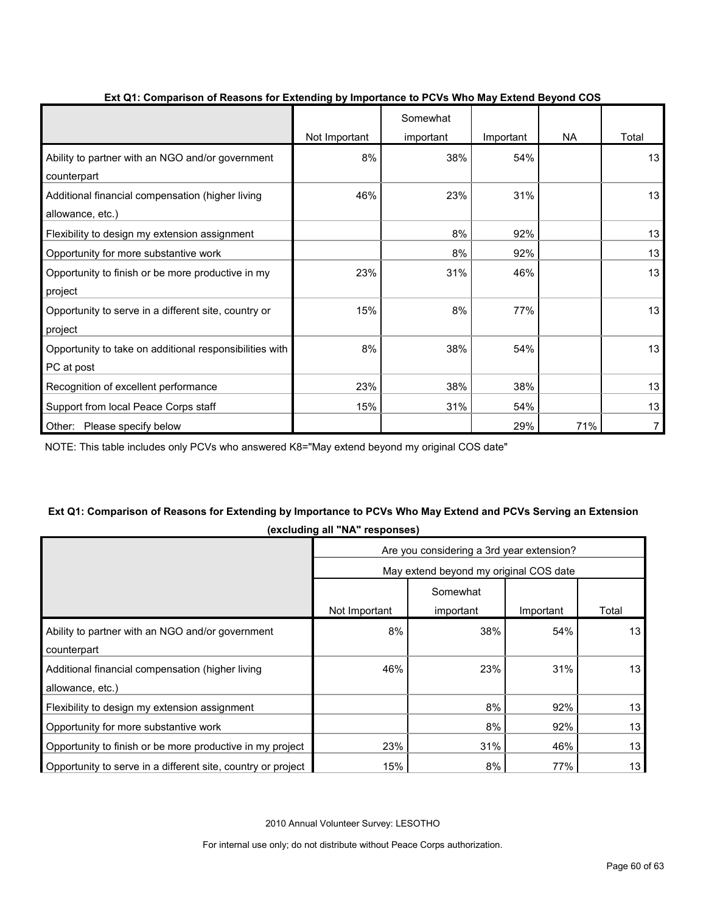**Ext Q1: Comparison of Reasons for Extending by Importance to PCVs Who May Extend Beyond COS**

| | Not Important | Somewhat important | Important | NA | Total |
|---|---|---|---|---|---|
| Ability to partner with an NGO and/or government counterpart | 8% | 38% | 54% | | 13 |
| Additional financial compensation (higher living allowance, etc.) | 46% | 23% | 31% | | 13 |
| Flexibility to design my extension assignment | | 8% | 92% | | 13 |
| Opportunity for more substantive work | | 8% | 92% | | 13 |
| Opportunity to finish or be more productive in my project | 23% | 31% | 46% | | 13 |
| Opportunity to serve in a different site, country or project | 15% | 8% | 77% | | 13 |
| Opportunity to take on additional responsibilities with PC at post | 8% | 38% | 54% | | 13 |
| Recognition of excellent performance | 23% | 38% | 38% | | 13 |
| Support from local Peace Corps staff | 15% | 31% | 54% | | 13 |
| Other: Please specify below | | | 29% | 71% | 7 |

NOTE: This table includes only PCVs who answered K8="May extend beyond my original COS date"

**Ext Q1: Comparison of Reasons for Extending by Importance to PCVs Who May Extend and PCVs Serving an Extension (excluding all "NA" responses)**

| | Are you considering a 3rd year extension? | | | |
|---|---|---|---|---|
| | May extend beyond my original COS date | | | |
| | Not Important | Somewhat important | Important | Total |
| Ability to partner with an NGO and/or government counterpart | 8% | 38% | 54% | 13 |
| Additional financial compensation (higher living allowance, etc.) | 46% | 23% | 31% | 13 |
| Flexibility to design my extension assignment | | 8% | 92% | 13 |
| Opportunity for more substantive work | | 8% | 92% | 13 |
| Opportunity to finish or be more productive in my project | 23% | 31% | 46% | 13 |
| Opportunity to serve in a different site, country or project | 15% | 8% | 77% | 13 |

2010 Annual Volunteer Survey: LESOTHO

For internal use only; do not distribute without Peace Corps authorization.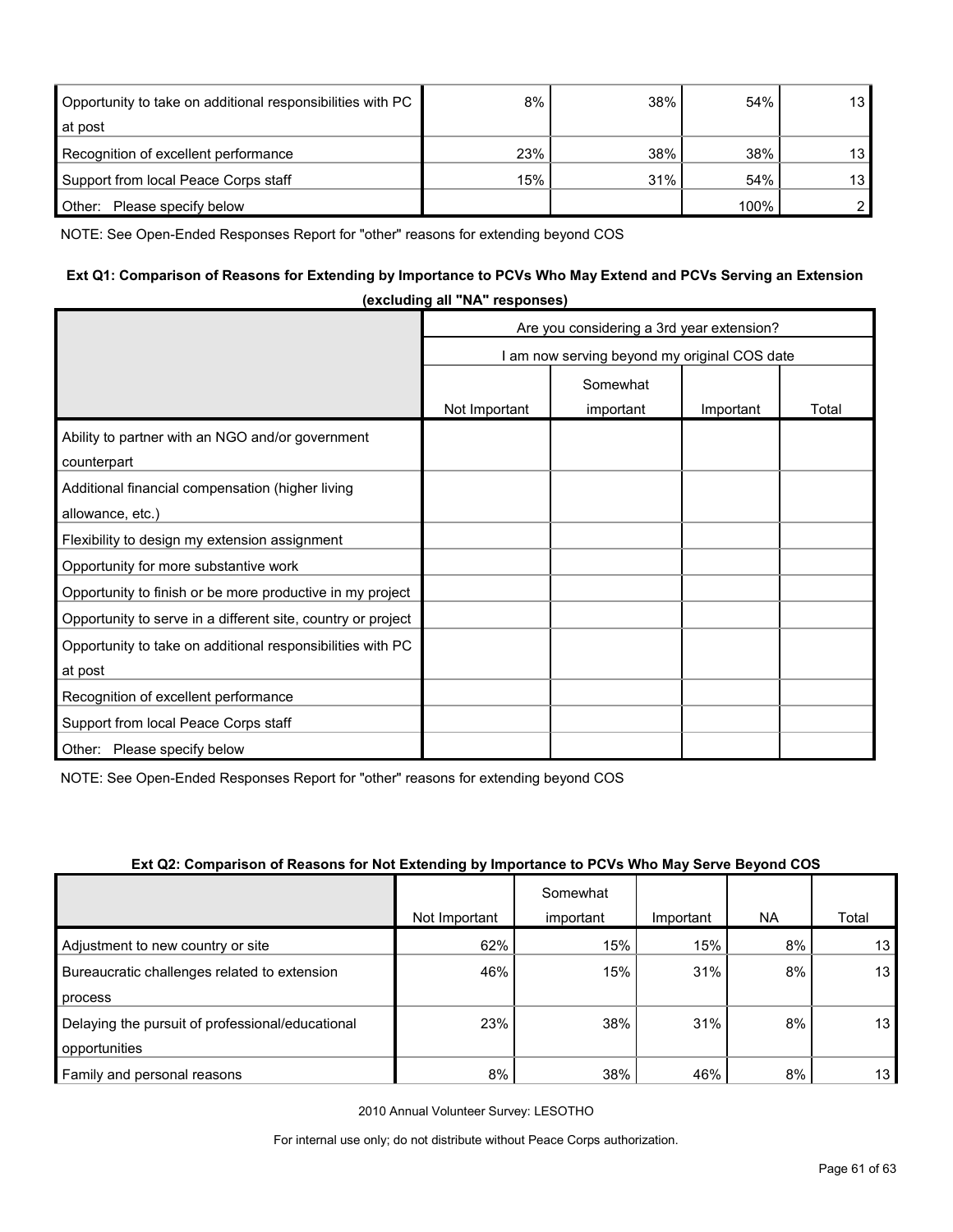| | | | | |
|---|---|---|---|---|
| Opportunity to take on additional responsibilities with PC at post | 8% | 38% | 54% | 13 |
| Recognition of excellent performance | 23% | 38% | 38% | 13 |
| Support from local Peace Corps staff | 15% | 31% | 54% | 13 |
| Other: Please specify below | | | 100% | 2 |

NOTE: See Open-Ended Responses Report for "other" reasons for extending beyond COS

### Ext Q1: Comparison of Reasons for Extending by Importance to PCVs Who May Extend and PCVs Serving an Extension (excluding all "NA" responses)

| | Are you considering a 3rd year extension? | | | |
|---|---|---|---|---|
| | I am now serving beyond my original COS date | | | |
| | Not Important | Somewhat important | Important | Total |
| Ability to partner with an NGO and/or government counterpart | | | | |
| Additional financial compensation (higher living allowance, etc.) | | | | |
| Flexibility to design my extension assignment | | | | |
| Opportunity for more substantive work | | | | |
| Opportunity to finish or be more productive in my project | | | | |
| Opportunity to serve in a different site, country or project | | | | |
| Opportunity to take on additional responsibilities with PC at post | | | | |
| Recognition of excellent performance | | | | |
| Support from local Peace Corps staff | | | | |
| Other: Please specify below | | | | |

NOTE: See Open-Ended Responses Report for "other" reasons for extending beyond COS

### Ext Q2: Comparison of Reasons for Not Extending by Importance to PCVs Who May Serve Beyond COS

| | Not Important | Somewhat important | Important | NA | Total |
|---|---|---|---|---|---|
| Adjustment to new country or site | 62% | 15% | 15% | 8% | 13 |
| Bureaucratic challenges related to extension process | 46% | 15% | 31% | 8% | 13 |
| Delaying the pursuit of professional/educational opportunities | 23% | 38% | 31% | 8% | 13 |
| Family and personal reasons | 8% | 38% | 46% | 8% | 13 |

2010 Annual Volunteer Survey: LESOTHO

For internal use only; do not distribute without Peace Corps authorization.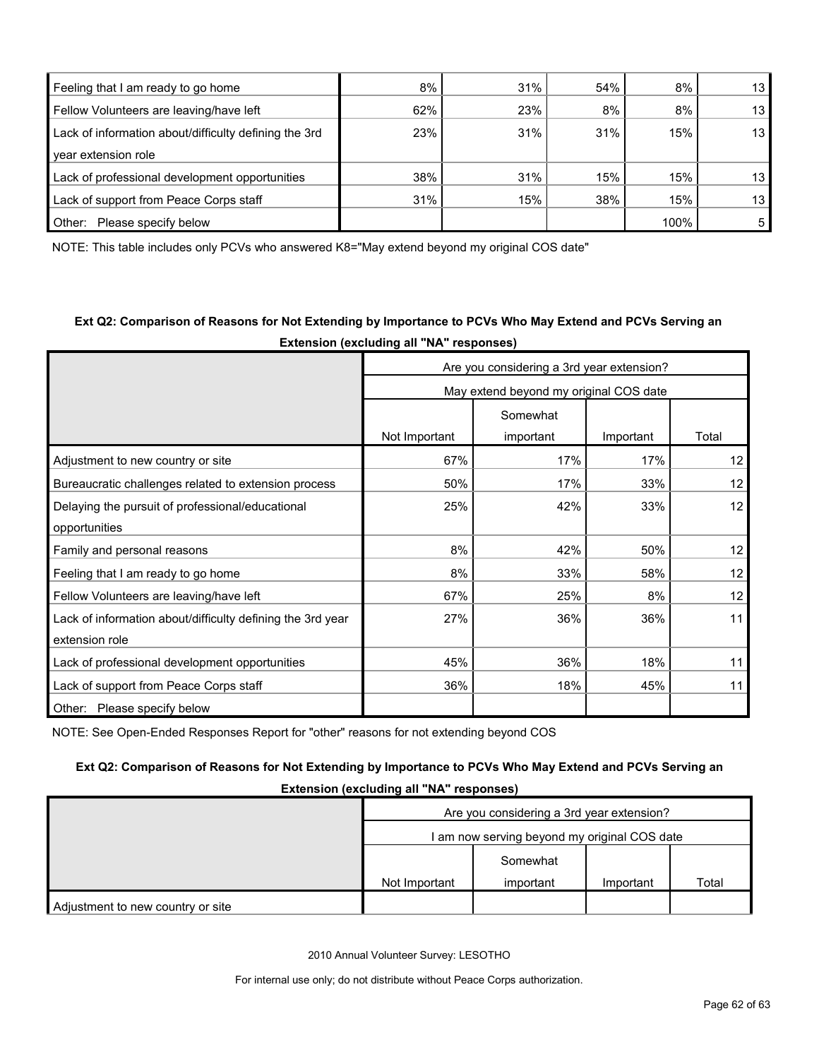| | | | | | |
|---|---|---|---|---|---|
| Feeling that I am ready to go home | 8% | 31% | 54% | 8% | 13 |
| Fellow Volunteers are leaving/have left | 62% | 23% | 8% | 8% | 13 |
| Lack of information about/difficulty defining the 3rd year extension role | 23% | 31% | 31% | 15% | 13 |
| Lack of professional development opportunities | 38% | 31% | 15% | 15% | 13 |
| Lack of support from Peace Corps staff | 31% | 15% | 38% | 15% | 13 |
| Other: Please specify below | | | | 100% | 5 |

NOTE: This table includes only PCVs who answered K8="May extend beyond my original COS date"

**Ext Q2: Comparison of Reasons for Not Extending by Importance to PCVs Who May Extend and PCVs Serving an Extension (excluding all "NA" responses)**

| | Are you considering a 3rd year extension? | | | |
|---|---|---|---|---|
| | May extend beyond my original COS date | | | |
| | Not Important | Somewhat important | Important | Total |
| Adjustment to new country or site | 67% | 17% | 17% | 12 |
| Bureaucratic challenges related to extension process | 50% | 17% | 33% | 12 |
| Delaying the pursuit of professional/educational opportunities | 25% | 42% | 33% | 12 |
| Family and personal reasons | 8% | 42% | 50% | 12 |
| Feeling that I am ready to go home | 8% | 33% | 58% | 12 |
| Fellow Volunteers are leaving/have left | 67% | 25% | 8% | 12 |
| Lack of information about/difficulty defining the 3rd year extension role | 27% | 36% | 36% | 11 |
| Lack of professional development opportunities | 45% | 36% | 18% | 11 |
| Lack of support from Peace Corps staff | 36% | 18% | 45% | 11 |
| Other: Please specify below | | | | |

NOTE: See Open-Ended Responses Report for "other" reasons for not extending beyond COS

**Ext Q2: Comparison of Reasons for Not Extending by Importance to PCVs Who May Extend and PCVs Serving an Extension (excluding all "NA" responses)**

| | Are you considering a 3rd year extension? | | | |
|---|---|---|---|---|
| | I am now serving beyond my original COS date | | | |
| | Not Important | Somewhat important | Important | Total |
| Adjustment to new country or site | | | | |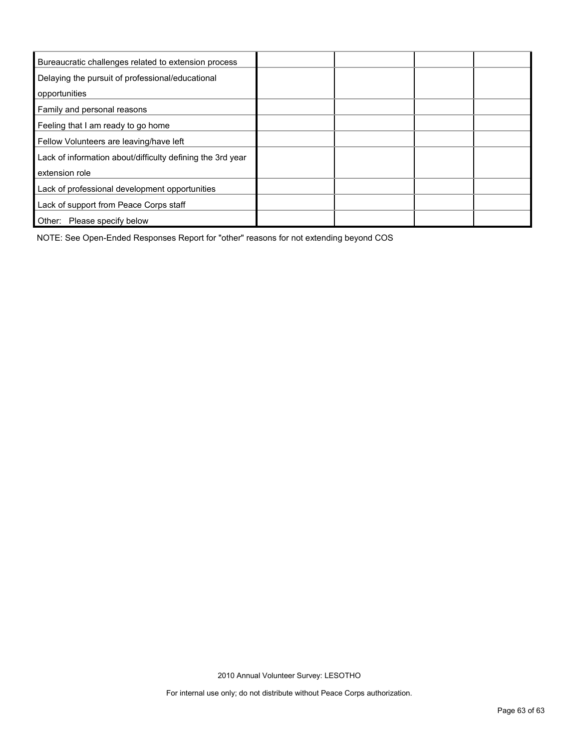| | | | | |
|---|---|---|---|---|
| Bureaucratic challenges related to extension process | | | | |
| Delaying the pursuit of professional/educational opportunities | | | | |
| Family and personal reasons | | | | |
| Feeling that I am ready to go home | | | | |
| Fellow Volunteers are leaving/have left | | | | |
| Lack of information about/difficulty defining the 3rd year extension role | | | | |
| Lack of professional development opportunities | | | | |
| Lack of support from Peace Corps staff | | | | |
| Other: Please specify below | | | | |

NOTE: See Open-Ended Responses Report for "other" reasons for not extending beyond COS